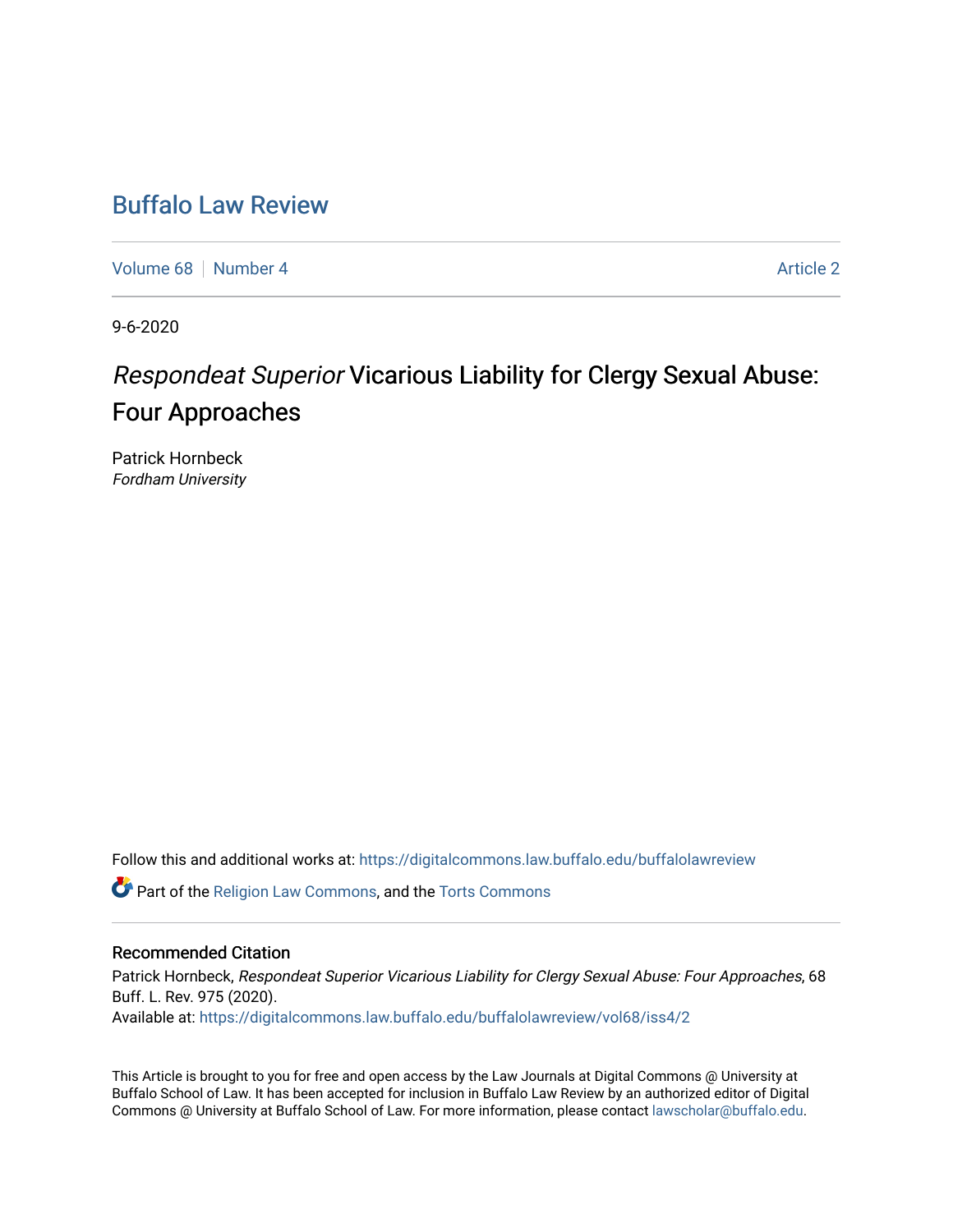# Buffalo Law Review

Volume 68 | Number 4 | Article 2

9-6-2020

## *Respondeat Superior* Vicarious Liability for Clergy Sexual Abuse: Four Approaches

Patrick Hornbeck
*Fordham University*

Follow this and additional works at: https://digitalcommons.law.buffalo.edu/buffalolawreview

Part of the Religion Law Commons, and the Torts Commons

### Recommended Citation

Patrick Hornbeck, *Respondeat Superior Vicarious Liability for Clergy Sexual Abuse: Four Approaches*, 68 Buff. L. Rev. 975 (2020).
Available at: https://digitalcommons.law.buffalo.edu/buffalolawreview/vol68/iss4/2

This Article is brought to you for free and open access by the Law Journals at Digital Commons @ University at Buffalo School of Law. It has been accepted for inclusion in Buffalo Law Review by an authorized editor of Digital Commons @ University at Buffalo School of Law. For more information, please contact lawscholar@buffalo.edu.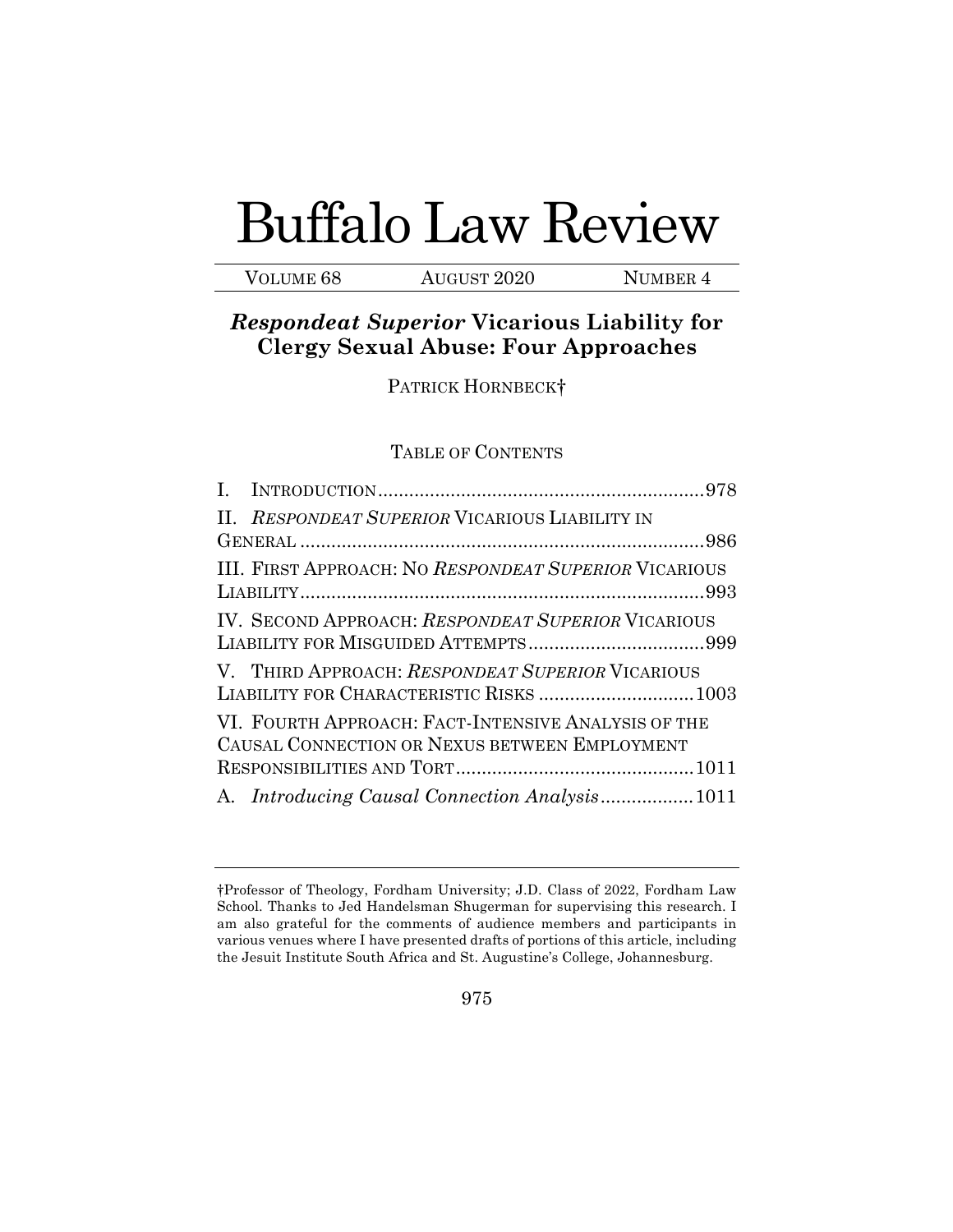# Buffalo Law Review

VOLUME 68 AUGUST 2020 NUMBER 4

## *Respondeat Superior* Vicarious Liability for Clergy Sexual Abuse: Four Approaches

PATRICK HORNBECK†

TABLE OF CONTENTS

I. INTRODUCTION ............................................................... 978

II. *RESPONDEAT SUPERIOR* VICARIOUS LIABILITY IN GENERAL ............................................................................ 986

III. FIRST APPROACH: NO *RESPONDEAT SUPERIOR* VICARIOUS LIABILITY ............................................................................ 993

IV. SECOND APPROACH: *RESPONDEAT SUPERIOR* VICARIOUS LIABILITY FOR MISGUIDED ATTEMPTS .................................. 999

V. THIRD APPROACH: *RESPONDEAT SUPERIOR* VICARIOUS LIABILITY FOR CHARACTERISTIC RISKS .............................. 1003

VI. FOURTH APPROACH: FACT-INTENSIVE ANALYSIS OF THE CAUSAL CONNECTION OR NEXUS BETWEEN EMPLOYMENT RESPONSIBILITIES AND TORT .............................................. 1011

A. *Introducing Causal Connection Analysis* .................. 1011

---

†Professor of Theology, Fordham University; J.D. Class of 2022, Fordham Law School. Thanks to Jed Handelsman Shugerman for supervising this research. I am also grateful for the comments of audience members and participants in various venues where I have presented drafts of portions of this article, including the Jesuit Institute South Africa and St. Augustine's College, Johannesburg.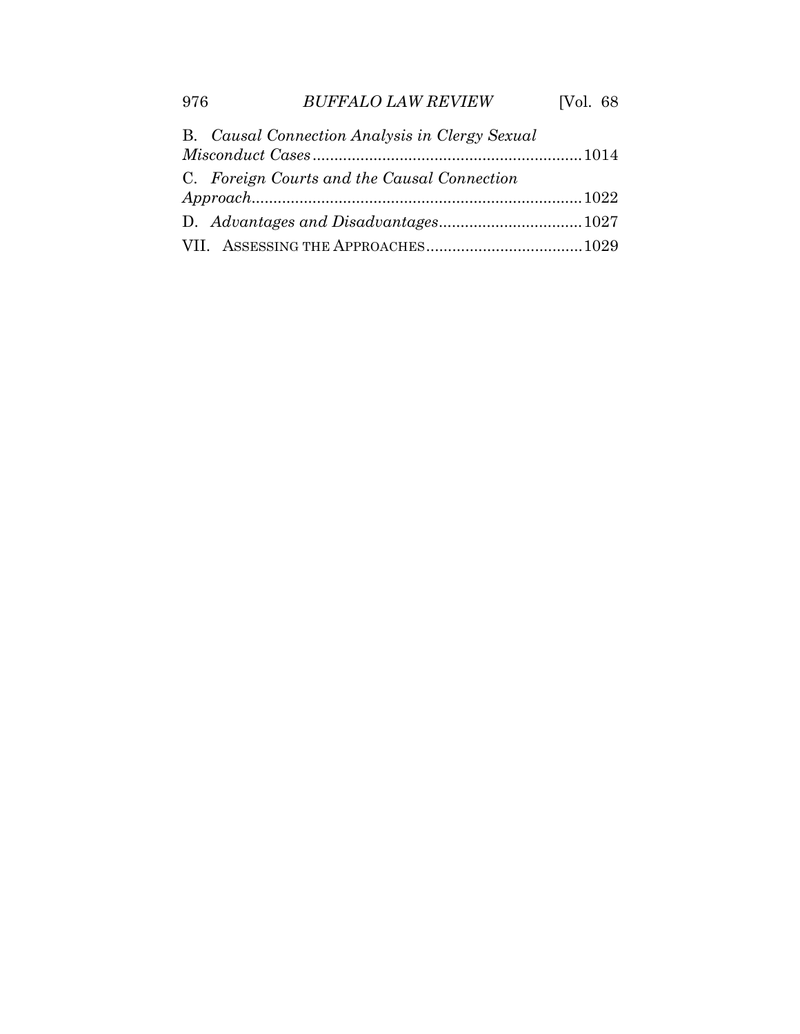B. *Causal Connection Analysis in Clergy Sexual Misconduct Cases* .......... 1014

C. *Foreign Courts and the Causal Connection Approach* .......... 1022

D. *Advantages and Disadvantages* .......... 1027

VII. ASSESSING THE APPROACHES .......... 1029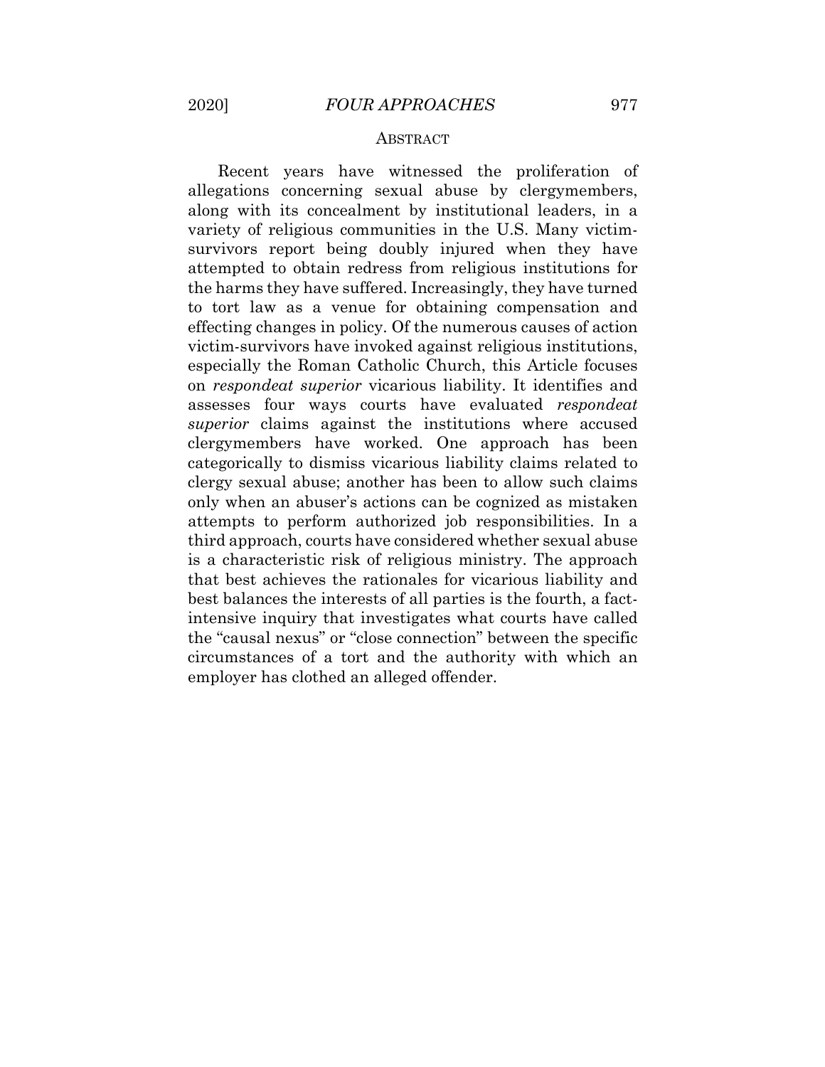## ABSTRACT

Recent years have witnessed the proliferation of allegations concerning sexual abuse by clergymembers, along with its concealment by institutional leaders, in a variety of religious communities in the U.S. Many victim-survivors report being doubly injured when they have attempted to obtain redress from religious institutions for the harms they have suffered. Increasingly, they have turned to tort law as a venue for obtaining compensation and effecting changes in policy. Of the numerous causes of action victim-survivors have invoked against religious institutions, especially the Roman Catholic Church, this Article focuses on *respondeat superior* vicarious liability. It identifies and assesses four ways courts have evaluated *respondeat superior* claims against the institutions where accused clergymembers have worked. One approach has been categorically to dismiss vicarious liability claims related to clergy sexual abuse; another has been to allow such claims only when an abuser's actions can be cognized as mistaken attempts to perform authorized job responsibilities. In a third approach, courts have considered whether sexual abuse is a characteristic risk of religious ministry. The approach that best achieves the rationales for vicarious liability and best balances the interests of all parties is the fourth, a fact-intensive inquiry that investigates what courts have called the "causal nexus" or "close connection" between the specific circumstances of a tort and the authority with which an employer has clothed an alleged offender.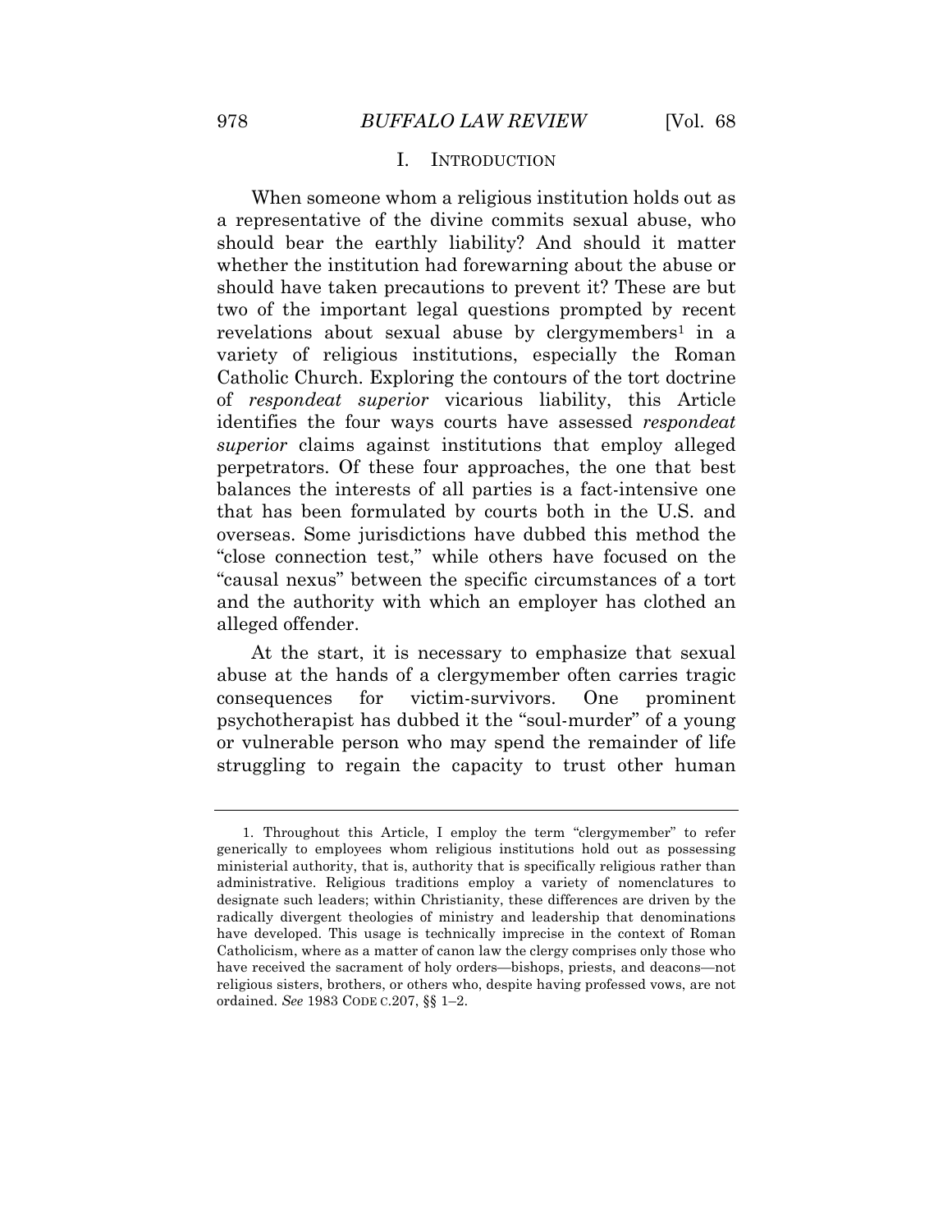## I. INTRODUCTION

When someone whom a religious institution holds out as a representative of the divine commits sexual abuse, who should bear the earthly liability? And should it matter whether the institution had forewarning about the abuse or should have taken precautions to prevent it? These are but two of the important legal questions prompted by recent revelations about sexual abuse by clergymembers[1] in a variety of religious institutions, especially the Roman Catholic Church. Exploring the contours of the tort doctrine of *respondeat superior* vicarious liability, this Article identifies the four ways courts have assessed *respondeat superior* claims against institutions that employ alleged perpetrators. Of these four approaches, the one that best balances the interests of all parties is a fact-intensive one that has been formulated by courts both in the U.S. and overseas. Some jurisdictions have dubbed this method the "close connection test," while others have focused on the "causal nexus" between the specific circumstances of a tort and the authority with which an employer has clothed an alleged offender.

At the start, it is necessary to emphasize that sexual abuse at the hands of a clergymember often carries tragic consequences for victim-survivors. One prominent psychotherapist has dubbed it the "soul-murder" of a young or vulnerable person who may spend the remainder of life struggling to regain the capacity to trust other human

---

1. Throughout this Article, I employ the term "clergymember" to refer generically to employees whom religious institutions hold out as possessing ministerial authority, that is, authority that is specifically religious rather than administrative. Religious traditions employ a variety of nomenclatures to designate such leaders; within Christianity, these differences are driven by the radically divergent theologies of ministry and leadership that denominations have developed. This usage is technically imprecise in the context of Roman Catholicism, where as a matter of canon law the clergy comprises only those who have received the sacrament of holy orders—bishops, priests, and deacons—not religious sisters, brothers, or others who, despite having professed vows, are not ordained. *See* 1983 CODE C.207, §§ 1–2.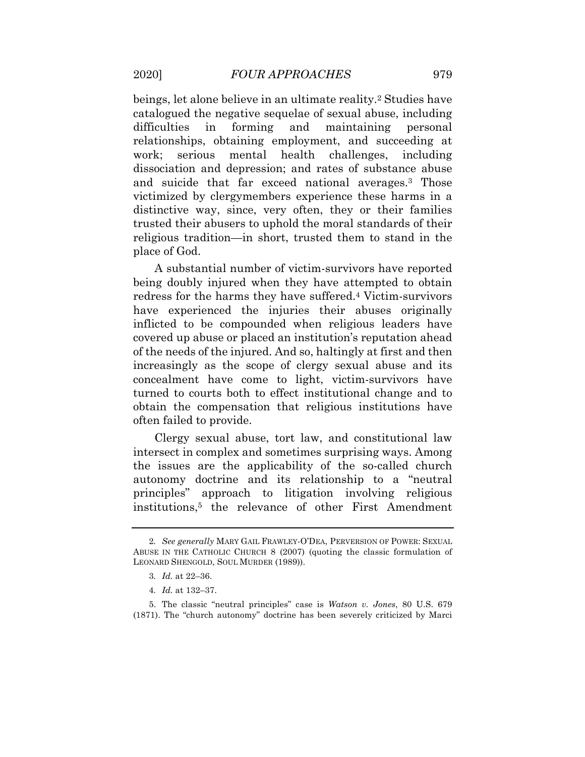beings, let alone believe in an ultimate reality.[2] Studies have catalogued the negative sequelae of sexual abuse, including difficulties in forming and maintaining personal relationships, obtaining employment, and succeeding at work; serious mental health challenges, including dissociation and depression; and rates of substance abuse and suicide that far exceed national averages.[3] Those victimized by clergymembers experience these harms in a distinctive way, since, very often, they or their families trusted their abusers to uphold the moral standards of their religious tradition—in short, trusted them to stand in the place of God.

A substantial number of victim-survivors have reported being doubly injured when they have attempted to obtain redress for the harms they have suffered.[4] Victim-survivors have experienced the injuries their abuses originally inflicted to be compounded when religious leaders have covered up abuse or placed an institution's reputation ahead of the needs of the injured. And so, haltingly at first and then increasingly as the scope of clergy sexual abuse and its concealment have come to light, victim-survivors have turned to courts both to effect institutional change and to obtain the compensation that religious institutions have often failed to provide.

Clergy sexual abuse, tort law, and constitutional law intersect in complex and sometimes surprising ways. Among the issues are the applicability of the so-called church autonomy doctrine and its relationship to a "neutral principles" approach to litigation involving religious institutions,[5] the relevance of other First Amendment

---

2. *See generally* MARY GAIL FRAWLEY-O'DEA, PERVERSION OF POWER: SEXUAL ABUSE IN THE CATHOLIC CHURCH 8 (2007) (quoting the classic formulation of LEONARD SHENGOLD, SOUL MURDER (1989)).

3. *Id.* at 22–36.

4. *Id.* at 132–37.

5. The classic "neutral principles" case is *Watson v. Jones*, 80 U.S. 679 (1871). The "church autonomy" doctrine has been severely criticized by Marci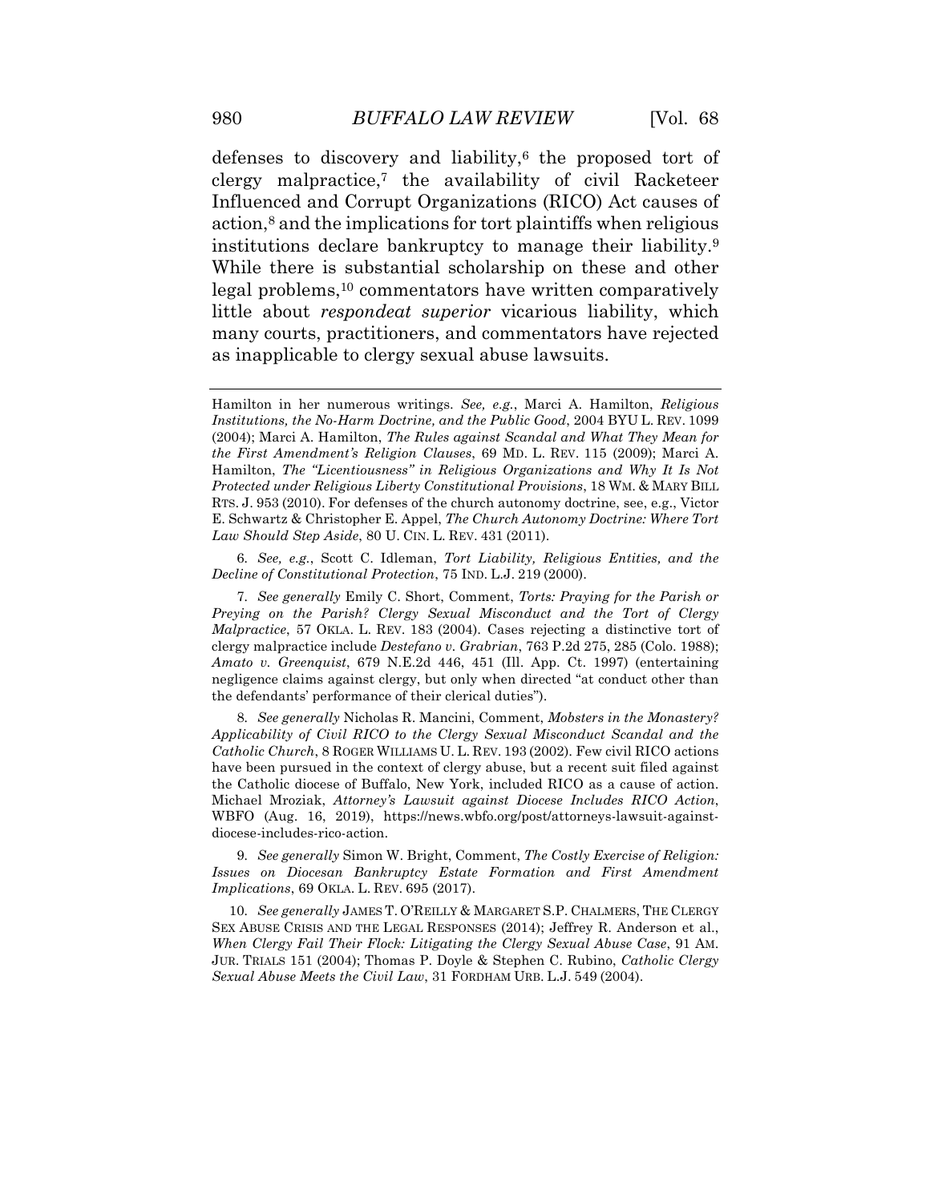defenses to discovery and liability,[6] the proposed tort of clergy malpractice,[7] the availability of civil Racketeer Influenced and Corrupt Organizations (RICO) Act causes of action,[8] and the implications for tort plaintiffs when religious institutions declare bankruptcy to manage their liability.[9] While there is substantial scholarship on these and other legal problems,[10] commentators have written comparatively little about *respondeat superior* vicarious liability, which many courts, practitioners, and commentators have rejected as inapplicable to clergy sexual abuse lawsuits.

---

Hamilton in her numerous writings. *See, e.g.*, Marci A. Hamilton, *Religious Institutions, the No-Harm Doctrine, and the Public Good*, 2004 BYU L. REV. 1099 (2004); Marci A. Hamilton, *The Rules against Scandal and What They Mean for the First Amendment's Religion Clauses*, 69 MD. L. REV. 115 (2009); Marci A. Hamilton, *The "Licentiousness" in Religious Organizations and Why It Is Not Protected under Religious Liberty Constitutional Provisions*, 18 WM. & MARY BILL RTS. J. 953 (2010). For defenses of the church autonomy doctrine, see, e.g., Victor E. Schwartz & Christopher E. Appel, *The Church Autonomy Doctrine: Where Tort Law Should Step Aside*, 80 U. CIN. L. REV. 431 (2011).

6. *See, e.g.*, Scott C. Idleman, *Tort Liability, Religious Entities, and the Decline of Constitutional Protection*, 75 IND. L.J. 219 (2000).

7. *See generally* Emily C. Short, Comment, *Torts: Praying for the Parish or Preying on the Parish? Clergy Sexual Misconduct and the Tort of Clergy Malpractice*, 57 OKLA. L. REV. 183 (2004). Cases rejecting a distinctive tort of clergy malpractice include *Destefano v. Grabrian*, 763 P.2d 275, 285 (Colo. 1988); *Amato v. Greenquist*, 679 N.E.2d 446, 451 (Ill. App. Ct. 1997) (entertaining negligence claims against clergy, but only when directed "at conduct other than the defendants' performance of their clerical duties").

8. *See generally* Nicholas R. Mancini, Comment, *Mobsters in the Monastery? Applicability of Civil RICO to the Clergy Sexual Misconduct Scandal and the Catholic Church*, 8 ROGER WILLIAMS U. L. REV. 193 (2002). Few civil RICO actions have been pursued in the context of clergy abuse, but a recent suit filed against the Catholic diocese of Buffalo, New York, included RICO as a cause of action. Michael Mroziak, *Attorney's Lawsuit against Diocese Includes RICO Action*, WBFO (Aug. 16, 2019), https://news.wbfo.org/post/attorneys-lawsuit-against-diocese-includes-rico-action.

9. *See generally* Simon W. Bright, Comment, *The Costly Exercise of Religion: Issues on Diocesan Bankruptcy Estate Formation and First Amendment Implications*, 69 OKLA. L. REV. 695 (2017).

10. *See generally* JAMES T. O'REILLY & MARGARET S.P. CHALMERS, THE CLERGY SEX ABUSE CRISIS AND THE LEGAL RESPONSES (2014); Jeffrey R. Anderson et al., *When Clergy Fail Their Flock: Litigating the Clergy Sexual Abuse Case*, 91 AM. JUR. TRIALS 151 (2004); Thomas P. Doyle & Stephen C. Rubino, *Catholic Clergy Sexual Abuse Meets the Civil Law*, 31 FORDHAM URB. L.J. 549 (2004).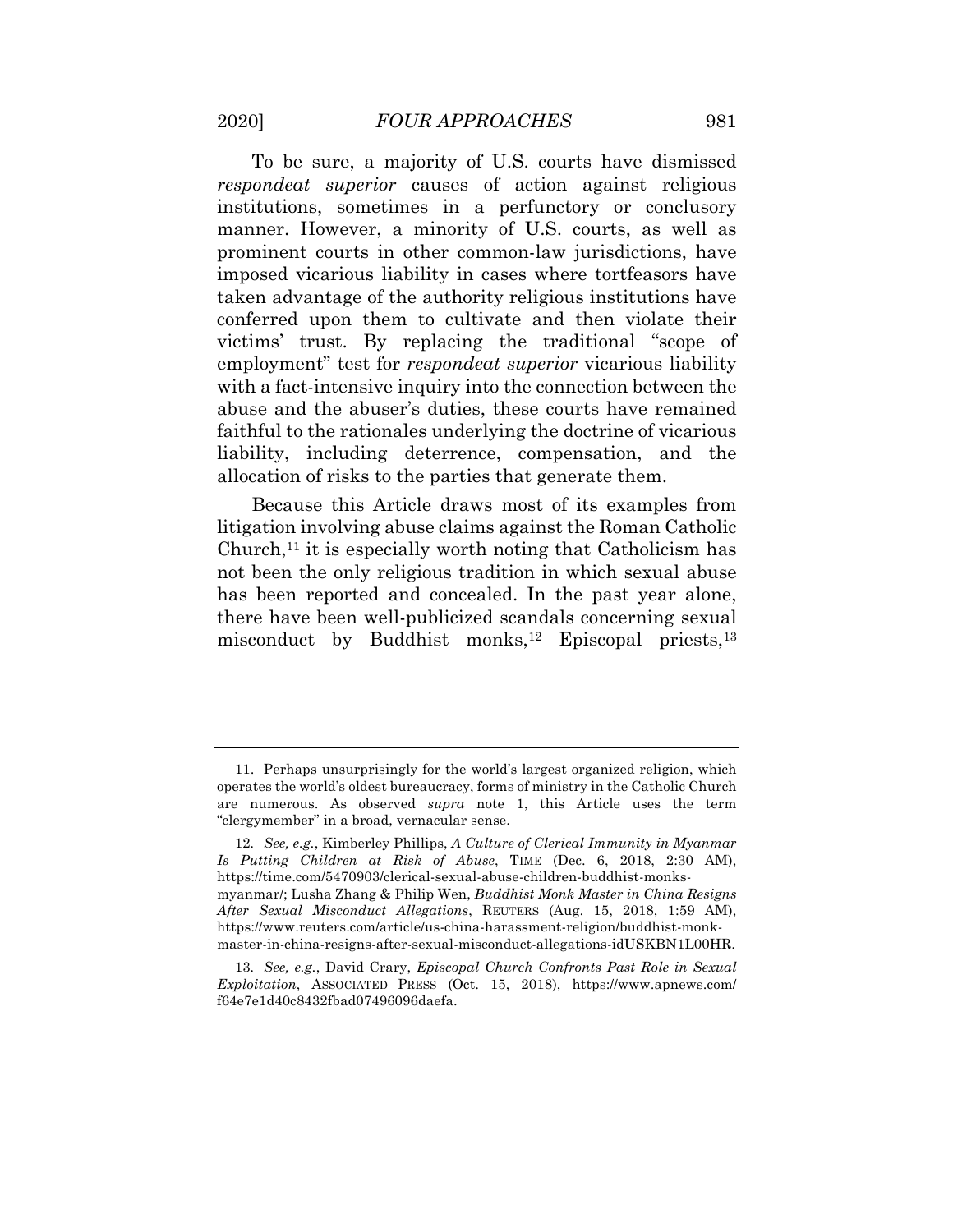To be sure, a majority of U.S. courts have dismissed *respondeat superior* causes of action against religious institutions, sometimes in a perfunctory or conclusory manner. However, a minority of U.S. courts, as well as prominent courts in other common-law jurisdictions, have imposed vicarious liability in cases where tortfeasors have taken advantage of the authority religious institutions have conferred upon them to cultivate and then violate their victims' trust. By replacing the traditional "scope of employment" test for *respondeat superior* vicarious liability with a fact-intensive inquiry into the connection between the abuse and the abuser's duties, these courts have remained faithful to the rationales underlying the doctrine of vicarious liability, including deterrence, compensation, and the allocation of risks to the parties that generate them.

Because this Article draws most of its examples from litigation involving abuse claims against the Roman Catholic Church,[11] it is especially worth noting that Catholicism has not been the only religious tradition in which sexual abuse has been reported and concealed. In the past year alone, there have been well-publicized scandals concerning sexual misconduct by Buddhist monks,[12] Episcopal priests,[13]

---

11. Perhaps unsurprisingly for the world's largest organized religion, which operates the world's oldest bureaucracy, forms of ministry in the Catholic Church are numerous. As observed *supra* note 1, this Article uses the term "clergymember" in a broad, vernacular sense.

12. *See, e.g.*, Kimberley Phillips, *A Culture of Clerical Immunity in Myanmar Is Putting Children at Risk of Abuse*, TIME (Dec. 6, 2018, 2:30 AM), https://time.com/5470903/clerical-sexual-abuse-children-buddhist-monks-myanmar/; Lusha Zhang & Philip Wen, *Buddhist Monk Master in China Resigns After Sexual Misconduct Allegations*, REUTERS (Aug. 15, 2018, 1:59 AM), https://www.reuters.com/article/us-china-harassment-religion/buddhist-monk-master-in-china-resigns-after-sexual-misconduct-allegations-idUSKBN1L00HR.

13. *See, e.g.*, David Crary, *Episcopal Church Confronts Past Role in Sexual Exploitation*, ASSOCIATED PRESS (Oct. 15, 2018), https://www.apnews.com/f64e7e1d40c8432fbad07496096daefa.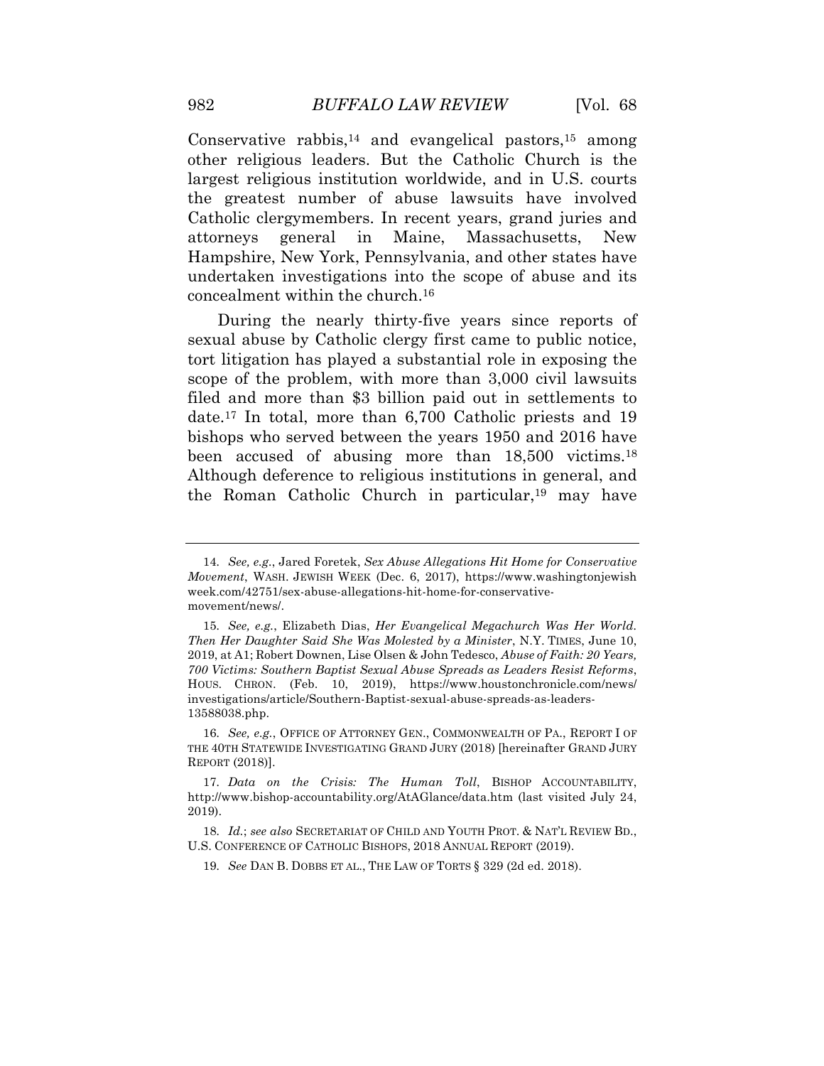Conservative rabbis,[14] and evangelical pastors,[15] among other religious leaders. But the Catholic Church is the largest religious institution worldwide, and in U.S. courts the greatest number of abuse lawsuits have involved Catholic clergymembers. In recent years, grand juries and attorneys general in Maine, Massachusetts, New Hampshire, New York, Pennsylvania, and other states have undertaken investigations into the scope of abuse and its concealment within the church.[16]

During the nearly thirty-five years since reports of sexual abuse by Catholic clergy first came to public notice, tort litigation has played a substantial role in exposing the scope of the problem, with more than 3,000 civil lawsuits filed and more than $3 billion paid out in settlements to date.[17] In total, more than 6,700 Catholic priests and 19 bishops who served between the years 1950 and 2016 have been accused of abusing more than 18,500 victims.[18] Although deference to religious institutions in general, and the Roman Catholic Church in particular,[19] may have

---

14. *See, e.g.*, Jared Foretek, *Sex Abuse Allegations Hit Home for Conservative Movement*, WASH. JEWISH WEEK (Dec. 6, 2017), https://www.washingtonjewishweek.com/42751/sex-abuse-allegations-hit-home-for-conservative-movement/news/.

15. *See, e.g.*, Elizabeth Dias, *Her Evangelical Megachurch Was Her World. Then Her Daughter Said She Was Molested by a Minister*, N.Y. TIMES, June 10, 2019, at A1; Robert Downen, Lise Olsen & John Tedesco, *Abuse of Faith: 20 Years, 700 Victims: Southern Baptist Sexual Abuse Spreads as Leaders Resist Reforms*, HOUS. CHRON. (Feb. 10, 2019), https://www.houstonchronicle.com/news/investigations/article/Southern-Baptist-sexual-abuse-spreads-as-leaders-13588038.php.

16. *See, e.g.*, OFFICE OF ATTORNEY GEN., COMMONWEALTH OF PA., REPORT I OF THE 40TH STATEWIDE INVESTIGATING GRAND JURY (2018) [hereinafter GRAND JURY REPORT (2018)].

17. *Data on the Crisis: The Human Toll*, BISHOP ACCOUNTABILITY, http://www.bishop-accountability.org/AtAGlance/data.htm (last visited July 24, 2019).

18. *Id.*; *see also* SECRETARIAT OF CHILD AND YOUTH PROT. & NAT'L REVIEW BD., U.S. CONFERENCE OF CATHOLIC BISHOPS, 2018 ANNUAL REPORT (2019).

19. *See* DAN B. DOBBS ET AL., THE LAW OF TORTS § 329 (2d ed. 2018).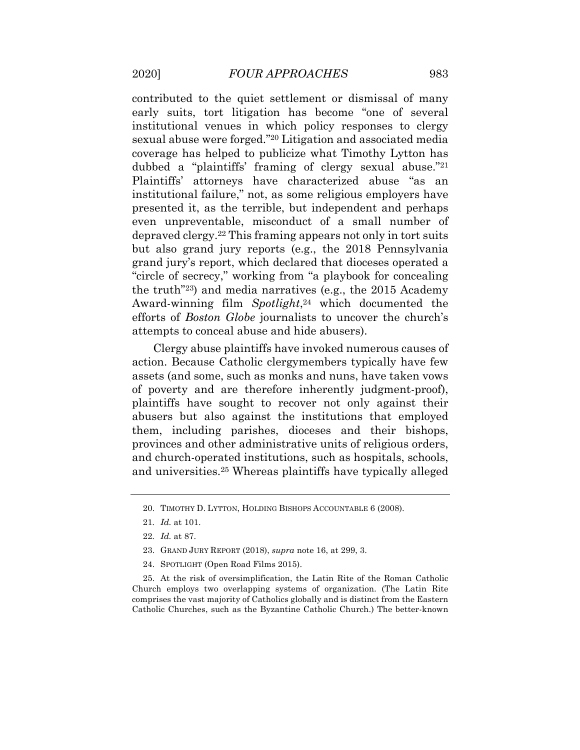contributed to the quiet settlement or dismissal of many early suits, tort litigation has become "one of several institutional venues in which policy responses to clergy sexual abuse were forged."[20] Litigation and associated media coverage has helped to publicize what Timothy Lytton has dubbed a "plaintiffs' framing of clergy sexual abuse."[21] Plaintiffs' attorneys have characterized abuse "as an institutional failure," not, as some religious employers have presented it, as the terrible, but independent and perhaps even unpreventable, misconduct of a small number of depraved clergy.[22] This framing appears not only in tort suits but also grand jury reports (e.g., the 2018 Pennsylvania grand jury's report, which declared that dioceses operated a "circle of secrecy," working from "a playbook for concealing the truth"[23]) and media narratives (e.g., the 2015 Academy Award-winning film *Spotlight*,[24] which documented the efforts of *Boston Globe* journalists to uncover the church's attempts to conceal abuse and hide abusers).

Clergy abuse plaintiffs have invoked numerous causes of action. Because Catholic clergymembers typically have few assets (and some, such as monks and nuns, have taken vows of poverty and are therefore inherently judgment-proof), plaintiffs have sought to recover not only against their abusers but also against the institutions that employed them, including parishes, dioceses and their bishops, provinces and other administrative units of religious orders, and church-operated institutions, such as hospitals, schools, and universities.[25] Whereas plaintiffs have typically alleged

---

20. TIMOTHY D. LYTTON, HOLDING BISHOPS ACCOUNTABLE 6 (2008).

21. *Id.* at 101.

22. *Id.* at 87.

23. GRAND JURY REPORT (2018), *supra* note 16, at 299, 3.

24. SPOTLIGHT (Open Road Films 2015).

25. At the risk of oversimplification, the Latin Rite of the Roman Catholic Church employs two overlapping systems of organization. (The Latin Rite comprises the vast majority of Catholics globally and is distinct from the Eastern Catholic Churches, such as the Byzantine Catholic Church.) The better-known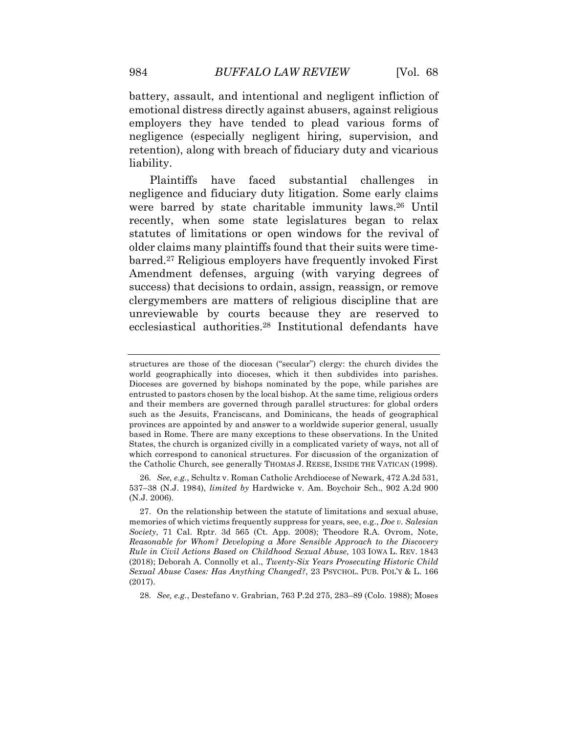battery, assault, and intentional and negligent infliction of emotional distress directly against abusers, against religious employers they have tended to plead various forms of negligence (especially negligent hiring, supervision, and retention), along with breach of fiduciary duty and vicarious liability.

Plaintiffs have faced substantial challenges in negligence and fiduciary duty litigation. Some early claims were barred by state charitable immunity laws.[26] Until recently, when some state legislatures began to relax statutes of limitations or open windows for the revival of older claims many plaintiffs found that their suits were time-barred.[27] Religious employers have frequently invoked First Amendment defenses, arguing (with varying degrees of success) that decisions to ordain, assign, reassign, or remove clergymembers are matters of religious discipline that are unreviewable by courts because they are reserved to ecclesiastical authorities.[28] Institutional defendants have

---

structures are those of the diocesan ("secular") clergy: the church divides the world geographically into dioceses, which it then subdivides into parishes. Dioceses are governed by bishops nominated by the pope, while parishes are entrusted to pastors chosen by the local bishop. At the same time, religious orders and their members are governed through parallel structures: for global orders such as the Jesuits, Franciscans, and Dominicans, the heads of geographical provinces are appointed by and answer to a worldwide superior general, usually based in Rome. There are many exceptions to these observations. In the United States, the church is organized civilly in a complicated variety of ways, not all of which correspond to canonical structures. For discussion of the organization of the Catholic Church, see generally THOMAS J. REESE, INSIDE THE VATICAN (1998).

26. *See, e.g.*, Schultz v. Roman Catholic Archdiocese of Newark, 472 A.2d 531, 537–38 (N.J. 1984), *limited by* Hardwicke v. Am. Boychoir Sch., 902 A.2d 900 (N.J. 2006).

27. On the relationship between the statute of limitations and sexual abuse, memories of which victims frequently suppress for years, see, e.g., *Doe v. Salesian Society*, 71 Cal. Rptr. 3d 565 (Ct. App. 2008); Theodore R.A. Ovrom, Note, *Reasonable for Whom? Developing a More Sensible Approach to the Discovery Rule in Civil Actions Based on Childhood Sexual Abuse*, 103 IOWA L. REV. 1843 (2018); Deborah A. Connolly et al., *Twenty-Six Years Prosecuting Historic Child Sexual Abuse Cases: Has Anything Changed?*, 23 PSYCHOL. PUB. POL'Y & L. 166 (2017).

28. *See, e.g.*, Destefano v. Grabrian, 763 P.2d 275, 283–89 (Colo. 1988); Moses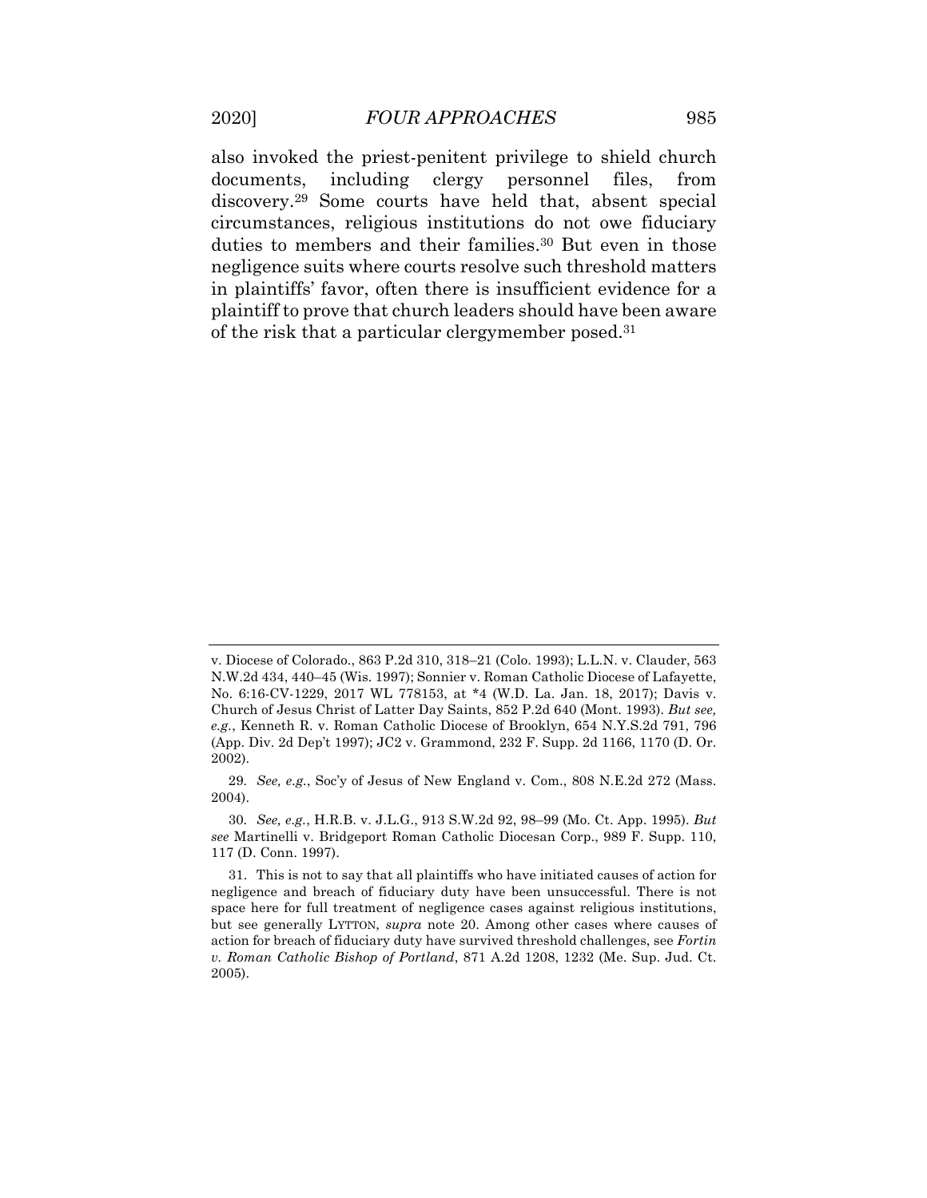also invoked the priest-penitent privilege to shield church documents, including clergy personnel files, from discovery.[29] Some courts have held that, absent special circumstances, religious institutions do not owe fiduciary duties to members and their families.[30] But even in those negligence suits where courts resolve such threshold matters in plaintiffs' favor, often there is insufficient evidence for a plaintiff to prove that church leaders should have been aware of the risk that a particular clergymember posed.[31]

---

v. Diocese of Colorado., 863 P.2d 310, 318–21 (Colo. 1993); L.L.N. v. Clauder, 563 N.W.2d 434, 440–45 (Wis. 1997); Sonnier v. Roman Catholic Diocese of Lafayette, No. 6:16-CV-1229, 2017 WL 778153, at *4 (W.D. La. Jan. 18, 2017); Davis v. Church of Jesus Christ of Latter Day Saints, 852 P.2d 640 (Mont. 1993). *But see, e.g.*, Kenneth R. v. Roman Catholic Diocese of Brooklyn, 654 N.Y.S.2d 791, 796 (App. Div. 2d Dep't 1997); JC2 v. Grammond, 232 F. Supp. 2d 1166, 1170 (D. Or. 2002).

29. *See, e.g.*, Soc'y of Jesus of New England v. Com., 808 N.E.2d 272 (Mass. 2004).

30. *See, e.g.*, H.R.B. v. J.L.G., 913 S.W.2d 92, 98–99 (Mo. Ct. App. 1995). *But see* Martinelli v. Bridgeport Roman Catholic Diocesan Corp., 989 F. Supp. 110, 117 (D. Conn. 1997).

31. This is not to say that all plaintiffs who have initiated causes of action for negligence and breach of fiduciary duty have been unsuccessful. There is not space here for full treatment of negligence cases against religious institutions, but see generally LYTTON, *supra* note 20. Among other cases where causes of action for breach of fiduciary duty have survived threshold challenges, see *Fortin v. Roman Catholic Bishop of Portland*, 871 A.2d 1208, 1232 (Me. Sup. Jud. Ct. 2005).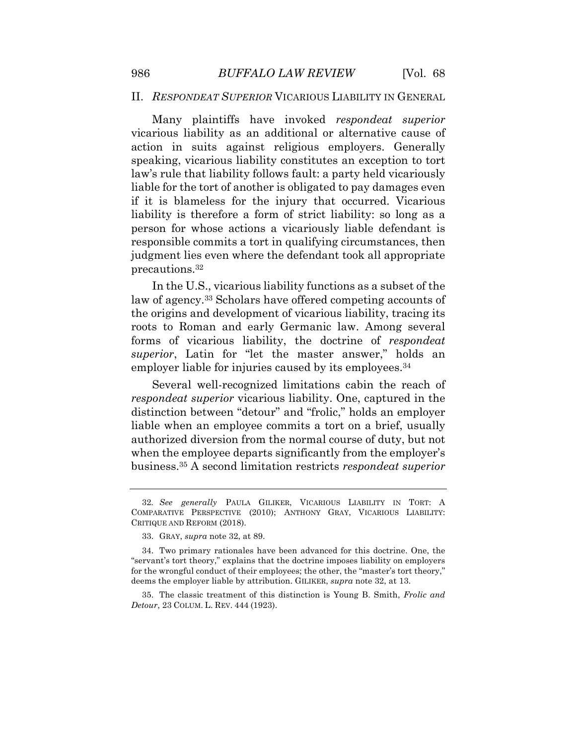## II. *RESPONDEAT SUPERIOR* VICARIOUS LIABILITY IN GENERAL

Many plaintiffs have invoked *respondeat superior* vicarious liability as an additional or alternative cause of action in suits against religious employers. Generally speaking, vicarious liability constitutes an exception to tort law's rule that liability follows fault: a party held vicariously liable for the tort of another is obligated to pay damages even if it is blameless for the injury that occurred. Vicarious liability is therefore a form of strict liability: so long as a person for whose actions a vicariously liable defendant is responsible commits a tort in qualifying circumstances, then judgment lies even where the defendant took all appropriate precautions.[32]

In the U.S., vicarious liability functions as a subset of the law of agency.[33] Scholars have offered competing accounts of the origins and development of vicarious liability, tracing its roots to Roman and early Germanic law. Among several forms of vicarious liability, the doctrine of *respondeat superior*, Latin for "let the master answer," holds an employer liable for injuries caused by its employees.[34]

Several well-recognized limitations cabin the reach of *respondeat superior* vicarious liability. One, captured in the distinction between "detour" and "frolic," holds an employer liable when an employee commits a tort on a brief, usually authorized diversion from the normal course of duty, but not when the employee departs significantly from the employer's business.[35] A second limitation restricts *respondeat superior*

---

32. *See generally* PAULA GILIKER, VICARIOUS LIABILITY IN TORT: A COMPARATIVE PERSPECTIVE (2010); ANTHONY GRAY, VICARIOUS LIABILITY: CRITIQUE AND REFORM (2018).

33. GRAY, *supra* note 32, at 89.

34. Two primary rationales have been advanced for this doctrine. One, the "servant's tort theory," explains that the doctrine imposes liability on employers for the wrongful conduct of their employees; the other, the "master's tort theory," deems the employer liable by attribution. GILIKER, *supra* note 32, at 13.

35. The classic treatment of this distinction is Young B. Smith, *Frolic and Detour*, 23 COLUM. L. REV. 444 (1923).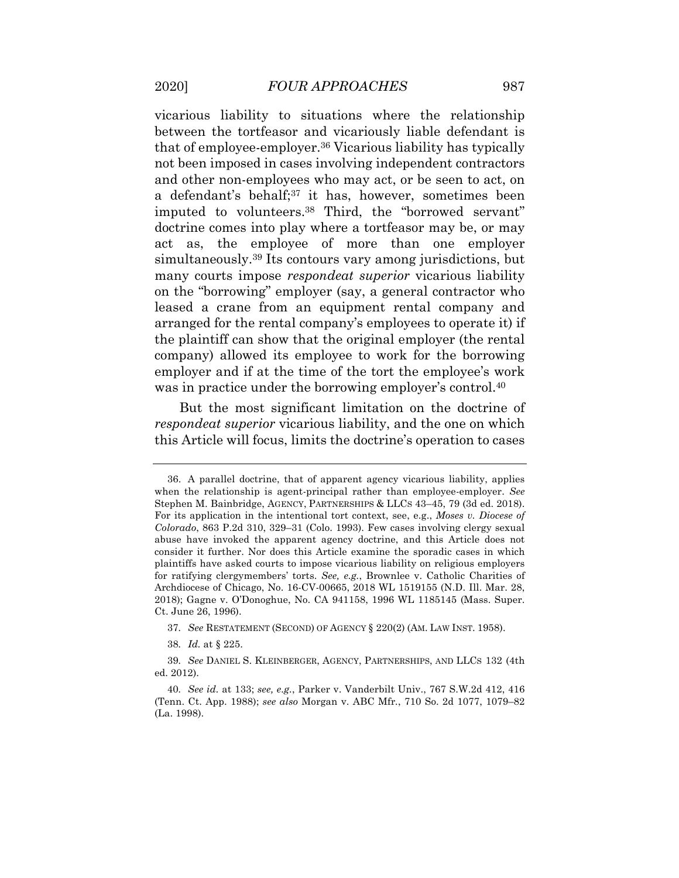vicarious liability to situations where the relationship between the tortfeasor and vicariously liable defendant is that of employee-employer.[36] Vicarious liability has typically not been imposed in cases involving independent contractors and other non-employees who may act, or be seen to act, on a defendant's behalf;[37] it has, however, sometimes been imputed to volunteers.[38] Third, the "borrowed servant" doctrine comes into play where a tortfeasor may be, or may act as, the employee of more than one employer simultaneously.[39] Its contours vary among jurisdictions, but many courts impose *respondeat superior* vicarious liability on the "borrowing" employer (say, a general contractor who leased a crane from an equipment rental company and arranged for the rental company's employees to operate it) if the plaintiff can show that the original employer (the rental company) allowed its employee to work for the borrowing employer and if at the time of the tort the employee's work was in practice under the borrowing employer's control.[40]

But the most significant limitation on the doctrine of *respondeat superior* vicarious liability, and the one on which this Article will focus, limits the doctrine's operation to cases

---

36. A parallel doctrine, that of apparent agency vicarious liability, applies when the relationship is agent-principal rather than employee-employer. *See* Stephen M. Bainbridge, AGENCY, PARTNERSHIPS & LLCS 43–45, 79 (3d ed. 2018). For its application in the intentional tort context, see, e.g., *Moses v. Diocese of Colorado*, 863 P.2d 310, 329–31 (Colo. 1993). Few cases involving clergy sexual abuse have invoked the apparent agency doctrine, and this Article does not consider it further. Nor does this Article examine the sporadic cases in which plaintiffs have asked courts to impose vicarious liability on religious employers for ratifying clergymembers' torts. *See, e.g.*, Brownlee v. Catholic Charities of Archdiocese of Chicago, No. 16-CV-00665, 2018 WL 1519155 (N.D. Ill. Mar. 28, 2018); Gagne v. O'Donoghue, No. CA 941158, 1996 WL 1185145 (Mass. Super. Ct. June 26, 1996).

37. *See* RESTATEMENT (SECOND) OF AGENCY § 220(2) (AM. LAW INST. 1958).

38. *Id.* at § 225.

39. *See* DANIEL S. KLEINBERGER, AGENCY, PARTNERSHIPS, AND LLCS 132 (4th ed. 2012).

40. *See id.* at 133; *see, e.g.*, Parker v. Vanderbilt Univ., 767 S.W.2d 412, 416 (Tenn. Ct. App. 1988); *see also* Morgan v. ABC Mfr., 710 So. 2d 1077, 1079–82 (La. 1998).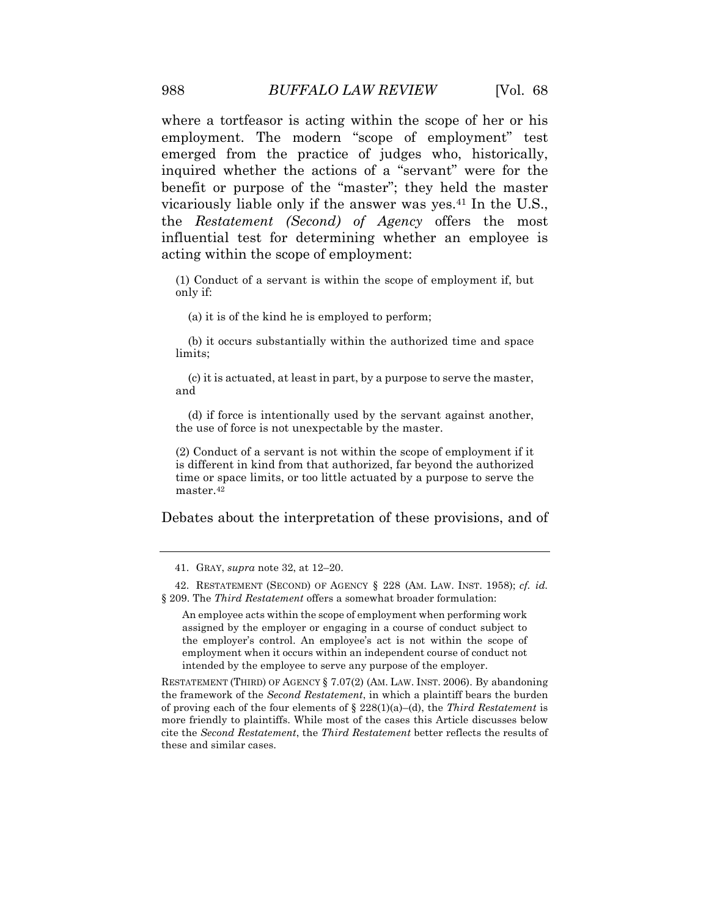where a tortfeasor is acting within the scope of her or his employment. The modern "scope of employment" test emerged from the practice of judges who, historically, inquired whether the actions of a "servant" were for the benefit or purpose of the "master"; they held the master vicariously liable only if the answer was yes.[41] In the U.S., the *Restatement (Second) of Agency* offers the most influential test for determining whether an employee is acting within the scope of employment:

> (1) Conduct of a servant is within the scope of employment if, but only if:
>
> (a) it is of the kind he is employed to perform;
>
> (b) it occurs substantially within the authorized time and space limits;
>
> (c) it is actuated, at least in part, by a purpose to serve the master, and
>
> (d) if force is intentionally used by the servant against another, the use of force is not unexpectable by the master.
>
> (2) Conduct of a servant is not within the scope of employment if it is different in kind from that authorized, far beyond the authorized time or space limits, or too little actuated by a purpose to serve the master.[42]

Debates about the interpretation of these provisions, and of

---

41. GRAY, *supra* note 32, at 12–20.

42. RESTATEMENT (SECOND) OF AGENCY § 228 (AM. LAW. INST. 1958); *cf. id.* § 209. The *Third Restatement* offers a somewhat broader formulation:

> An employee acts within the scope of employment when performing work assigned by the employer or engaging in a course of conduct subject to the employer's control. An employee's act is not within the scope of employment when it occurs within an independent course of conduct not intended by the employee to serve any purpose of the employer.

RESTATEMENT (THIRD) OF AGENCY § 7.07(2) (AM. LAW. INST. 2006). By abandoning the framework of the *Second Restatement*, in which a plaintiff bears the burden of proving each of the four elements of § 228(1)(a)–(d), the *Third Restatement* is more friendly to plaintiffs. While most of the cases this Article discusses below cite the *Second Restatement*, the *Third Restatement* better reflects the results of these and similar cases.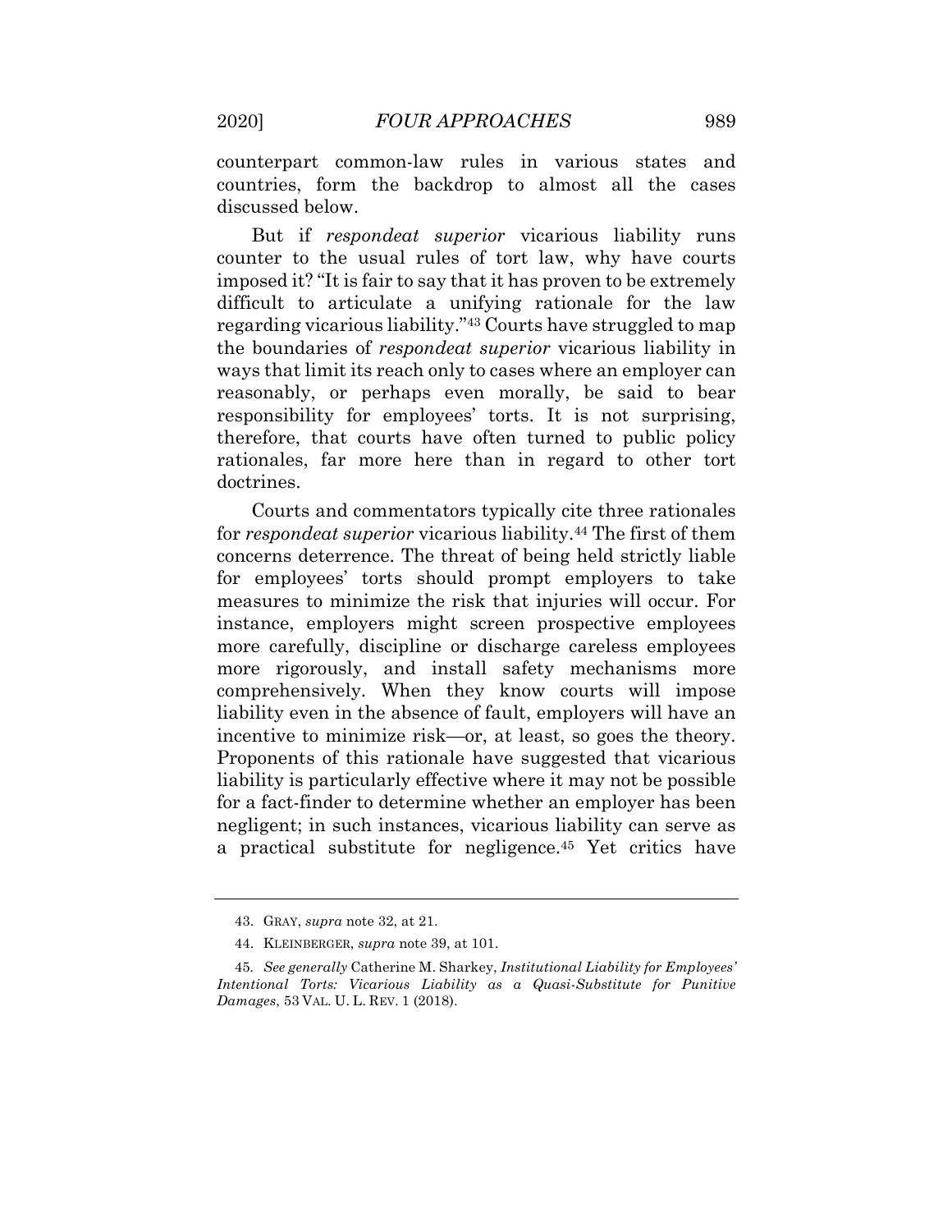counterpart common-law rules in various states and countries, form the backdrop to almost all the cases discussed below.

But if *respondeat superior* vicarious liability runs counter to the usual rules of tort law, why have courts imposed it? "It is fair to say that it has proven to be extremely difficult to articulate a unifying rationale for the law regarding vicarious liability."[43] Courts have struggled to map the boundaries of *respondeat superior* vicarious liability in ways that limit its reach only to cases where an employer can reasonably, or perhaps even morally, be said to bear responsibility for employees' torts. It is not surprising, therefore, that courts have often turned to public policy rationales, far more here than in regard to other tort doctrines.

Courts and commentators typically cite three rationales for *respondeat superior* vicarious liability.[44] The first of them concerns deterrence. The threat of being held strictly liable for employees' torts should prompt employers to take measures to minimize the risk that injuries will occur. For instance, employers might screen prospective employees more carefully, discipline or discharge careless employees more rigorously, and install safety mechanisms more comprehensively. When they know courts will impose liability even in the absence of fault, employers will have an incentive to minimize risk—or, at least, so goes the theory. Proponents of this rationale have suggested that vicarious liability is particularly effective where it may not be possible for a fact-finder to determine whether an employer has been negligent; in such instances, vicarious liability can serve as a practical substitute for negligence.[45] Yet critics have

---

43. GRAY, *supra* note 32, at 21.

44. KLEINBERGER, *supra* note 39, at 101.

45. *See generally* Catherine M. Sharkey, *Institutional Liability for Employees' Intentional Torts: Vicarious Liability as a Quasi-Substitute for Punitive Damages*, 53 VAL. U. L. REV. 1 (2018).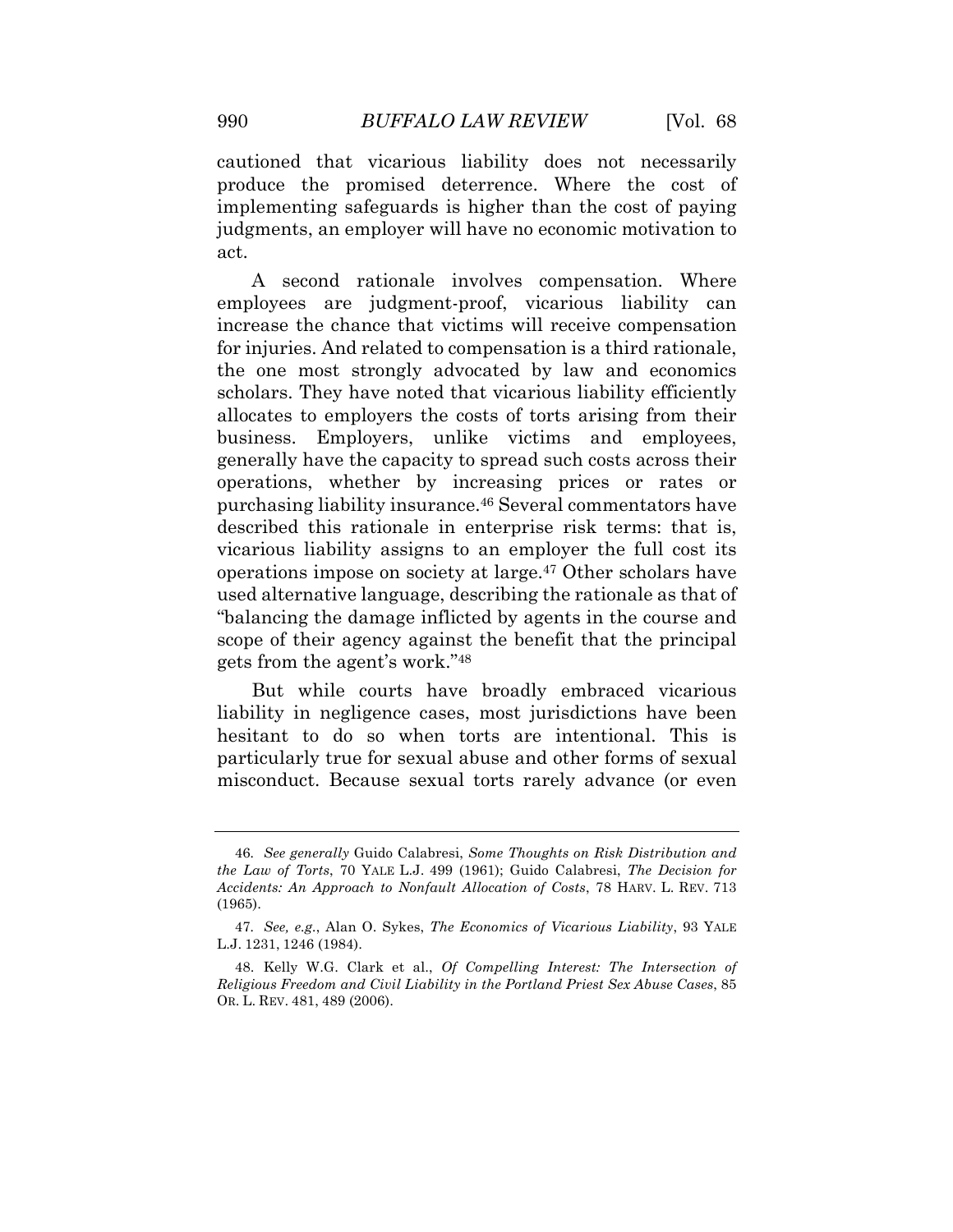cautioned that vicarious liability does not necessarily produce the promised deterrence. Where the cost of implementing safeguards is higher than the cost of paying judgments, an employer will have no economic motivation to act.

A second rationale involves compensation. Where employees are judgment-proof, vicarious liability can increase the chance that victims will receive compensation for injuries. And related to compensation is a third rationale, the one most strongly advocated by law and economics scholars. They have noted that vicarious liability efficiently allocates to employers the costs of torts arising from their business. Employers, unlike victims and employees, generally have the capacity to spread such costs across their operations, whether by increasing prices or rates or purchasing liability insurance.[46] Several commentators have described this rationale in enterprise risk terms: that is, vicarious liability assigns to an employer the full cost its operations impose on society at large.[47] Other scholars have used alternative language, describing the rationale as that of "balancing the damage inflicted by agents in the course and scope of their agency against the benefit that the principal gets from the agent's work."[48]

But while courts have broadly embraced vicarious liability in negligence cases, most jurisdictions have been hesitant to do so when torts are intentional. This is particularly true for sexual abuse and other forms of sexual misconduct. Because sexual torts rarely advance (or even

---

46. *See generally* Guido Calabresi, *Some Thoughts on Risk Distribution and the Law of Torts*, 70 YALE L.J. 499 (1961); Guido Calabresi, *The Decision for Accidents: An Approach to Nonfault Allocation of Costs*, 78 HARV. L. REV. 713 (1965).

47. *See, e.g.*, Alan O. Sykes, *The Economics of Vicarious Liability*, 93 YALE L.J. 1231, 1246 (1984).

48. Kelly W.G. Clark et al., *Of Compelling Interest: The Intersection of Religious Freedom and Civil Liability in the Portland Priest Sex Abuse Cases*, 85 OR. L. REV. 481, 489 (2006).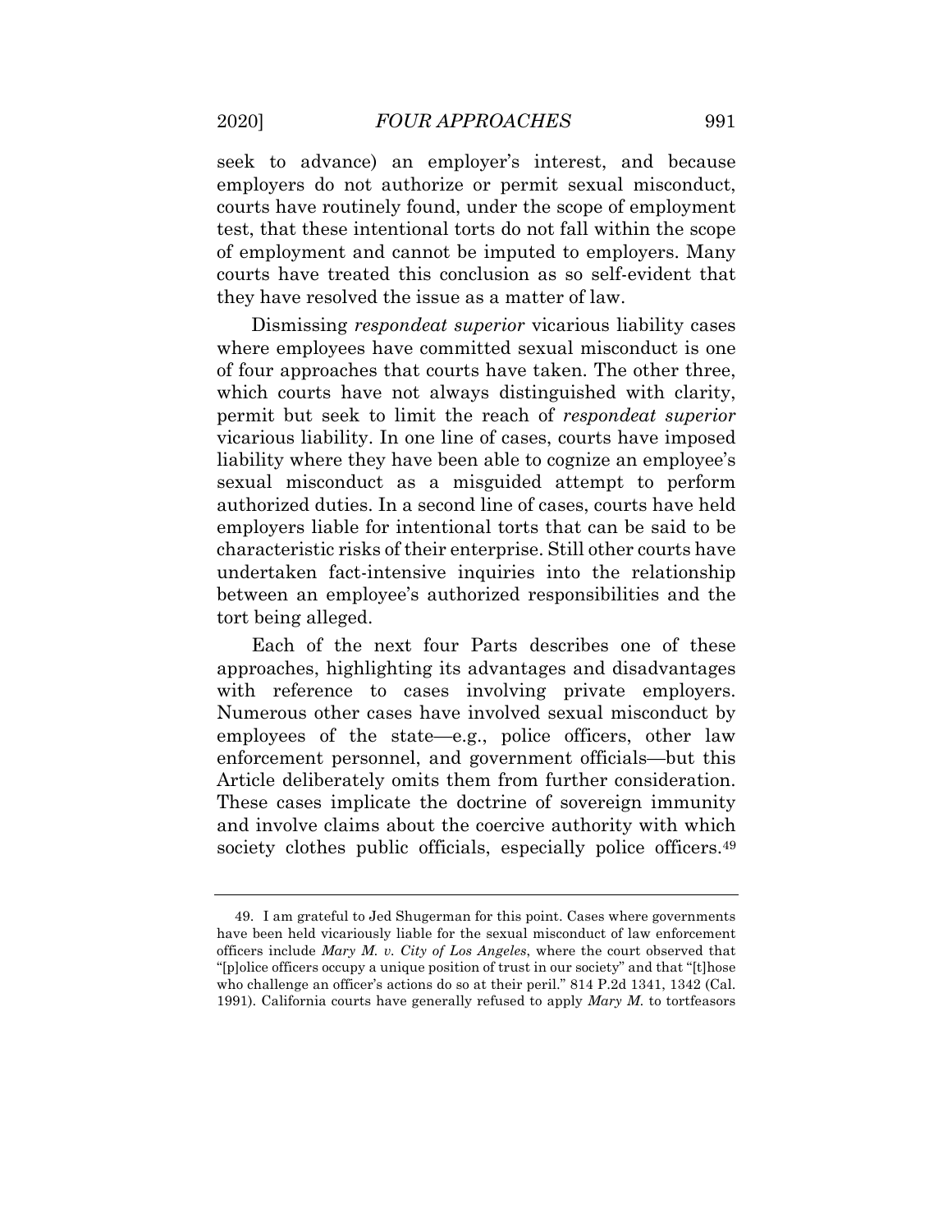seek to advance) an employer's interest, and because employers do not authorize or permit sexual misconduct, courts have routinely found, under the scope of employment test, that these intentional torts do not fall within the scope of employment and cannot be imputed to employers. Many courts have treated this conclusion as so self-evident that they have resolved the issue as a matter of law.

Dismissing *respondeat superior* vicarious liability cases where employees have committed sexual misconduct is one of four approaches that courts have taken. The other three, which courts have not always distinguished with clarity, permit but seek to limit the reach of *respondeat superior* vicarious liability. In one line of cases, courts have imposed liability where they have been able to cognize an employee's sexual misconduct as a misguided attempt to perform authorized duties. In a second line of cases, courts have held employers liable for intentional torts that can be said to be characteristic risks of their enterprise. Still other courts have undertaken fact-intensive inquiries into the relationship between an employee's authorized responsibilities and the tort being alleged.

Each of the next four Parts describes one of these approaches, highlighting its advantages and disadvantages with reference to cases involving private employers. Numerous other cases have involved sexual misconduct by employees of the state—e.g., police officers, other law enforcement personnel, and government officials—but this Article deliberately omits them from further consideration. These cases implicate the doctrine of sovereign immunity and involve claims about the coercive authority with which society clothes public officials, especially police officers.[49]

---

49. I am grateful to Jed Shugerman for this point. Cases where governments have been held vicariously liable for the sexual misconduct of law enforcement officers include *Mary M. v. City of Los Angeles*, where the court observed that "[p]olice officers occupy a unique position of trust in our society" and that "[t]hose who challenge an officer's actions do so at their peril." 814 P.2d 1341, 1342 (Cal. 1991). California courts have generally refused to apply *Mary M.* to tortfeasors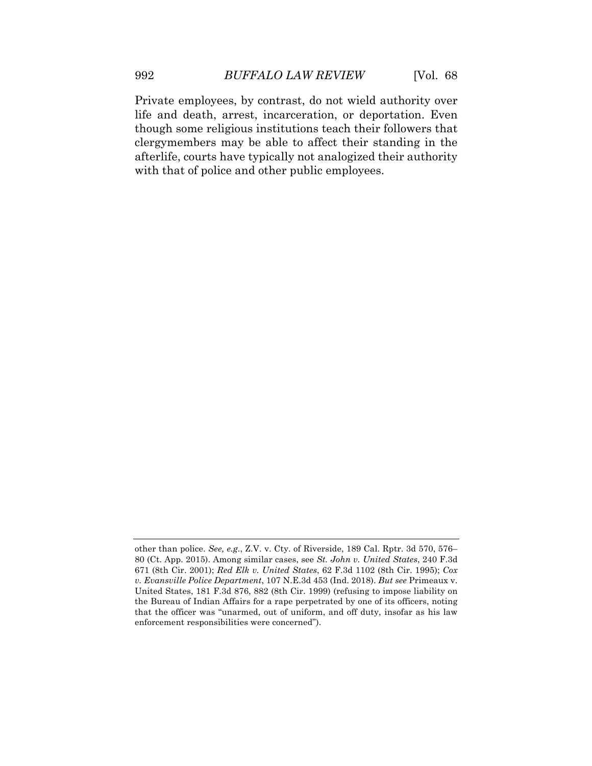Private employees, by contrast, do not wield authority over life and death, arrest, incarceration, or deportation. Even though some religious institutions teach their followers that clergymembers may be able to affect their standing in the afterlife, courts have typically not analogized their authority with that of police and other public employees.

---

other than police. *See, e.g.*, Z.V. v. Cty. of Riverside, 189 Cal. Rptr. 3d 570, 576–80 (Ct. App. 2015). Among similar cases, see *St. John v. United States*, 240 F.3d 671 (8th Cir. 2001); *Red Elk v. United States*, 62 F.3d 1102 (8th Cir. 1995); *Cox v. Evansville Police Department*, 107 N.E.3d 453 (Ind. 2018). *But see* Primeaux v. United States, 181 F.3d 876, 882 (8th Cir. 1999) (refusing to impose liability on the Bureau of Indian Affairs for a rape perpetrated by one of its officers, noting that the officer was "unarmed, out of uniform, and off duty, insofar as his law enforcement responsibilities were concerned").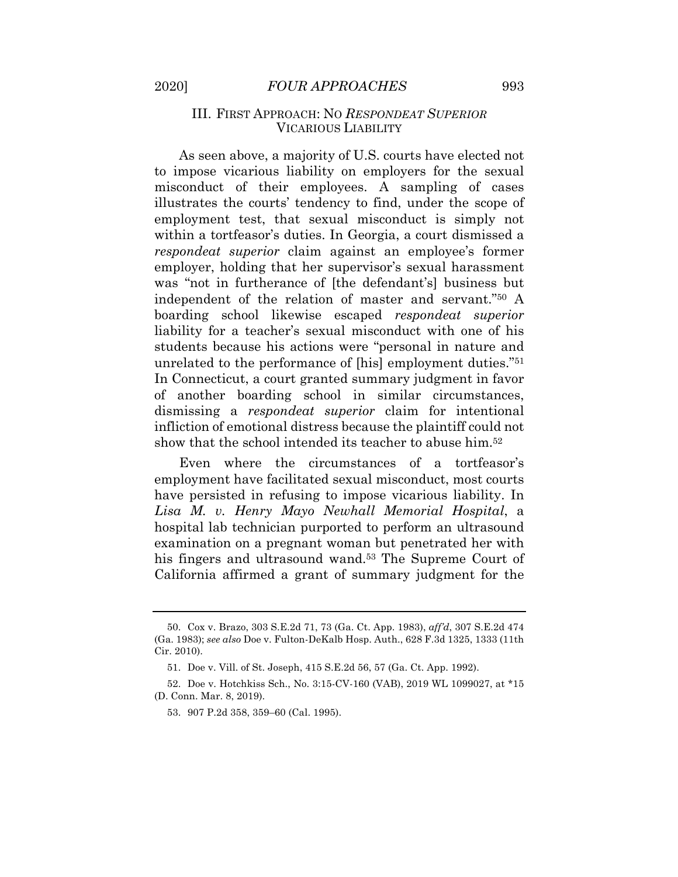## III. FIRST APPROACH: NO *RESPONDEAT SUPERIOR* VICARIOUS LIABILITY

As seen above, a majority of U.S. courts have elected not to impose vicarious liability on employers for the sexual misconduct of their employees. A sampling of cases illustrates the courts' tendency to find, under the scope of employment test, that sexual misconduct is simply not within a tortfeasor's duties. In Georgia, a court dismissed a *respondeat superior* claim against an employee's former employer, holding that her supervisor's sexual harassment was "not in furtherance of [the defendant's] business but independent of the relation of master and servant."[50] A boarding school likewise escaped *respondeat superior* liability for a teacher's sexual misconduct with one of his students because his actions were "personal in nature and unrelated to the performance of [his] employment duties."[51] In Connecticut, a court granted summary judgment in favor of another boarding school in similar circumstances, dismissing a *respondeat superior* claim for intentional infliction of emotional distress because the plaintiff could not show that the school intended its teacher to abuse him.[52]

Even where the circumstances of a tortfeasor's employment have facilitated sexual misconduct, most courts have persisted in refusing to impose vicarious liability. In *Lisa M. v. Henry Mayo Newhall Memorial Hospital*, a hospital lab technician purported to perform an ultrasound examination on a pregnant woman but penetrated her with his fingers and ultrasound wand.[53] The Supreme Court of California affirmed a grant of summary judgment for the

---

50. Cox v. Brazo, 303 S.E.2d 71, 73 (Ga. Ct. App. 1983), *aff'd*, 307 S.E.2d 474 (Ga. 1983); *see also* Doe v. Fulton-DeKalb Hosp. Auth., 628 F.3d 1325, 1333 (11th Cir. 2010).

51. Doe v. Vill. of St. Joseph, 415 S.E.2d 56, 57 (Ga. Ct. App. 1992).

52. Doe v. Hotchkiss Sch., No. 3:15-CV-160 (VAB), 2019 WL 1099027, at *15 (D. Conn. Mar. 8, 2019).

53. 907 P.2d 358, 359–60 (Cal. 1995).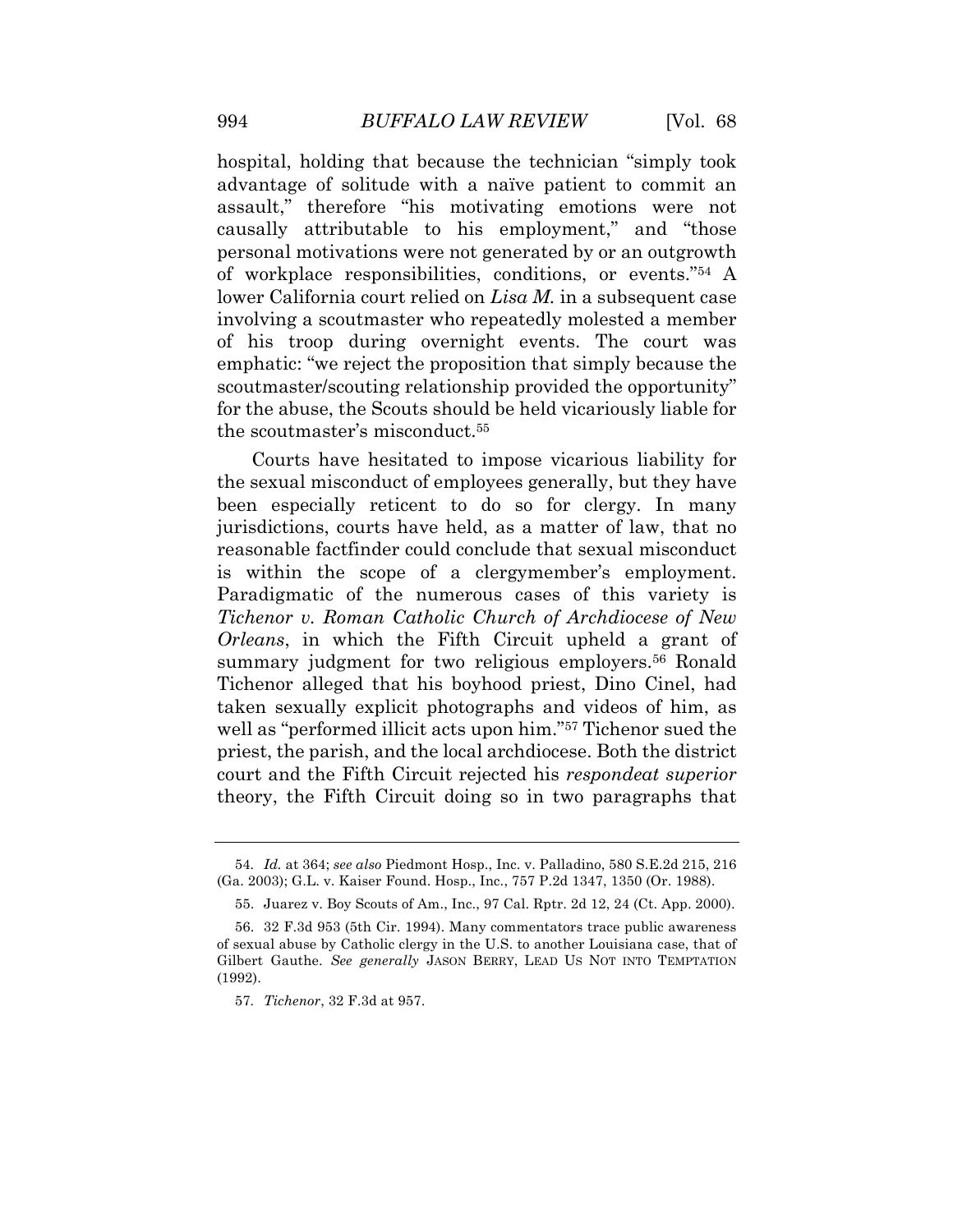hospital, holding that because the technician "simply took advantage of solitude with a naïve patient to commit an assault," therefore "his motivating emotions were not causally attributable to his employment," and "those personal motivations were not generated by or an outgrowth of workplace responsibilities, conditions, or events."[54] A lower California court relied on *Lisa M.* in a subsequent case involving a scoutmaster who repeatedly molested a member of his troop during overnight events. The court was emphatic: "we reject the proposition that simply because the scoutmaster/scouting relationship provided the opportunity" for the abuse, the Scouts should be held vicariously liable for the scoutmaster's misconduct.[55]

Courts have hesitated to impose vicarious liability for the sexual misconduct of employees generally, but they have been especially reticent to do so for clergy. In many jurisdictions, courts have held, as a matter of law, that no reasonable factfinder could conclude that sexual misconduct is within the scope of a clergymember's employment. Paradigmatic of the numerous cases of this variety is *Tichenor v. Roman Catholic Church of Archdiocese of New Orleans*, in which the Fifth Circuit upheld a grant of summary judgment for two religious employers.[56] Ronald Tichenor alleged that his boyhood priest, Dino Cinel, had taken sexually explicit photographs and videos of him, as well as "performed illicit acts upon him."[57] Tichenor sued the priest, the parish, and the local archdiocese. Both the district court and the Fifth Circuit rejected his *respondeat superior* theory, the Fifth Circuit doing so in two paragraphs that

---

54. *Id.* at 364; *see also* Piedmont Hosp., Inc. v. Palladino, 580 S.E.2d 215, 216 (Ga. 2003); G.L. v. Kaiser Found. Hosp., Inc., 757 P.2d 1347, 1350 (Or. 1988).

55. Juarez v. Boy Scouts of Am., Inc., 97 Cal. Rptr. 2d 12, 24 (Ct. App. 2000).

56. 32 F.3d 953 (5th Cir. 1994). Many commentators trace public awareness of sexual abuse by Catholic clergy in the U.S. to another Louisiana case, that of Gilbert Gauthe. *See generally* JASON BERRY, LEAD US NOT INTO TEMPTATION (1992).

57. *Tichenor*, 32 F.3d at 957.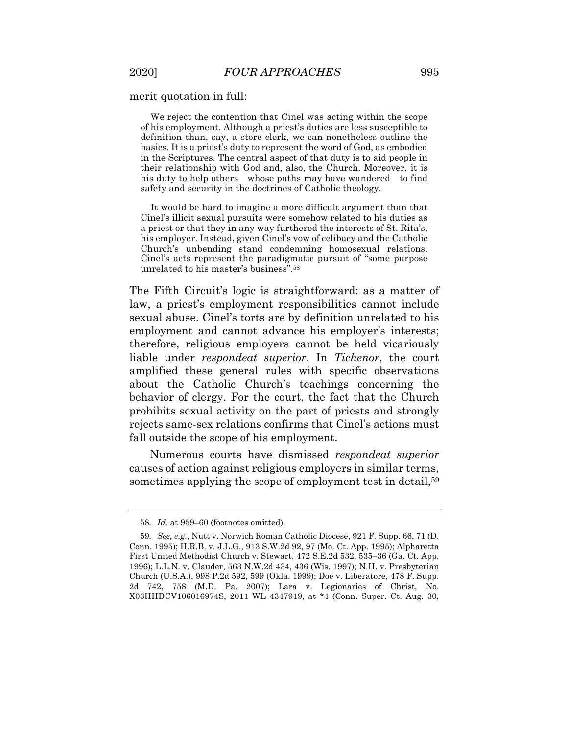merit quotation in full:

> We reject the contention that Cinel was acting within the scope of his employment. Although a priest's duties are less susceptible to definition than, say, a store clerk, we can nonetheless outline the basics. It is a priest's duty to represent the word of God, as embodied in the Scriptures. The central aspect of that duty is to aid people in their relationship with God and, also, the Church. Moreover, it is his duty to help others—whose paths may have wandered—to find safety and security in the doctrines of Catholic theology.
>
> It would be hard to imagine a more difficult argument than that Cinel's illicit sexual pursuits were somehow related to his duties as a priest or that they in any way furthered the interests of St. Rita's, his employer. Instead, given Cinel's vow of celibacy and the Catholic Church's unbending stand condemning homosexual relations, Cinel's acts represent the paradigmatic pursuit of "some purpose unrelated to his master's business".[58]

The Fifth Circuit's logic is straightforward: as a matter of law, a priest's employment responsibilities cannot include sexual abuse. Cinel's torts are by definition unrelated to his employment and cannot advance his employer's interests; therefore, religious employers cannot be held vicariously liable under *respondeat superior*. In *Tichenor*, the court amplified these general rules with specific observations about the Catholic Church's teachings concerning the behavior of clergy. For the court, the fact that the Church prohibits sexual activity on the part of priests and strongly rejects same-sex relations confirms that Cinel's actions must fall outside the scope of his employment.

Numerous courts have dismissed *respondeat superior* causes of action against religious employers in similar terms, sometimes applying the scope of employment test in detail,[59]

---

58. *Id.* at 959–60 (footnotes omitted).

59. *See, e.g.*, Nutt v. Norwich Roman Catholic Diocese, 921 F. Supp. 66, 71 (D. Conn. 1995); H.R.B. v. J.L.G., 913 S.W.2d 92, 97 (Mo. Ct. App. 1995); Alpharetta First United Methodist Church v. Stewart, 472 S.E.2d 532, 535–36 (Ga. Ct. App. 1996); L.L.N. v. Clauder, 563 N.W.2d 434, 436 (Wis. 1997); N.H. v. Presbyterian Church (U.S.A.), 998 P.2d 592, 599 (Okla. 1999); Doe v. Liberatore, 478 F. Supp. 2d 742, 758 (M.D. Pa. 2007); Lara v. Legionaries of Christ, No. X03HHDCV106016974S, 2011 WL 4347919, at *4 (Conn. Super. Ct. Aug. 30,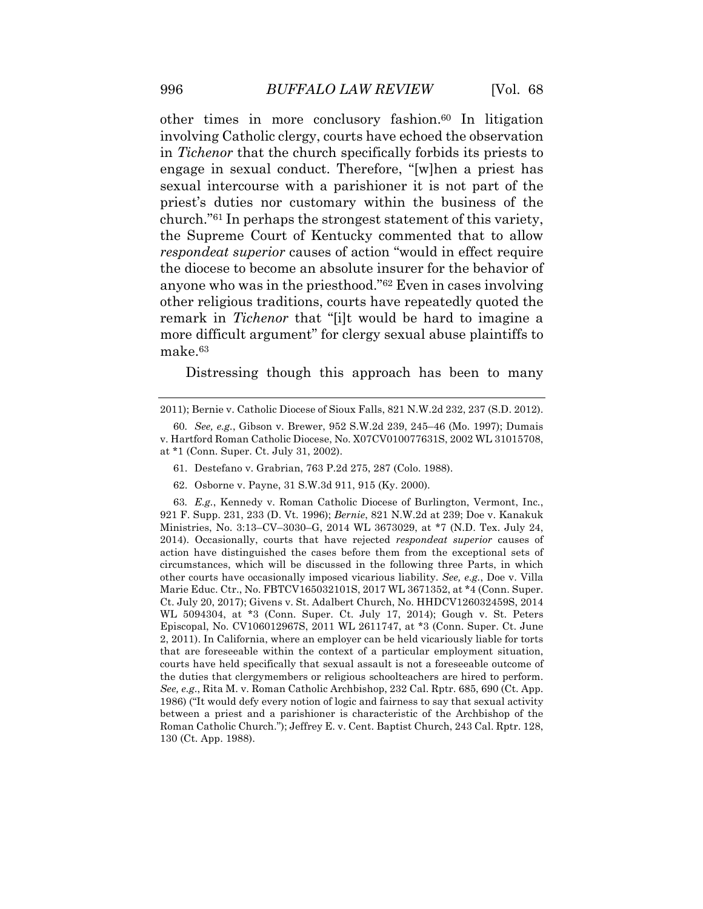other times in more conclusory fashion.[60] In litigation involving Catholic clergy, courts have echoed the observation in *Tichenor* that the church specifically forbids its priests to engage in sexual conduct. Therefore, "[w]hen a priest has sexual intercourse with a parishioner it is not part of the priest's duties nor customary within the business of the church."[61] In perhaps the strongest statement of this variety, the Supreme Court of Kentucky commented that to allow *respondeat superior* causes of action "would in effect require the diocese to become an absolute insurer for the behavior of anyone who was in the priesthood."[62] Even in cases involving other religious traditions, courts have repeatedly quoted the remark in *Tichenor* that "[i]t would be hard to imagine a more difficult argument" for clergy sexual abuse plaintiffs to make.[63]

Distressing though this approach has been to many

---

2011); Bernie v. Catholic Diocese of Sioux Falls, 821 N.W.2d 232, 237 (S.D. 2012).

60. *See, e.g.*, Gibson v. Brewer, 952 S.W.2d 239, 245–46 (Mo. 1997); Dumais v. Hartford Roman Catholic Diocese, No. X07CV010077631S, 2002 WL 31015708, at *1 (Conn. Super. Ct. July 31, 2002).

61. Destefano v. Grabrian, 763 P.2d 275, 287 (Colo. 1988).

62. Osborne v. Payne, 31 S.W.3d 911, 915 (Ky. 2000).

63. *E.g.*, Kennedy v. Roman Catholic Diocese of Burlington, Vermont, Inc., 921 F. Supp. 231, 233 (D. Vt. 1996); *Bernie*, 821 N.W.2d at 239; Doe v. Kanakuk Ministries, No. 3:13–CV–3030–G, 2014 WL 3673029, at *7 (N.D. Tex. July 24, 2014). Occasionally, courts that have rejected *respondeat superior* causes of action have distinguished the cases before them from the exceptional sets of circumstances, which will be discussed in the following three Parts, in which other courts have occasionally imposed vicarious liability. *See, e.g.*, Doe v. Villa Marie Educ. Ctr., No. FBTCV165032101S, 2017 WL 3671352, at *4 (Conn. Super. Ct. July 20, 2017); Givens v. St. Adalbert Church, No. HHDCV126032459S, 2014 WL 5094304, at *3 (Conn. Super. Ct. July 17, 2014); Gough v. St. Peters Episcopal, No. CV106012967S, 2011 WL 2611747, at *3 (Conn. Super. Ct. June 2, 2011). In California, where an employer can be held vicariously liable for torts that are foreseeable within the context of a particular employment situation, courts have held specifically that sexual assault is not a foreseeable outcome of the duties that clergymembers or religious schoolteachers are hired to perform. *See, e.g.*, Rita M. v. Roman Catholic Archbishop, 232 Cal. Rptr. 685, 690 (Ct. App. 1986) ("It would defy every notion of logic and fairness to say that sexual activity between a priest and a parishioner is characteristic of the Archbishop of the Roman Catholic Church."); Jeffrey E. v. Cent. Baptist Church, 243 Cal. Rptr. 128, 130 (Ct. App. 1988).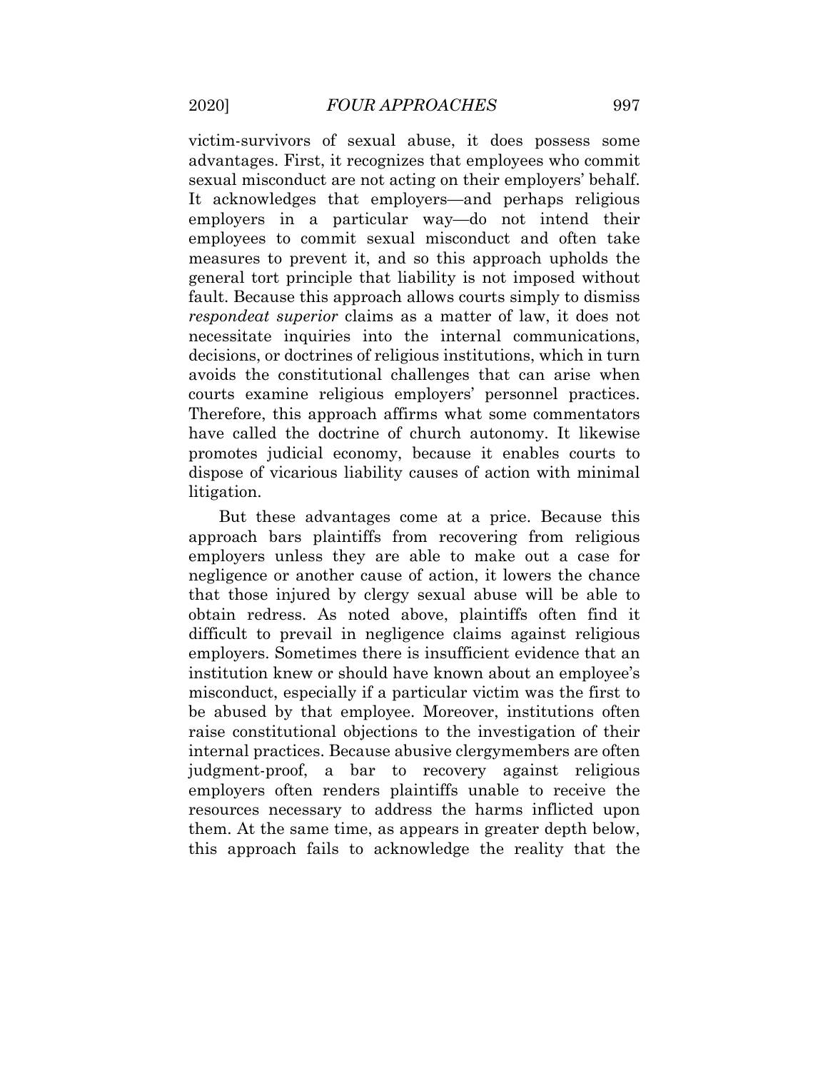victim-survivors of sexual abuse, it does possess some advantages. First, it recognizes that employees who commit sexual misconduct are not acting on their employers' behalf. It acknowledges that employers—and perhaps religious employers in a particular way—do not intend their employees to commit sexual misconduct and often take measures to prevent it, and so this approach upholds the general tort principle that liability is not imposed without fault. Because this approach allows courts simply to dismiss *respondeat superior* claims as a matter of law, it does not necessitate inquiries into the internal communications, decisions, or doctrines of religious institutions, which in turn avoids the constitutional challenges that can arise when courts examine religious employers' personnel practices. Therefore, this approach affirms what some commentators have called the doctrine of church autonomy. It likewise promotes judicial economy, because it enables courts to dispose of vicarious liability causes of action with minimal litigation.

But these advantages come at a price. Because this approach bars plaintiffs from recovering from religious employers unless they are able to make out a case for negligence or another cause of action, it lowers the chance that those injured by clergy sexual abuse will be able to obtain redress. As noted above, plaintiffs often find it difficult to prevail in negligence claims against religious employers. Sometimes there is insufficient evidence that an institution knew or should have known about an employee's misconduct, especially if a particular victim was the first to be abused by that employee. Moreover, institutions often raise constitutional objections to the investigation of their internal practices. Because abusive clergymembers are often judgment-proof, a bar to recovery against religious employers often renders plaintiffs unable to receive the resources necessary to address the harms inflicted upon them. At the same time, as appears in greater depth below, this approach fails to acknowledge the reality that the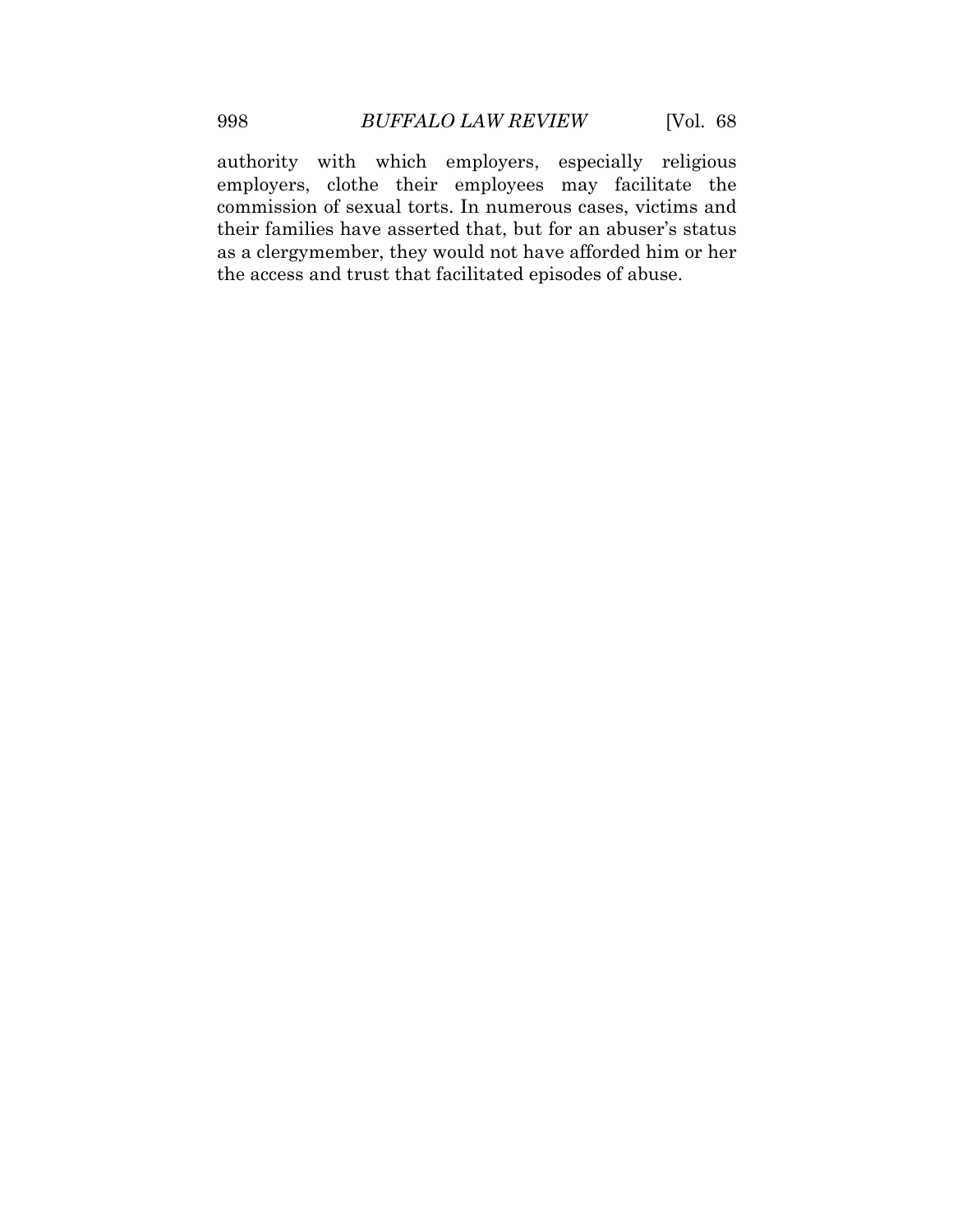authority with which employers, especially religious employers, clothe their employees may facilitate the commission of sexual torts. In numerous cases, victims and their families have asserted that, but for an abuser's status as a clergymember, they would not have afforded him or her the access and trust that facilitated episodes of abuse.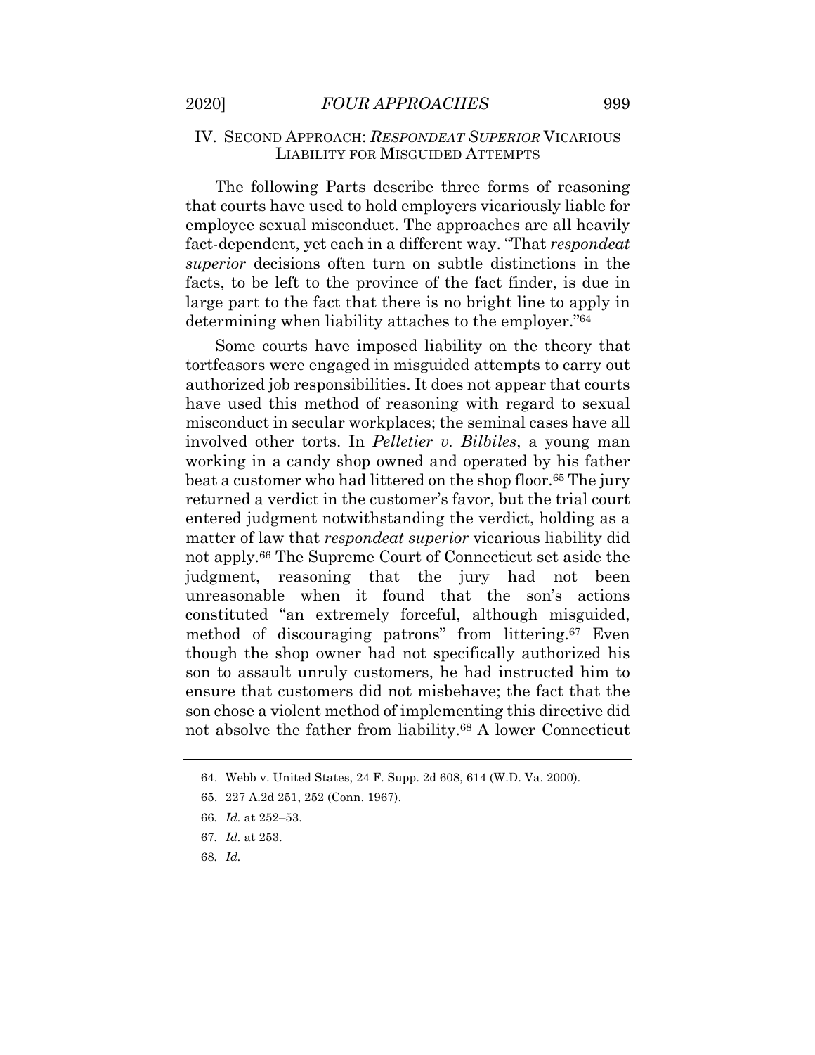## IV. SECOND APPROACH: *RESPONDEAT SUPERIOR* VICARIOUS LIABILITY FOR MISGUIDED ATTEMPTS

The following Parts describe three forms of reasoning that courts have used to hold employers vicariously liable for employee sexual misconduct. The approaches are all heavily fact-dependent, yet each in a different way. "That *respondeat superior* decisions often turn on subtle distinctions in the facts, to be left to the province of the fact finder, is due in large part to the fact that there is no bright line to apply in determining when liability attaches to the employer."[64]

Some courts have imposed liability on the theory that tortfeasors were engaged in misguided attempts to carry out authorized job responsibilities. It does not appear that courts have used this method of reasoning with regard to sexual misconduct in secular workplaces; the seminal cases have all involved other torts. In *Pelletier v. Bilbiles*, a young man working in a candy shop owned and operated by his father beat a customer who had littered on the shop floor.[65] The jury returned a verdict in the customer's favor, but the trial court entered judgment notwithstanding the verdict, holding as a matter of law that *respondeat superior* vicarious liability did not apply.[66] The Supreme Court of Connecticut set aside the judgment, reasoning that the jury had not been unreasonable when it found that the son's actions constituted "an extremely forceful, although misguided, method of discouraging patrons" from littering.[67] Even though the shop owner had not specifically authorized his son to assault unruly customers, he had instructed him to ensure that customers did not misbehave; the fact that the son chose a violent method of implementing this directive did not absolve the father from liability.[68] A lower Connecticut

---

64. Webb v. United States, 24 F. Supp. 2d 608, 614 (W.D. Va. 2000).

65. 227 A.2d 251, 252 (Conn. 1967).

66. *Id.* at 252–53.

67. *Id.* at 253.

68. *Id.*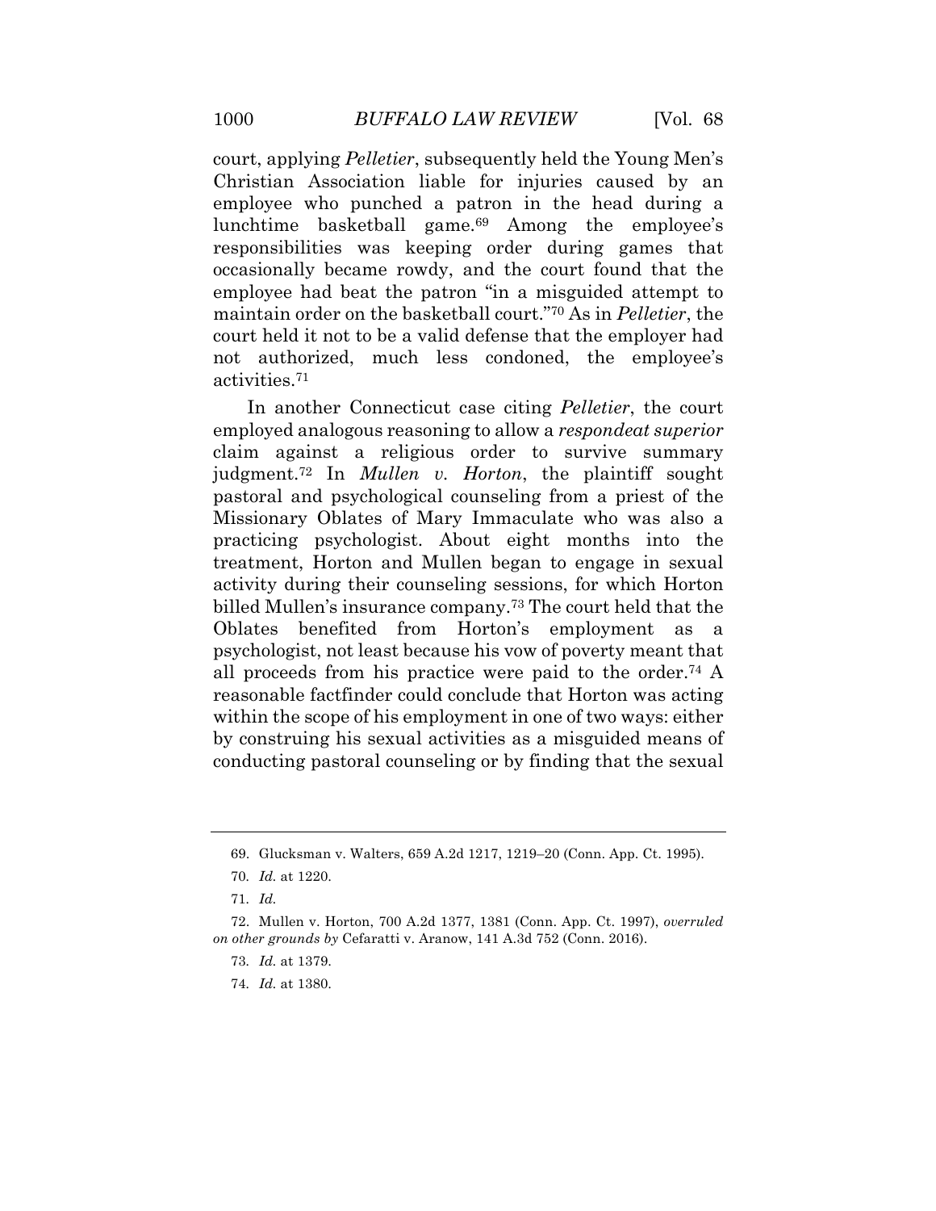court, applying *Pelletier*, subsequently held the Young Men's Christian Association liable for injuries caused by an employee who punched a patron in the head during a lunchtime basketball game.[69] Among the employee's responsibilities was keeping order during games that occasionally became rowdy, and the court found that the employee had beat the patron "in a misguided attempt to maintain order on the basketball court."[70] As in *Pelletier*, the court held it not to be a valid defense that the employer had not authorized, much less condoned, the employee's activities.[71]

In another Connecticut case citing *Pelletier*, the court employed analogous reasoning to allow a *respondeat superior* claim against a religious order to survive summary judgment.[72] In *Mullen v. Horton*, the plaintiff sought pastoral and psychological counseling from a priest of the Missionary Oblates of Mary Immaculate who was also a practicing psychologist. About eight months into the treatment, Horton and Mullen began to engage in sexual activity during their counseling sessions, for which Horton billed Mullen's insurance company.[73] The court held that the Oblates benefited from Horton's employment as a psychologist, not least because his vow of poverty meant that all proceeds from his practice were paid to the order.[74] A reasonable factfinder could conclude that Horton was acting within the scope of his employment in one of two ways: either by construing his sexual activities as a misguided means of conducting pastoral counseling or by finding that the sexual

---

69. Glucksman v. Walters, 659 A.2d 1217, 1219–20 (Conn. App. Ct. 1995).

70. *Id.* at 1220.

71. *Id.*

72. Mullen v. Horton, 700 A.2d 1377, 1381 (Conn. App. Ct. 1997), *overruled on other grounds by* Cefaratti v. Aranow, 141 A.3d 752 (Conn. 2016).

73. *Id.* at 1379.

74. *Id.* at 1380.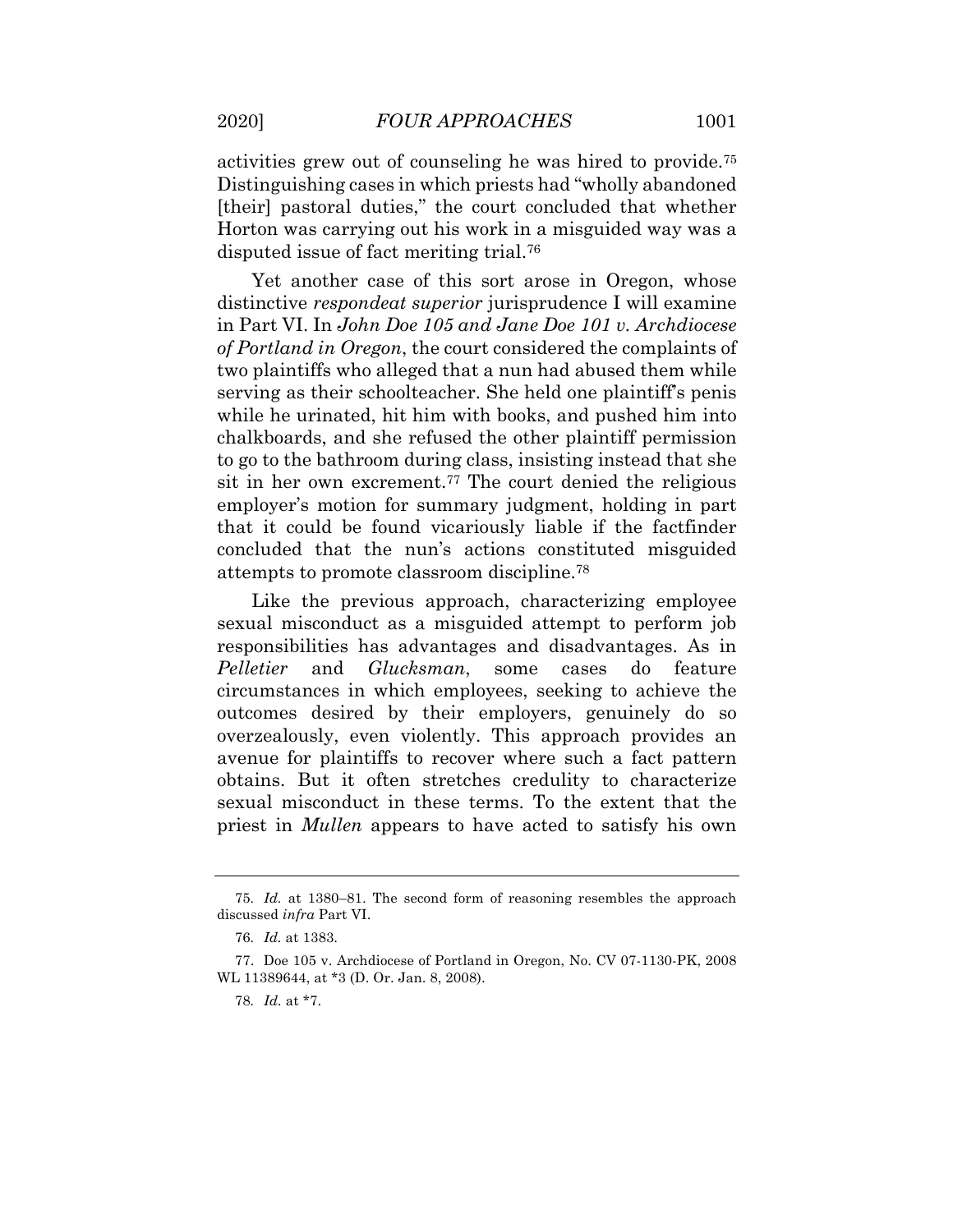activities grew out of counseling he was hired to provide.[75] Distinguishing cases in which priests had "wholly abandoned [their] pastoral duties," the court concluded that whether Horton was carrying out his work in a misguided way was a disputed issue of fact meriting trial.[76]

Yet another case of this sort arose in Oregon, whose distinctive *respondeat superior* jurisprudence I will examine in Part VI. In *John Doe 105 and Jane Doe 101 v. Archdiocese of Portland in Oregon*, the court considered the complaints of two plaintiffs who alleged that a nun had abused them while serving as their schoolteacher. She held one plaintiff's penis while he urinated, hit him with books, and pushed him into chalkboards, and she refused the other plaintiff permission to go to the bathroom during class, insisting instead that she sit in her own excrement.[77] The court denied the religious employer's motion for summary judgment, holding in part that it could be found vicariously liable if the factfinder concluded that the nun's actions constituted misguided attempts to promote classroom discipline.[78]

Like the previous approach, characterizing employee sexual misconduct as a misguided attempt to perform job responsibilities has advantages and disadvantages. As in *Pelletier* and *Glucksman*, some cases do feature circumstances in which employees, seeking to achieve the outcomes desired by their employers, genuinely do so overzealously, even violently. This approach provides an avenue for plaintiffs to recover where such a fact pattern obtains. But it often stretches credulity to characterize sexual misconduct in these terms. To the extent that the priest in *Mullen* appears to have acted to satisfy his own

---

75. *Id.* at 1380–81. The second form of reasoning resembles the approach discussed *infra* Part VI.

76. *Id.* at 1383.

77. Doe 105 v. Archdiocese of Portland in Oregon, No. CV 07-1130-PK, 2008 WL 11389644, at *3 (D. Or. Jan. 8, 2008).

78. *Id.* at *7.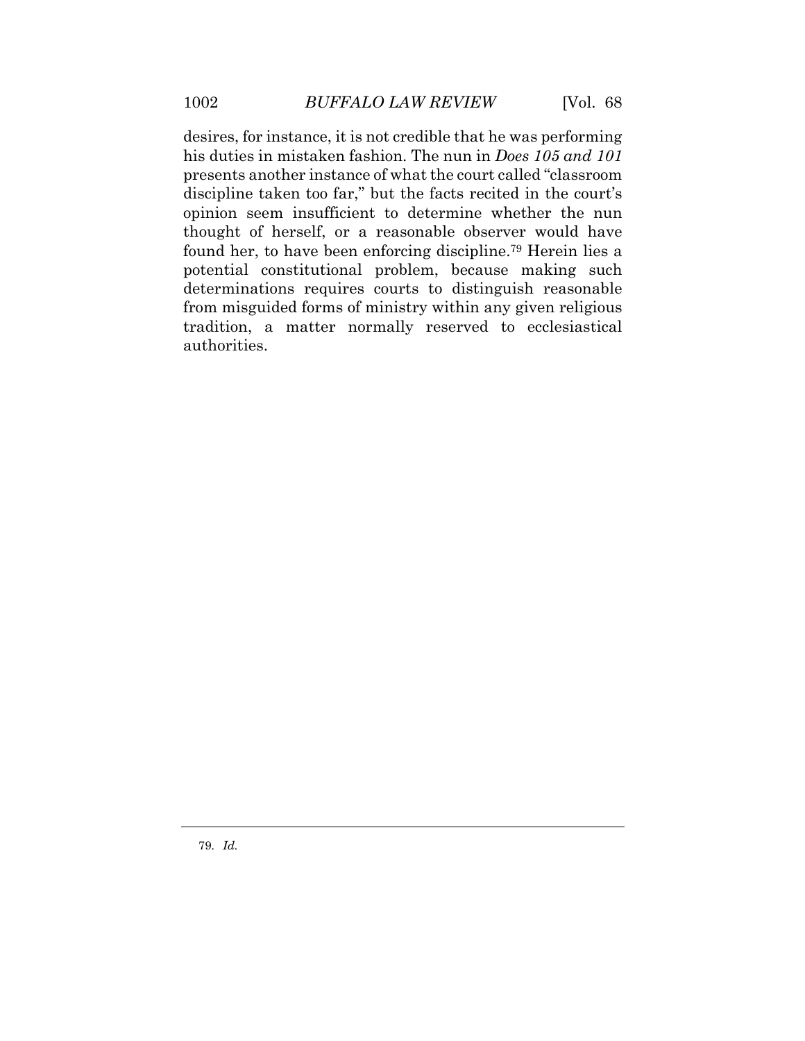desires, for instance, it is not credible that he was performing his duties in mistaken fashion. The nun in *Does 105 and 101* presents another instance of what the court called "classroom discipline taken too far," but the facts recited in the court's opinion seem insufficient to determine whether the nun thought of herself, or a reasonable observer would have found her, to have been enforcing discipline.[79] Herein lies a potential constitutional problem, because making such determinations requires courts to distinguish reasonable from misguided forms of ministry within any given religious tradition, a matter normally reserved to ecclesiastical authorities.

---

79. *Id.*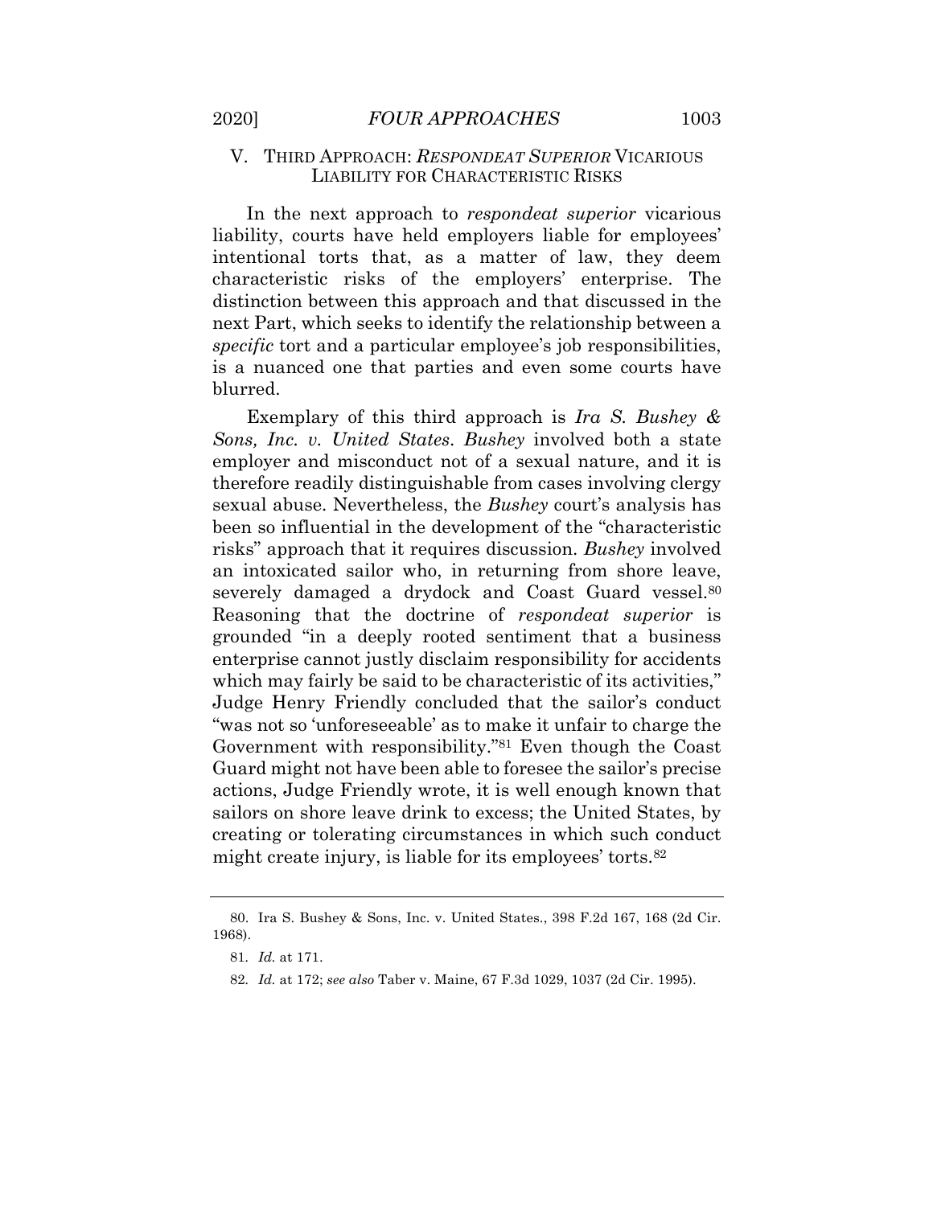## V. THIRD APPROACH: *RESPONDEAT SUPERIOR* VICARIOUS LIABILITY FOR CHARACTERISTIC RISKS

In the next approach to *respondeat superior* vicarious liability, courts have held employers liable for employees' intentional torts that, as a matter of law, they deem characteristic risks of the employers' enterprise. The distinction between this approach and that discussed in the next Part, which seeks to identify the relationship between a *specific* tort and a particular employee's job responsibilities, is a nuanced one that parties and even some courts have blurred.

Exemplary of this third approach is *Ira S. Bushey & Sons, Inc. v. United States*. *Bushey* involved both a state employer and misconduct not of a sexual nature, and it is therefore readily distinguishable from cases involving clergy sexual abuse. Nevertheless, the *Bushey* court's analysis has been so influential in the development of the "characteristic risks" approach that it requires discussion. *Bushey* involved an intoxicated sailor who, in returning from shore leave, severely damaged a drydock and Coast Guard vessel.[80] Reasoning that the doctrine of *respondeat superior* is grounded "in a deeply rooted sentiment that a business enterprise cannot justly disclaim responsibility for accidents which may fairly be said to be characteristic of its activities," Judge Henry Friendly concluded that the sailor's conduct "was not so 'unforeseeable' as to make it unfair to charge the Government with responsibility."[81] Even though the Coast Guard might not have been able to foresee the sailor's precise actions, Judge Friendly wrote, it is well enough known that sailors on shore leave drink to excess; the United States, by creating or tolerating circumstances in which such conduct might create injury, is liable for its employees' torts.[82]

---

80. Ira S. Bushey & Sons, Inc. v. United States., 398 F.2d 167, 168 (2d Cir. 1968).

81. *Id.* at 171.

82. *Id.* at 172; *see also* Taber v. Maine, 67 F.3d 1029, 1037 (2d Cir. 1995).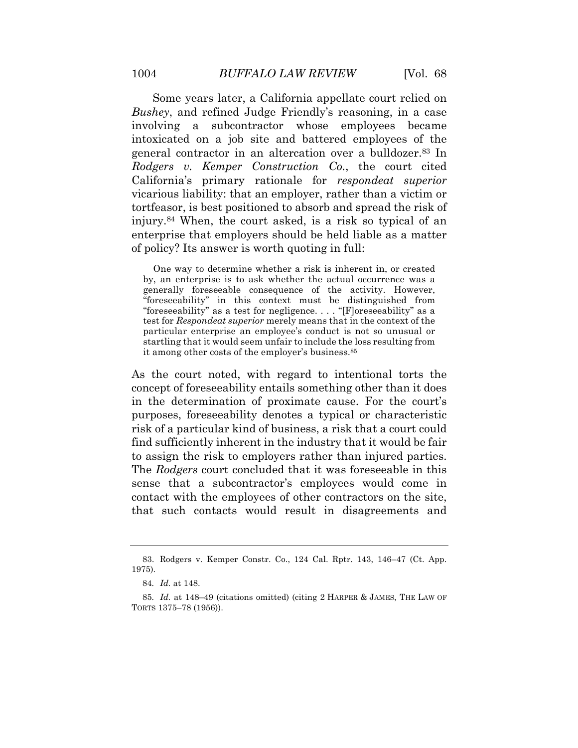Some years later, a California appellate court relied on *Bushey*, and refined Judge Friendly's reasoning, in a case involving a subcontractor whose employees became intoxicated on a job site and battered employees of the general contractor in an altercation over a bulldozer.[83] In *Rodgers v. Kemper Construction Co.*, the court cited California's primary rationale for *respondeat superior* vicarious liability: that an employer, rather than a victim or tortfeasor, is best positioned to absorb and spread the risk of injury.[84] When, the court asked, is a risk so typical of an enterprise that employers should be held liable as a matter of policy? Its answer is worth quoting in full:

> One way to determine whether a risk is inherent in, or created by, an enterprise is to ask whether the actual occurrence was a generally foreseeable consequence of the activity. However, "foreseeability" in this context must be distinguished from "foreseeability" as a test for negligence. . . . "[F]oreseeability" as a test for *Respondeat superior* merely means that in the context of the particular enterprise an employee's conduct is not so unusual or startling that it would seem unfair to include the loss resulting from it among other costs of the employer's business.[85]

As the court noted, with regard to intentional torts the concept of foreseeability entails something other than it does in the determination of proximate cause. For the court's purposes, foreseeability denotes a typical or characteristic risk of a particular kind of business, a risk that a court could find sufficiently inherent in the industry that it would be fair to assign the risk to employers rather than injured parties. The *Rodgers* court concluded that it was foreseeable in this sense that a subcontractor's employees would come in contact with the employees of other contractors on the site, that such contacts would result in disagreements and

---

83. Rodgers v. Kemper Constr. Co., 124 Cal. Rptr. 143, 146–47 (Ct. App. 1975).

84. *Id.* at 148.

85. *Id.* at 148–49 (citations omitted) (citing 2 HARPER & JAMES, THE LAW OF TORTS 1375–78 (1956)).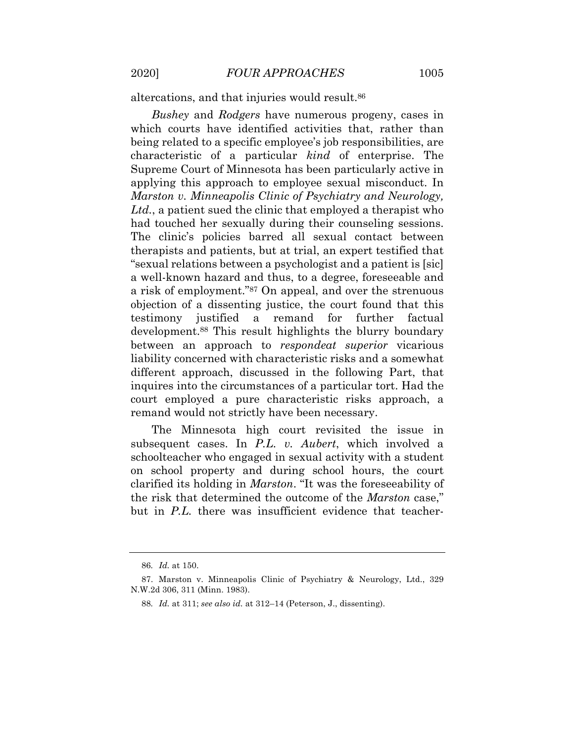altercations, and that injuries would result.[86]

*Bushey* and *Rodgers* have numerous progeny, cases in which courts have identified activities that, rather than being related to a specific employee's job responsibilities, are characteristic of a particular *kind* of enterprise. The Supreme Court of Minnesota has been particularly active in applying this approach to employee sexual misconduct. In *Marston v. Minneapolis Clinic of Psychiatry and Neurology, Ltd.*, a patient sued the clinic that employed a therapist who had touched her sexually during their counseling sessions. The clinic's policies barred all sexual contact between therapists and patients, but at trial, an expert testified that "sexual relations between a psychologist and a patient is [sic] a well-known hazard and thus, to a degree, foreseeable and a risk of employment."[87] On appeal, and over the strenuous objection of a dissenting justice, the court found that this testimony justified a remand for further factual development.[88] This result highlights the blurry boundary between an approach to *respondeat superior* vicarious liability concerned with characteristic risks and a somewhat different approach, discussed in the following Part, that inquires into the circumstances of a particular tort. Had the court employed a pure characteristic risks approach, a remand would not strictly have been necessary.

The Minnesota high court revisited the issue in subsequent cases. In *P.L. v. Aubert*, which involved a schoolteacher who engaged in sexual activity with a student on school property and during school hours, the court clarified its holding in *Marston*. "It was the foreseeability of the risk that determined the outcome of the *Marston* case," but in *P.L.* there was insufficient evidence that teacher-

---

86. *Id.* at 150.

87. Marston v. Minneapolis Clinic of Psychiatry & Neurology, Ltd., 329 N.W.2d 306, 311 (Minn. 1983).

88. *Id.* at 311; *see also id.* at 312–14 (Peterson, J., dissenting).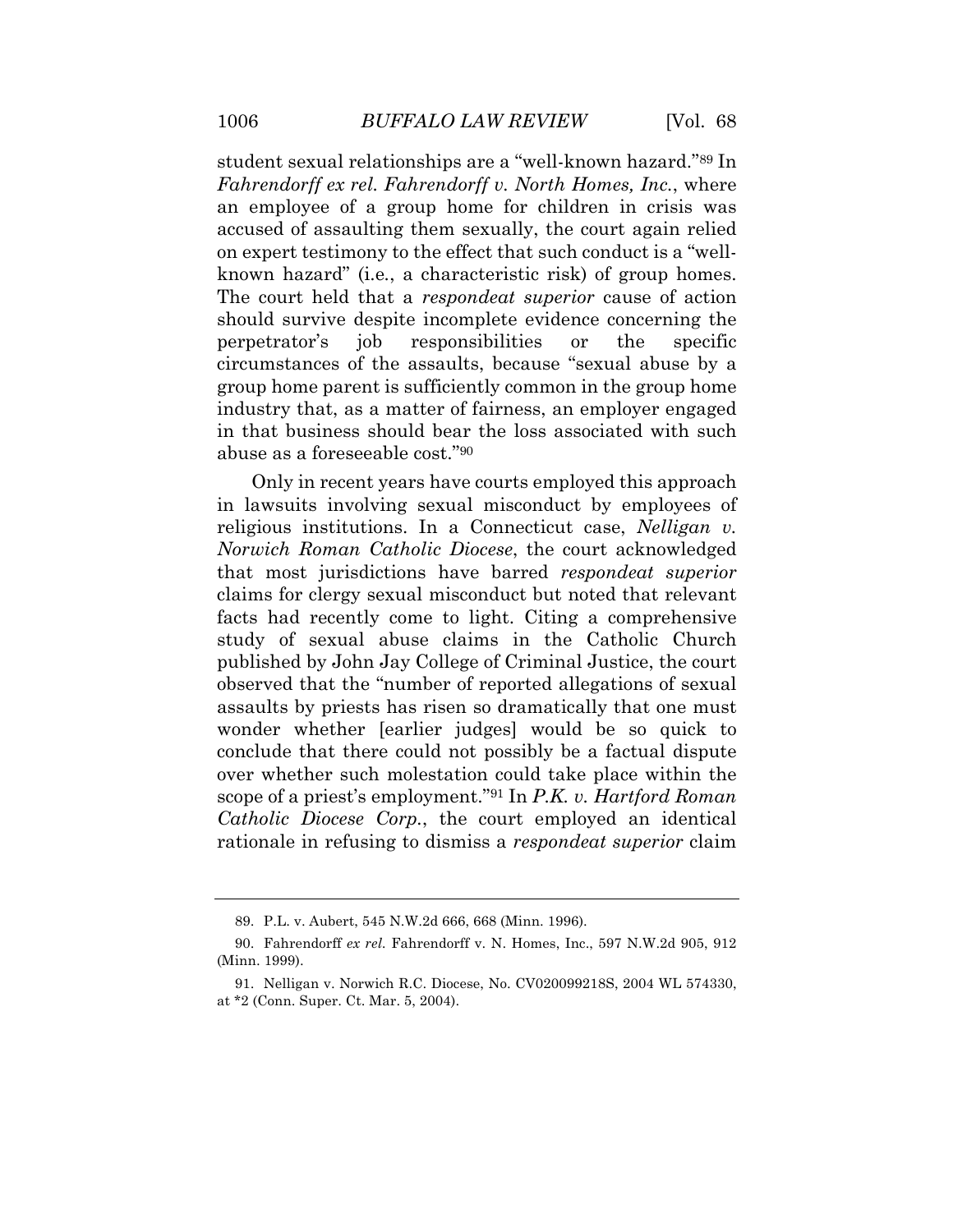student sexual relationships are a "well-known hazard."[89] In *Fahrendorff ex rel. Fahrendorff v. North Homes, Inc.*, where an employee of a group home for children in crisis was accused of assaulting them sexually, the court again relied on expert testimony to the effect that such conduct is a "well-known hazard" (i.e., a characteristic risk) of group homes. The court held that a *respondeat superior* cause of action should survive despite incomplete evidence concerning the perpetrator's job responsibilities or the specific circumstances of the assaults, because "sexual abuse by a group home parent is sufficiently common in the group home industry that, as a matter of fairness, an employer engaged in that business should bear the loss associated with such abuse as a foreseeable cost."[90]

Only in recent years have courts employed this approach in lawsuits involving sexual misconduct by employees of religious institutions. In a Connecticut case, *Nelligan v. Norwich Roman Catholic Diocese*, the court acknowledged that most jurisdictions have barred *respondeat superior* claims for clergy sexual misconduct but noted that relevant facts had recently come to light. Citing a comprehensive study of sexual abuse claims in the Catholic Church published by John Jay College of Criminal Justice, the court observed that the "number of reported allegations of sexual assaults by priests has risen so dramatically that one must wonder whether [earlier judges] would be so quick to conclude that there could not possibly be a factual dispute over whether such molestation could take place within the scope of a priest's employment."[91] In *P.K. v. Hartford Roman Catholic Diocese Corp.*, the court employed an identical rationale in refusing to dismiss a *respondeat superior* claim

---

89. P.L. v. Aubert, 545 N.W.2d 666, 668 (Minn. 1996).

90. Fahrendorff *ex rel.* Fahrendorff v. N. Homes, Inc., 597 N.W.2d 905, 912 (Minn. 1999).

91. Nelligan v. Norwich R.C. Diocese, No. CV020099218S, 2004 WL 574330, at *2 (Conn. Super. Ct. Mar. 5, 2004).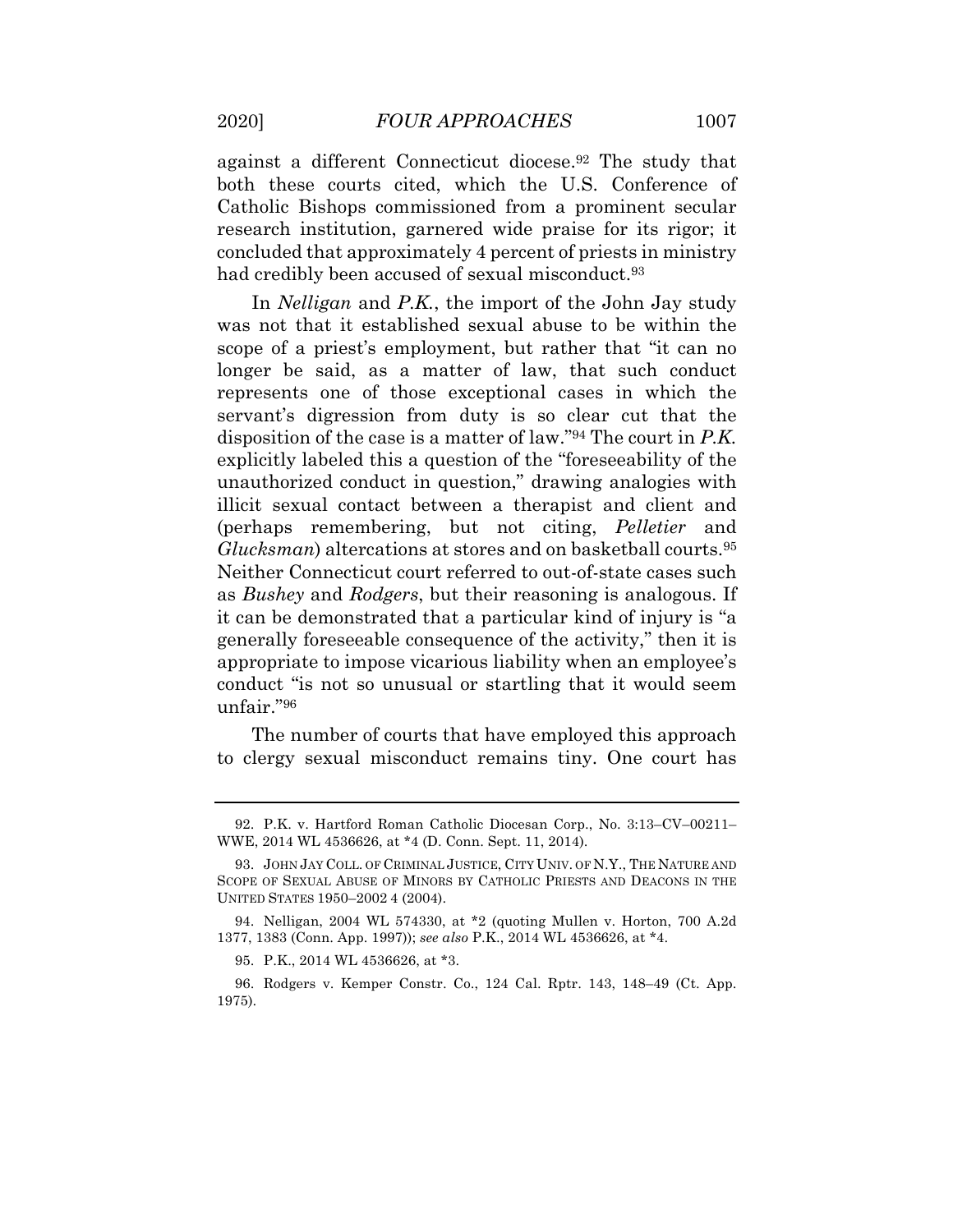against a different Connecticut diocese.[92] The study that both these courts cited, which the U.S. Conference of Catholic Bishops commissioned from a prominent secular research institution, garnered wide praise for its rigor; it concluded that approximately 4 percent of priests in ministry had credibly been accused of sexual misconduct.[93]

In *Nelligan* and *P.K.*, the import of the John Jay study was not that it established sexual abuse to be within the scope of a priest's employment, but rather that "it can no longer be said, as a matter of law, that such conduct represents one of those exceptional cases in which the servant's digression from duty is so clear cut that the disposition of the case is a matter of law."[94] The court in *P.K.* explicitly labeled this a question of the "foreseeability of the unauthorized conduct in question," drawing analogies with illicit sexual contact between a therapist and client and (perhaps remembering, but not citing, *Pelletier* and *Glucksman*) altercations at stores and on basketball courts.[95] Neither Connecticut court referred to out-of-state cases such as *Bushey* and *Rodgers*, but their reasoning is analogous. If it can be demonstrated that a particular kind of injury is "a generally foreseeable consequence of the activity," then it is appropriate to impose vicarious liability when an employee's conduct "is not so unusual or startling that it would seem unfair."[96]

The number of courts that have employed this approach to clergy sexual misconduct remains tiny. One court has

---

92. P.K. v. Hartford Roman Catholic Diocesan Corp., No. 3:13–CV–00211–WWE, 2014 WL 4536626, at *4 (D. Conn. Sept. 11, 2014).

93. JOHN JAY COLL. OF CRIMINAL JUSTICE, CITY UNIV. OF N.Y., THE NATURE AND SCOPE OF SEXUAL ABUSE OF MINORS BY CATHOLIC PRIESTS AND DEACONS IN THE UNITED STATES 1950–2002 4 (2004).

94. Nelligan, 2004 WL 574330, at *2 (quoting Mullen v. Horton, 700 A.2d 1377, 1383 (Conn. App. 1997)); *see also* P.K., 2014 WL 4536626, at *4.

95. P.K., 2014 WL 4536626, at *3.

96. Rodgers v. Kemper Constr. Co., 124 Cal. Rptr. 143, 148–49 (Ct. App. 1975).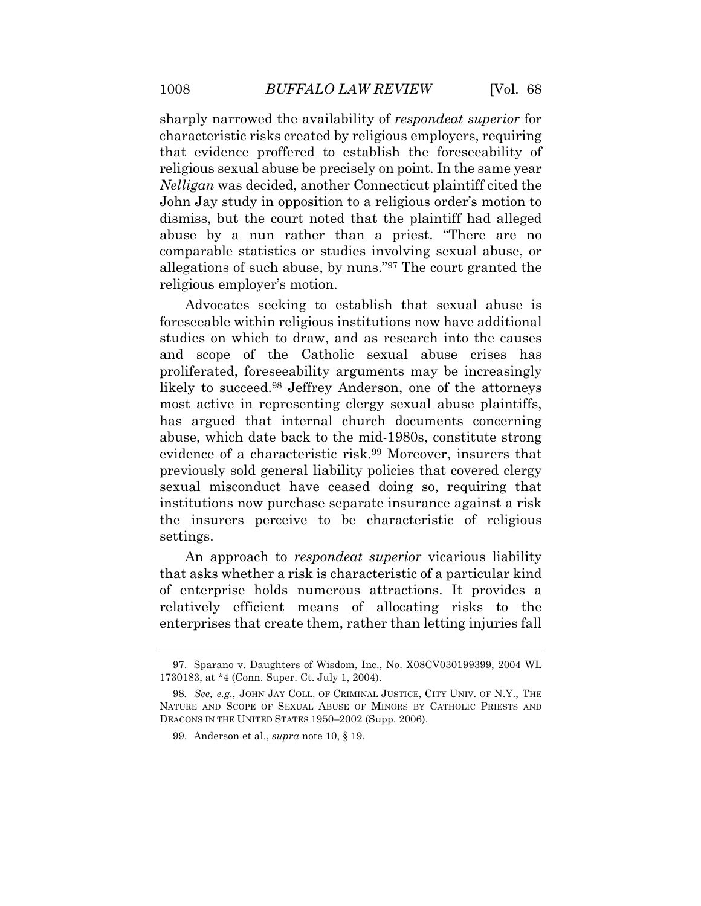sharply narrowed the availability of *respondeat superior* for characteristic risks created by religious employers, requiring that evidence proffered to establish the foreseeability of religious sexual abuse be precisely on point. In the same year *Nelligan* was decided, another Connecticut plaintiff cited the John Jay study in opposition to a religious order's motion to dismiss, but the court noted that the plaintiff had alleged abuse by a nun rather than a priest. "There are no comparable statistics or studies involving sexual abuse, or allegations of such abuse, by nuns."[97] The court granted the religious employer's motion.

Advocates seeking to establish that sexual abuse is foreseeable within religious institutions now have additional studies on which to draw, and as research into the causes and scope of the Catholic sexual abuse crises has proliferated, foreseeability arguments may be increasingly likely to succeed.[98] Jeffrey Anderson, one of the attorneys most active in representing clergy sexual abuse plaintiffs, has argued that internal church documents concerning abuse, which date back to the mid-1980s, constitute strong evidence of a characteristic risk.[99] Moreover, insurers that previously sold general liability policies that covered clergy sexual misconduct have ceased doing so, requiring that institutions now purchase separate insurance against a risk the insurers perceive to be characteristic of religious settings.

An approach to *respondeat superior* vicarious liability that asks whether a risk is characteristic of a particular kind of enterprise holds numerous attractions. It provides a relatively efficient means of allocating risks to the enterprises that create them, rather than letting injuries fall

---

97. Sparano v. Daughters of Wisdom, Inc., No. X08CV030199399, 2004 WL 1730183, at *4 (Conn. Super. Ct. July 1, 2004).

98. *See, e.g.*, JOHN JAY COLL. OF CRIMINAL JUSTICE, CITY UNIV. OF N.Y., THE NATURE AND SCOPE OF SEXUAL ABUSE OF MINORS BY CATHOLIC PRIESTS AND DEACONS IN THE UNITED STATES 1950–2002 (Supp. 2006).

99. Anderson et al., *supra* note 10, § 19.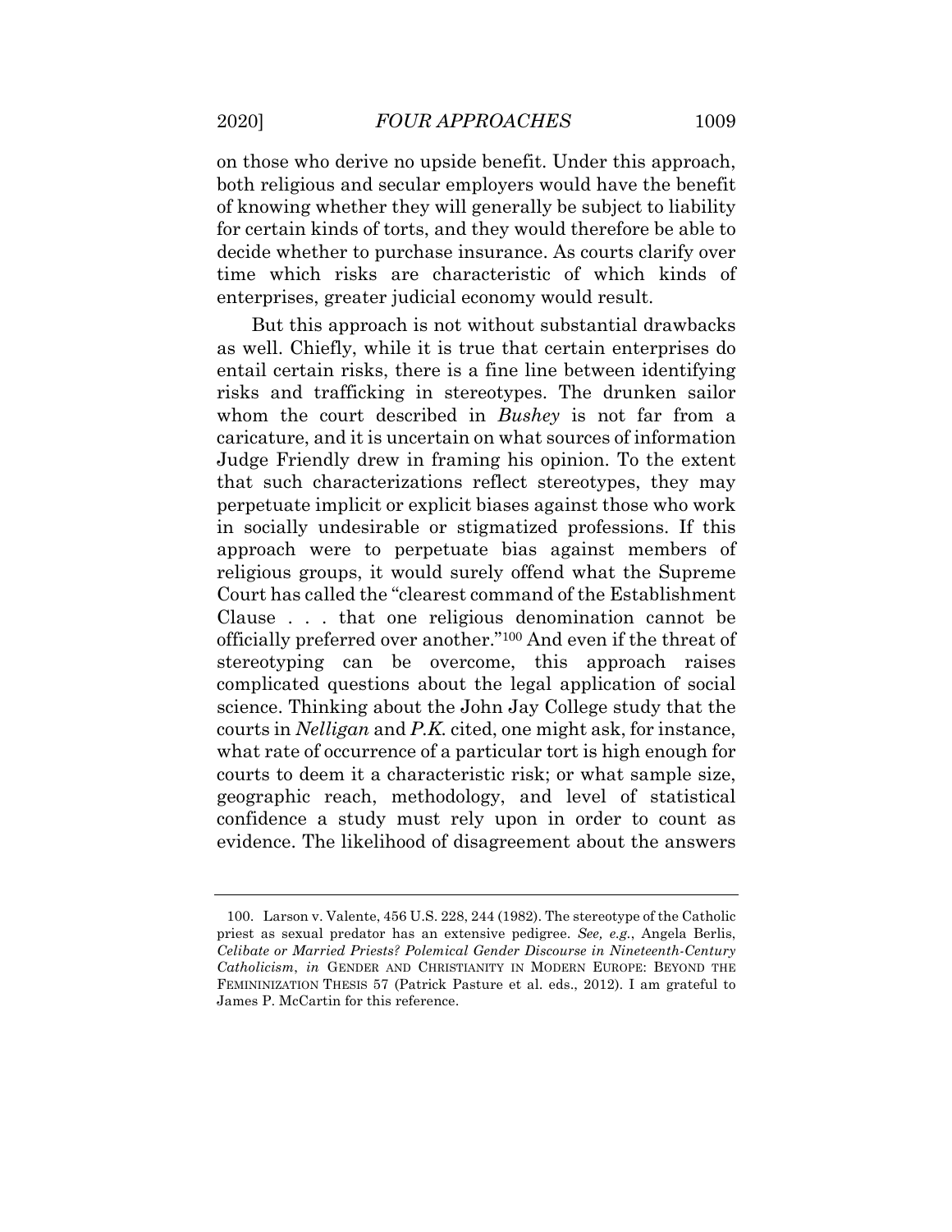on those who derive no upside benefit. Under this approach, both religious and secular employers would have the benefit of knowing whether they will generally be subject to liability for certain kinds of torts, and they would therefore be able to decide whether to purchase insurance. As courts clarify over time which risks are characteristic of which kinds of enterprises, greater judicial economy would result.

But this approach is not without substantial drawbacks as well. Chiefly, while it is true that certain enterprises do entail certain risks, there is a fine line between identifying risks and trafficking in stereotypes. The drunken sailor whom the court described in *Bushey* is not far from a caricature, and it is uncertain on what sources of information Judge Friendly drew in framing his opinion. To the extent that such characterizations reflect stereotypes, they may perpetuate implicit or explicit biases against those who work in socially undesirable or stigmatized professions. If this approach were to perpetuate bias against members of religious groups, it would surely offend what the Supreme Court has called the "clearest command of the Establishment Clause . . . that one religious denomination cannot be officially preferred over another."[100] And even if the threat of stereotyping can be overcome, this approach raises complicated questions about the legal application of social science. Thinking about the John Jay College study that the courts in *Nelligan* and *P.K.* cited, one might ask, for instance, what rate of occurrence of a particular tort is high enough for courts to deem it a characteristic risk; or what sample size, geographic reach, methodology, and level of statistical confidence a study must rely upon in order to count as evidence. The likelihood of disagreement about the answers

---

100. Larson v. Valente, 456 U.S. 228, 244 (1982). The stereotype of the Catholic priest as sexual predator has an extensive pedigree. *See, e.g.*, Angela Berlis, *Celibate or Married Priests? Polemical Gender Discourse in Nineteenth-Century Catholicism*, *in* GENDER AND CHRISTIANITY IN MODERN EUROPE: BEYOND THE FEMININIZATION THESIS 57 (Patrick Pasture et al. eds., 2012). I am grateful to James P. McCartin for this reference.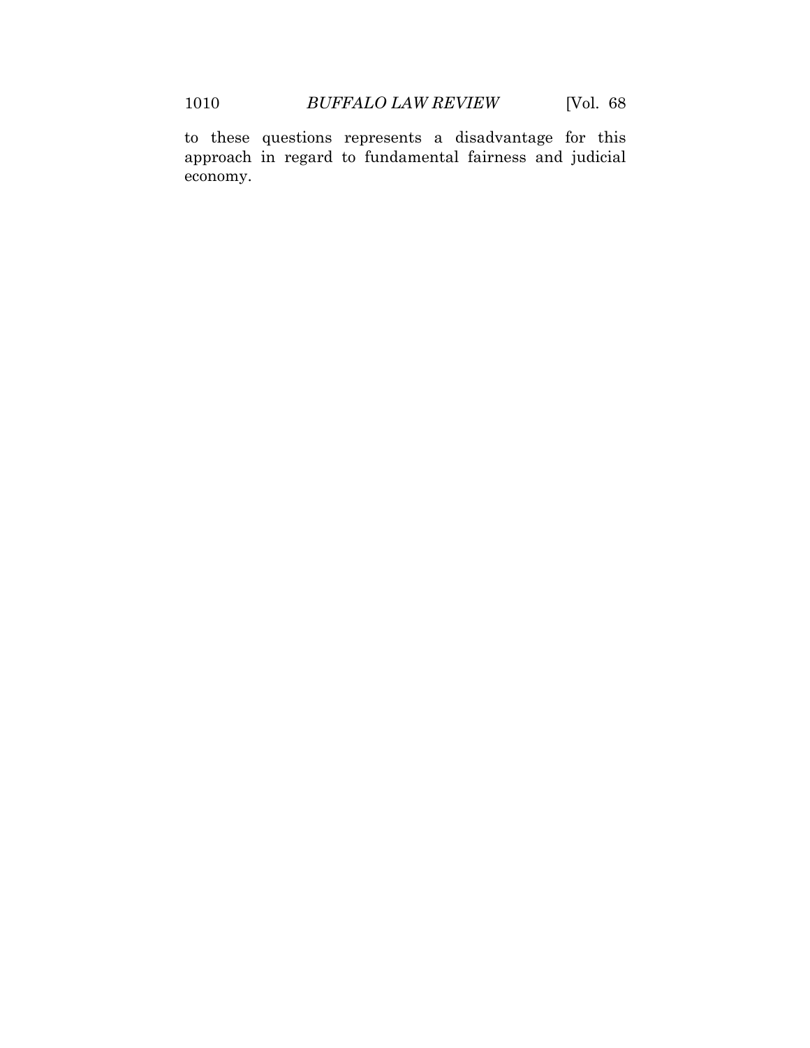to these questions represents a disadvantage for this approach in regard to fundamental fairness and judicial economy.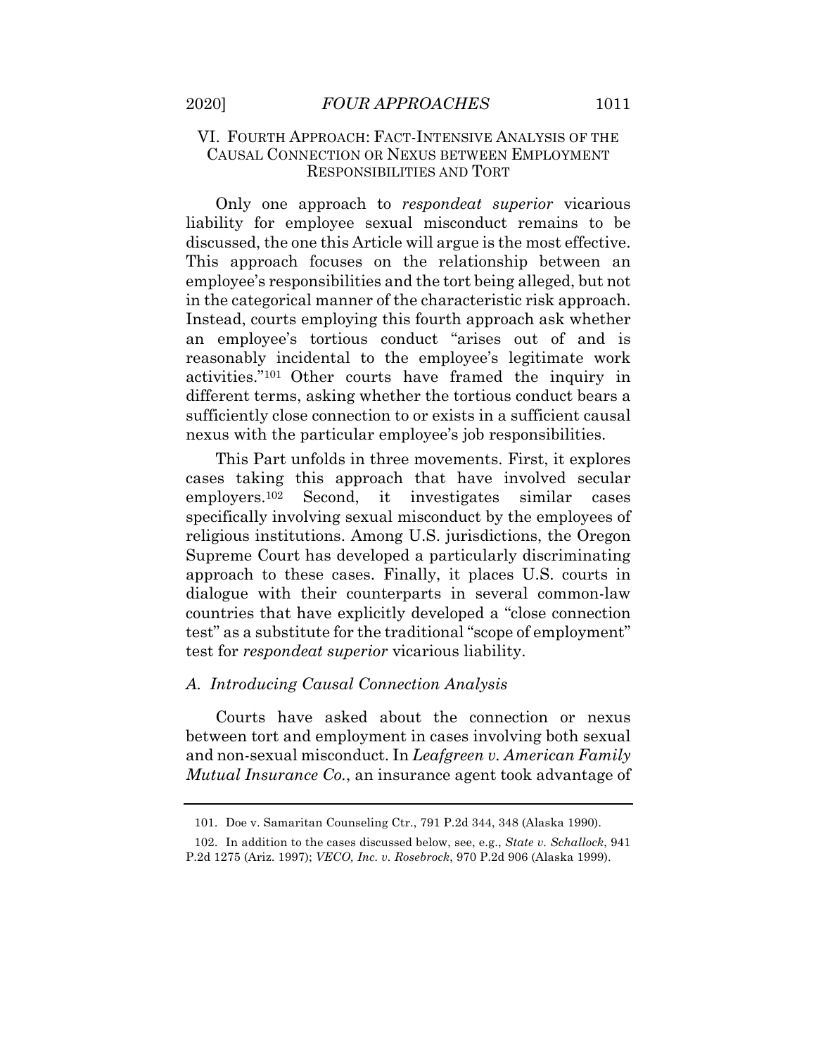## VI. FOURTH APPROACH: FACT-INTENSIVE ANALYSIS OF THE CAUSAL CONNECTION OR NEXUS BETWEEN EMPLOYMENT RESPONSIBILITIES AND TORT

Only one approach to *respondeat superior* vicarious liability for employee sexual misconduct remains to be discussed, the one this Article will argue is the most effective. This approach focuses on the relationship between an employee's responsibilities and the tort being alleged, but not in the categorical manner of the characteristic risk approach. Instead, courts employing this fourth approach ask whether an employee's tortious conduct "arises out of and is reasonably incidental to the employee's legitimate work activities."[101] Other courts have framed the inquiry in different terms, asking whether the tortious conduct bears a sufficiently close connection to or exists in a sufficient causal nexus with the particular employee's job responsibilities.

This Part unfolds in three movements. First, it explores cases taking this approach that have involved secular employers.[102] Second, it investigates similar cases specifically involving sexual misconduct by the employees of religious institutions. Among U.S. jurisdictions, the Oregon Supreme Court has developed a particularly discriminating approach to these cases. Finally, it places U.S. courts in dialogue with their counterparts in several common-law countries that have explicitly developed a "close connection test" as a substitute for the traditional "scope of employment" test for *respondeat superior* vicarious liability.

### *A. Introducing Causal Connection Analysis*

Courts have asked about the connection or nexus between tort and employment in cases involving both sexual and non-sexual misconduct. In *Leafgreen v. American Family Mutual Insurance Co.*, an insurance agent took advantage of

---

101. Doe v. Samaritan Counseling Ctr., 791 P.2d 344, 348 (Alaska 1990).

102. In addition to the cases discussed below, see, e.g., *State v. Schallock*, 941 P.2d 1275 (Ariz. 1997); *VECO, Inc. v. Rosebrock*, 970 P.2d 906 (Alaska 1999).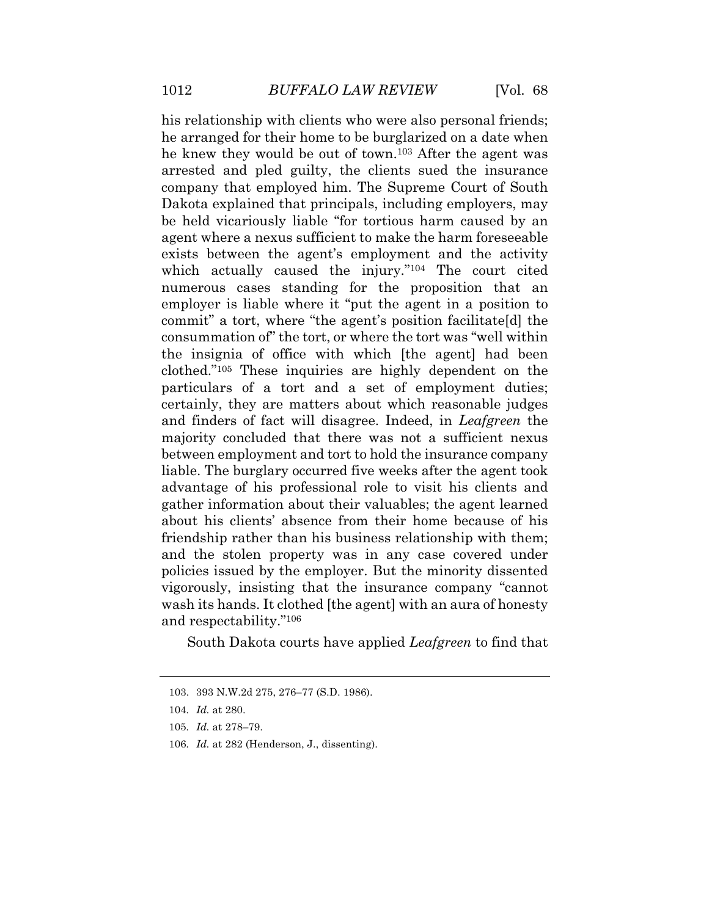his relationship with clients who were also personal friends; he arranged for their home to be burglarized on a date when he knew they would be out of town.[103] After the agent was arrested and pled guilty, the clients sued the insurance company that employed him. The Supreme Court of South Dakota explained that principals, including employers, may be held vicariously liable "for tortious harm caused by an agent where a nexus sufficient to make the harm foreseeable exists between the agent's employment and the activity which actually caused the injury."[104] The court cited numerous cases standing for the proposition that an employer is liable where it "put the agent in a position to commit" a tort, where "the agent's position facilitate[d] the consummation of" the tort, or where the tort was "well within the insignia of office with which [the agent] had been clothed."[105] These inquiries are highly dependent on the particulars of a tort and a set of employment duties; certainly, they are matters about which reasonable judges and finders of fact will disagree. Indeed, in *Leafgreen* the majority concluded that there was not a sufficient nexus between employment and tort to hold the insurance company liable. The burglary occurred five weeks after the agent took advantage of his professional role to visit his clients and gather information about their valuables; the agent learned about his clients' absence from their home because of his friendship rather than his business relationship with them; and the stolen property was in any case covered under policies issued by the employer. But the minority dissented vigorously, insisting that the insurance company "cannot wash its hands. It clothed [the agent] with an aura of honesty and respectability."[106]

South Dakota courts have applied *Leafgreen* to find that

---

103. 393 N.W.2d 275, 276–77 (S.D. 1986).

104. *Id.* at 280.

105. *Id.* at 278–79.

106. *Id.* at 282 (Henderson, J., dissenting).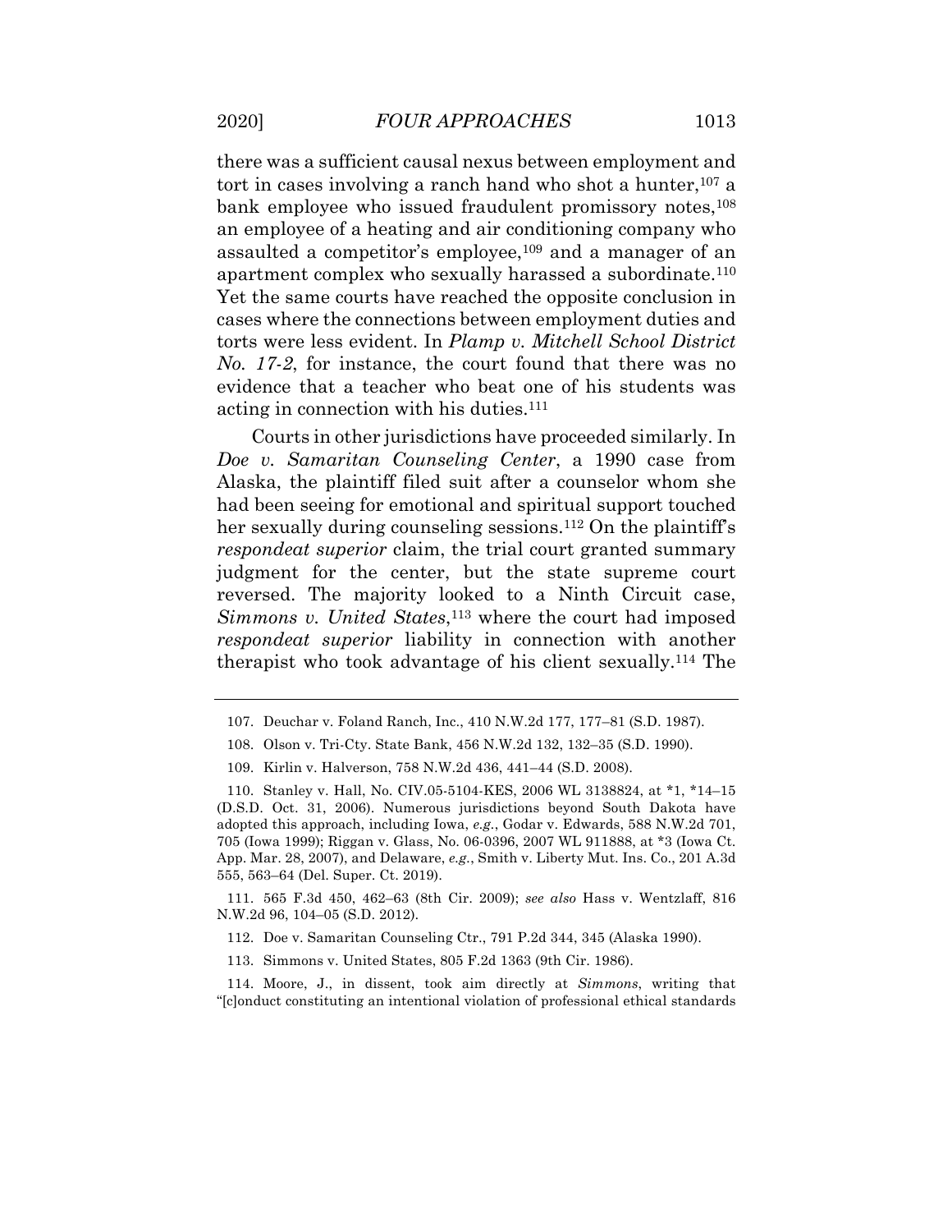there was a sufficient causal nexus between employment and tort in cases involving a ranch hand who shot a hunter,[107] a bank employee who issued fraudulent promissory notes,[108] an employee of a heating and air conditioning company who assaulted a competitor's employee,[109] and a manager of an apartment complex who sexually harassed a subordinate.[110] Yet the same courts have reached the opposite conclusion in cases where the connections between employment duties and torts were less evident. In *Plamp v. Mitchell School District No. 17-2*, for instance, the court found that there was no evidence that a teacher who beat one of his students was acting in connection with his duties.[111]

Courts in other jurisdictions have proceeded similarly. In *Doe v. Samaritan Counseling Center*, a 1990 case from Alaska, the plaintiff filed suit after a counselor whom she had been seeing for emotional and spiritual support touched her sexually during counseling sessions.[112] On the plaintiff's *respondeat superior* claim, the trial court granted summary judgment for the center, but the state supreme court reversed. The majority looked to a Ninth Circuit case, *Simmons v. United States*,[113] where the court had imposed *respondeat superior* liability in connection with another therapist who took advantage of his client sexually.[114] The

---

107. Deuchar v. Foland Ranch, Inc., 410 N.W.2d 177, 177–81 (S.D. 1987).

108. Olson v. Tri-Cty. State Bank, 456 N.W.2d 132, 132–35 (S.D. 1990).

109. Kirlin v. Halverson, 758 N.W.2d 436, 441–44 (S.D. 2008).

110. Stanley v. Hall, No. CIV.05-5104-KES, 2006 WL 3138824, at *1, *14–15 (D.S.D. Oct. 31, 2006). Numerous jurisdictions beyond South Dakota have adopted this approach, including Iowa, *e.g.*, Godar v. Edwards, 588 N.W.2d 701, 705 (Iowa 1999); Riggan v. Glass, No. 06-0396, 2007 WL 911888, at *3 (Iowa Ct. App. Mar. 28, 2007), and Delaware, *e.g.*, Smith v. Liberty Mut. Ins. Co., 201 A.3d 555, 563–64 (Del. Super. Ct. 2019).

111. 565 F.3d 450, 462–63 (8th Cir. 2009); *see also* Hass v. Wentzlaff, 816 N.W.2d 96, 104–05 (S.D. 2012).

112. Doe v. Samaritan Counseling Ctr., 791 P.2d 344, 345 (Alaska 1990).

113. Simmons v. United States, 805 F.2d 1363 (9th Cir. 1986).

114. Moore, J., in dissent, took aim directly at *Simmons*, writing that "[c]onduct constituting an intentional violation of professional ethical standards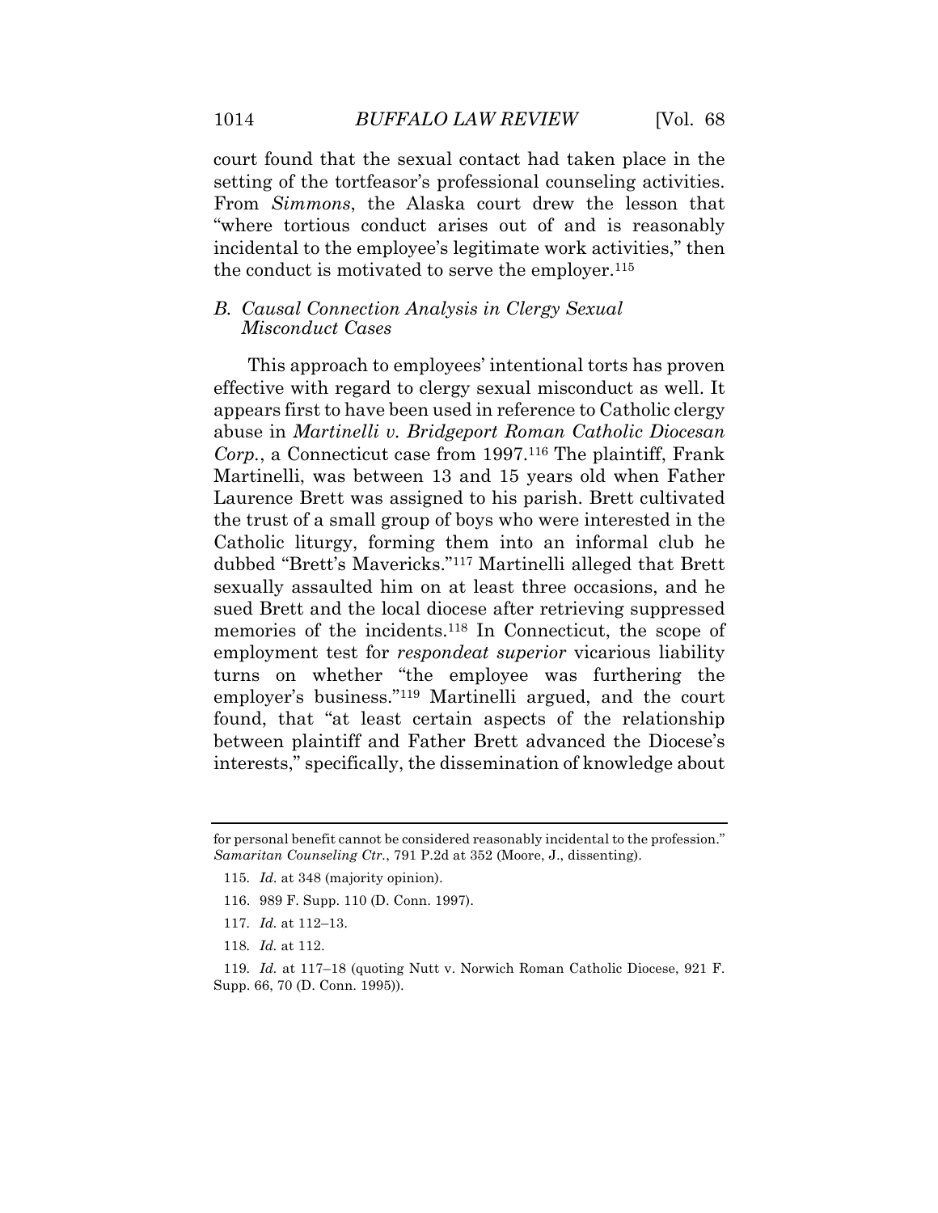court found that the sexual contact had taken place in the setting of the tortfeasor's professional counseling activities. From *Simmons*, the Alaska court drew the lesson that "where tortious conduct arises out of and is reasonably incidental to the employee's legitimate work activities," then the conduct is motivated to serve the employer.[115]

### B. Causal Connection Analysis in Clergy Sexual Misconduct Cases

This approach to employees' intentional torts has proven effective with regard to clergy sexual misconduct as well. It appears first to have been used in reference to Catholic clergy abuse in *Martinelli v. Bridgeport Roman Catholic Diocesan Corp.*, a Connecticut case from 1997.[116] The plaintiff, Frank Martinelli, was between 13 and 15 years old when Father Laurence Brett was assigned to his parish. Brett cultivated the trust of a small group of boys who were interested in the Catholic liturgy, forming them into an informal club he dubbed "Brett's Mavericks."[117] Martinelli alleged that Brett sexually assaulted him on at least three occasions, and he sued Brett and the local diocese after retrieving suppressed memories of the incidents.[118] In Connecticut, the scope of employment test for *respondeat superior* vicarious liability turns on whether "the employee was furthering the employer's business."[119] Martinelli argued, and the court found, that "at least certain aspects of the relationship between plaintiff and Father Brett advanced the Diocese's interests," specifically, the dissemination of knowledge about

---

for personal benefit cannot be considered reasonably incidental to the profession." *Samaritan Counseling Ctr.*, 791 P.2d at 352 (Moore, J., dissenting).

115. *Id.* at 348 (majority opinion).

116. 989 F. Supp. 110 (D. Conn. 1997).

117. *Id.* at 112–13.

118. *Id.* at 112.

119. *Id.* at 117–18 (quoting Nutt v. Norwich Roman Catholic Diocese, 921 F. Supp. 66, 70 (D. Conn. 1995)).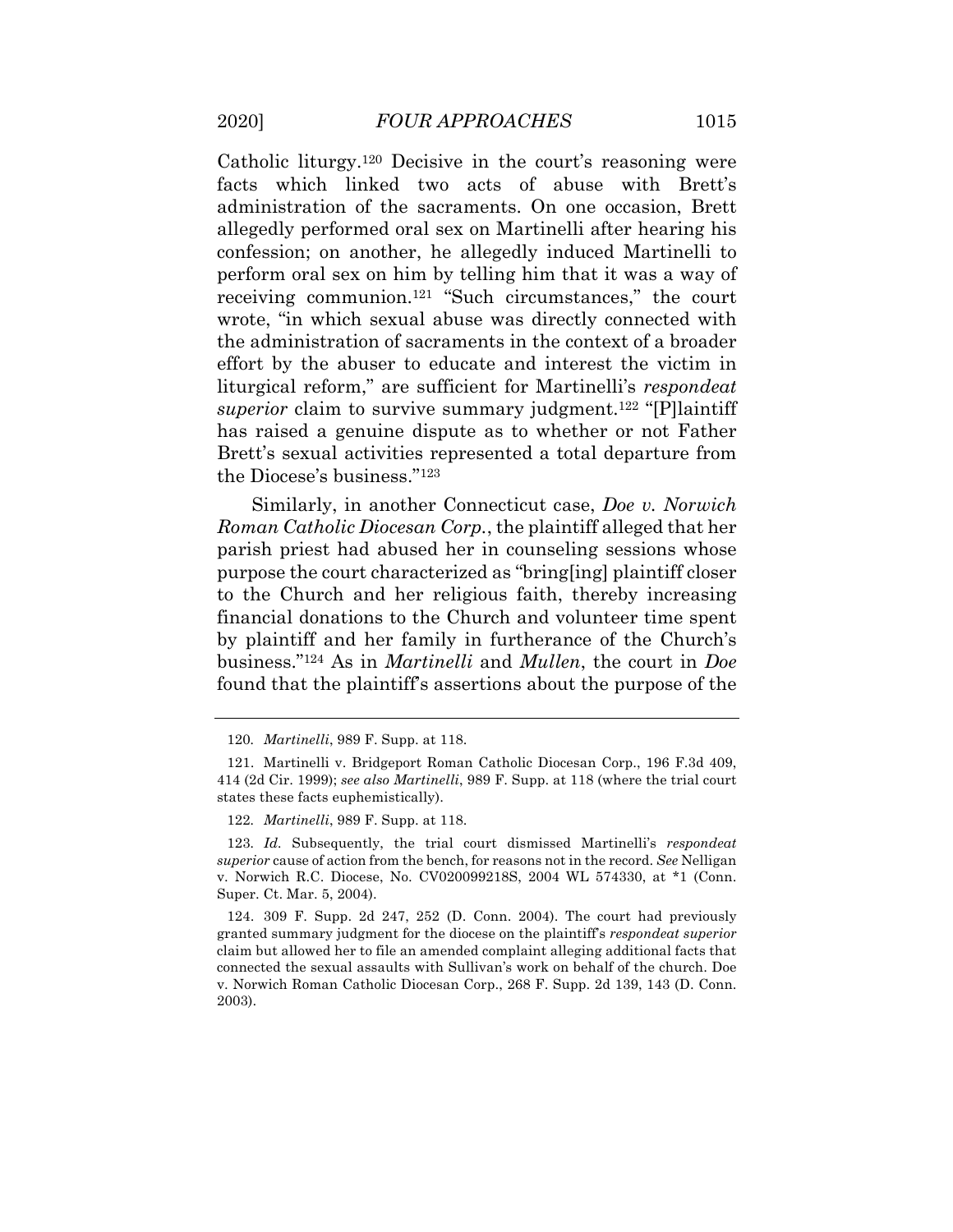Catholic liturgy.[120] Decisive in the court's reasoning were facts which linked two acts of abuse with Brett's administration of the sacraments. On one occasion, Brett allegedly performed oral sex on Martinelli after hearing his confession; on another, he allegedly induced Martinelli to perform oral sex on him by telling him that it was a way of receiving communion.[121] "Such circumstances," the court wrote, "in which sexual abuse was directly connected with the administration of sacraments in the context of a broader effort by the abuser to educate and interest the victim in liturgical reform," are sufficient for Martinelli's *respondeat superior* claim to survive summary judgment.[122] "[P]laintiff has raised a genuine dispute as to whether or not Father Brett's sexual activities represented a total departure from the Diocese's business."[123]

Similarly, in another Connecticut case, *Doe v. Norwich Roman Catholic Diocesan Corp.*, the plaintiff alleged that her parish priest had abused her in counseling sessions whose purpose the court characterized as "bring[ing] plaintiff closer to the Church and her religious faith, thereby increasing financial donations to the Church and volunteer time spent by plaintiff and her family in furtherance of the Church's business."[124] As in *Martinelli* and *Mullen*, the court in *Doe* found that the plaintiff's assertions about the purpose of the

---

120. *Martinelli*, 989 F. Supp. at 118.

121. Martinelli v. Bridgeport Roman Catholic Diocesan Corp., 196 F.3d 409, 414 (2d Cir. 1999); *see also Martinelli*, 989 F. Supp. at 118 (where the trial court states these facts euphemistically).

122. *Martinelli*, 989 F. Supp. at 118.

123. *Id.* Subsequently, the trial court dismissed Martinelli's *respondeat superior* cause of action from the bench, for reasons not in the record. *See* Nelligan v. Norwich R.C. Diocese, No. CV020099218S, 2004 WL 574330, at *1 (Conn. Super. Ct. Mar. 5, 2004).

124. 309 F. Supp. 2d 247, 252 (D. Conn. 2004). The court had previously granted summary judgment for the diocese on the plaintiff's *respondeat superior* claim but allowed her to file an amended complaint alleging additional facts that connected the sexual assaults with Sullivan's work on behalf of the church. Doe v. Norwich Roman Catholic Diocesan Corp., 268 F. Supp. 2d 139, 143 (D. Conn. 2003).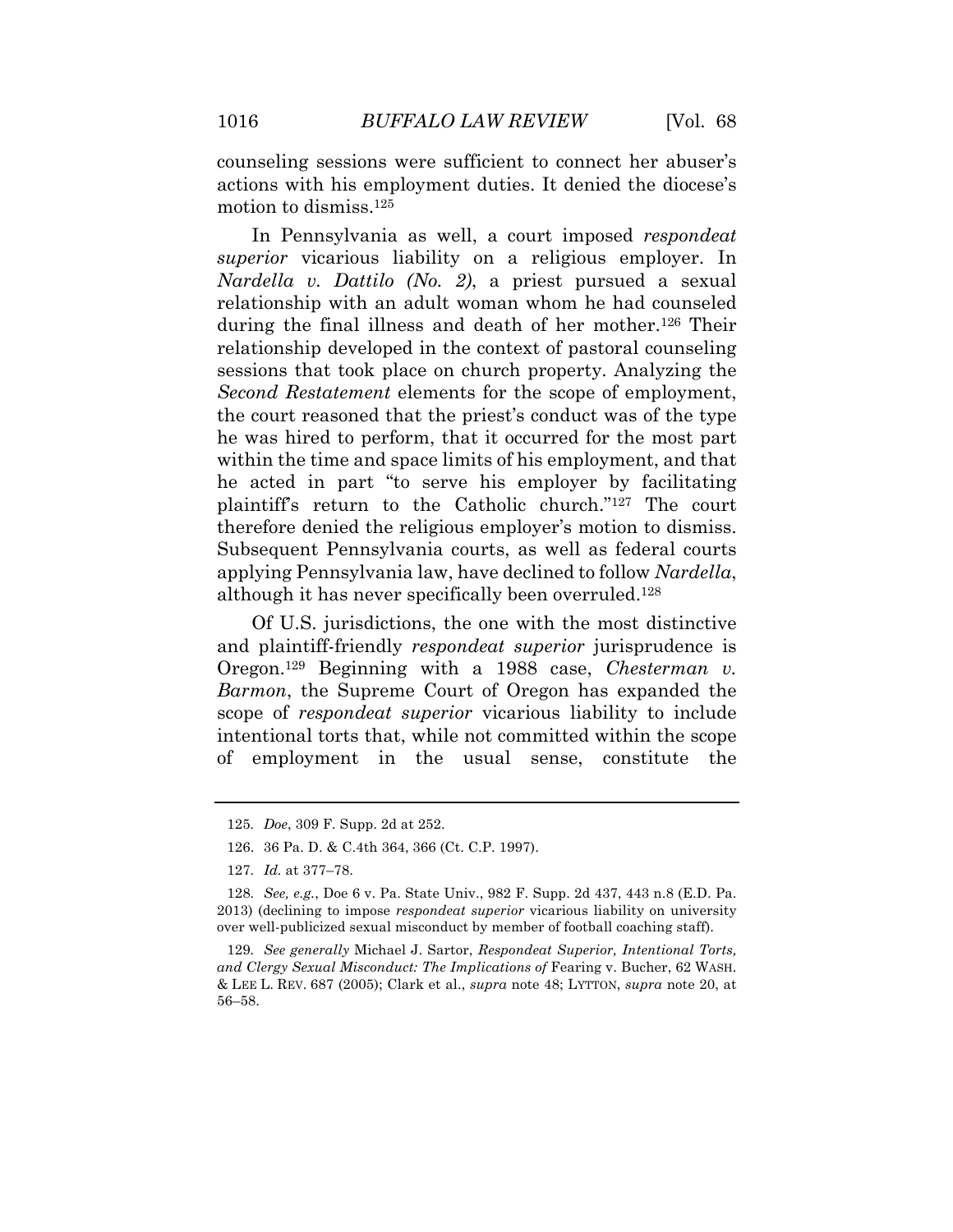counseling sessions were sufficient to connect her abuser's actions with his employment duties. It denied the diocese's motion to dismiss.[125]

In Pennsylvania as well, a court imposed *respondeat superior* vicarious liability on a religious employer. In *Nardella v. Dattilo (No. 2)*, a priest pursued a sexual relationship with an adult woman whom he had counseled during the final illness and death of her mother.[126] Their relationship developed in the context of pastoral counseling sessions that took place on church property. Analyzing the *Second Restatement* elements for the scope of employment, the court reasoned that the priest's conduct was of the type he was hired to perform, that it occurred for the most part within the time and space limits of his employment, and that he acted in part "to serve his employer by facilitating plaintiff's return to the Catholic church."[127] The court therefore denied the religious employer's motion to dismiss. Subsequent Pennsylvania courts, as well as federal courts applying Pennsylvania law, have declined to follow *Nardella*, although it has never specifically been overruled.[128]

Of U.S. jurisdictions, the one with the most distinctive and plaintiff-friendly *respondeat superior* jurisprudence is Oregon.[129] Beginning with a 1988 case, *Chesterman v. Barmon*, the Supreme Court of Oregon has expanded the scope of *respondeat superior* vicarious liability to include intentional torts that, while not committed within the scope of employment in the usual sense, constitute the

---

125. *Doe*, 309 F. Supp. 2d at 252.

126. 36 Pa. D. & C.4th 364, 366 (Ct. C.P. 1997).

127. *Id.* at 377–78.

128. *See, e.g.*, Doe 6 v. Pa. State Univ., 982 F. Supp. 2d 437, 443 n.8 (E.D. Pa. 2013) (declining to impose *respondeat superior* vicarious liability on university over well-publicized sexual misconduct by member of football coaching staff).

129. *See generally* Michael J. Sartor, *Respondeat Superior, Intentional Torts, and Clergy Sexual Misconduct: The Implications of* Fearing v. Bucher, 62 WASH. & LEE L. REV. 687 (2005); Clark et al., *supra* note 48; LYTTON, *supra* note 20, at 56–58.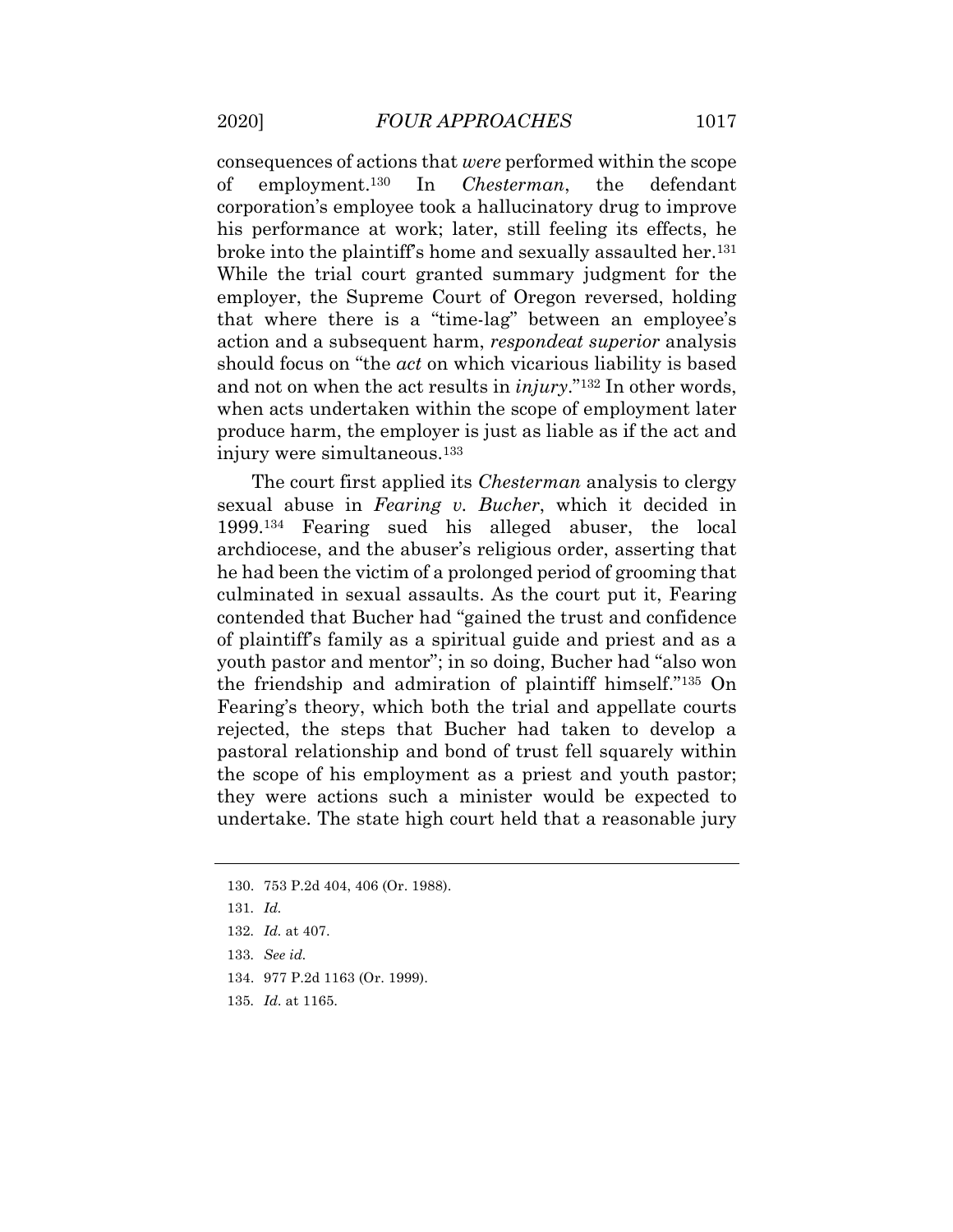consequences of actions that *were* performed within the scope of employment.[130] In *Chesterman*, the defendant corporation's employee took a hallucinatory drug to improve his performance at work; later, still feeling its effects, he broke into the plaintiff's home and sexually assaulted her.[131] While the trial court granted summary judgment for the employer, the Supreme Court of Oregon reversed, holding that where there is a "time-lag" between an employee's action and a subsequent harm, *respondeat superior* analysis should focus on "the *act* on which vicarious liability is based and not on when the act results in *injury*."[132] In other words, when acts undertaken within the scope of employment later produce harm, the employer is just as liable as if the act and injury were simultaneous.[133]

The court first applied its *Chesterman* analysis to clergy sexual abuse in *Fearing v. Bucher*, which it decided in 1999.[134] Fearing sued his alleged abuser, the local archdiocese, and the abuser's religious order, asserting that he had been the victim of a prolonged period of grooming that culminated in sexual assaults. As the court put it, Fearing contended that Bucher had "gained the trust and confidence of plaintiff's family as a spiritual guide and priest and as a youth pastor and mentor"; in so doing, Bucher had "also won the friendship and admiration of plaintiff himself."[135] On Fearing's theory, which both the trial and appellate courts rejected, the steps that Bucher had taken to develop a pastoral relationship and bond of trust fell squarely within the scope of his employment as a priest and youth pastor; they were actions such a minister would be expected to undertake. The state high court held that a reasonable jury

130. 753 P.2d 404, 406 (Or. 1988).

131. *Id.*

132. *Id.* at 407.

133. *See id.*

134. 977 P.2d 1163 (Or. 1999).

135. *Id.* at 1165.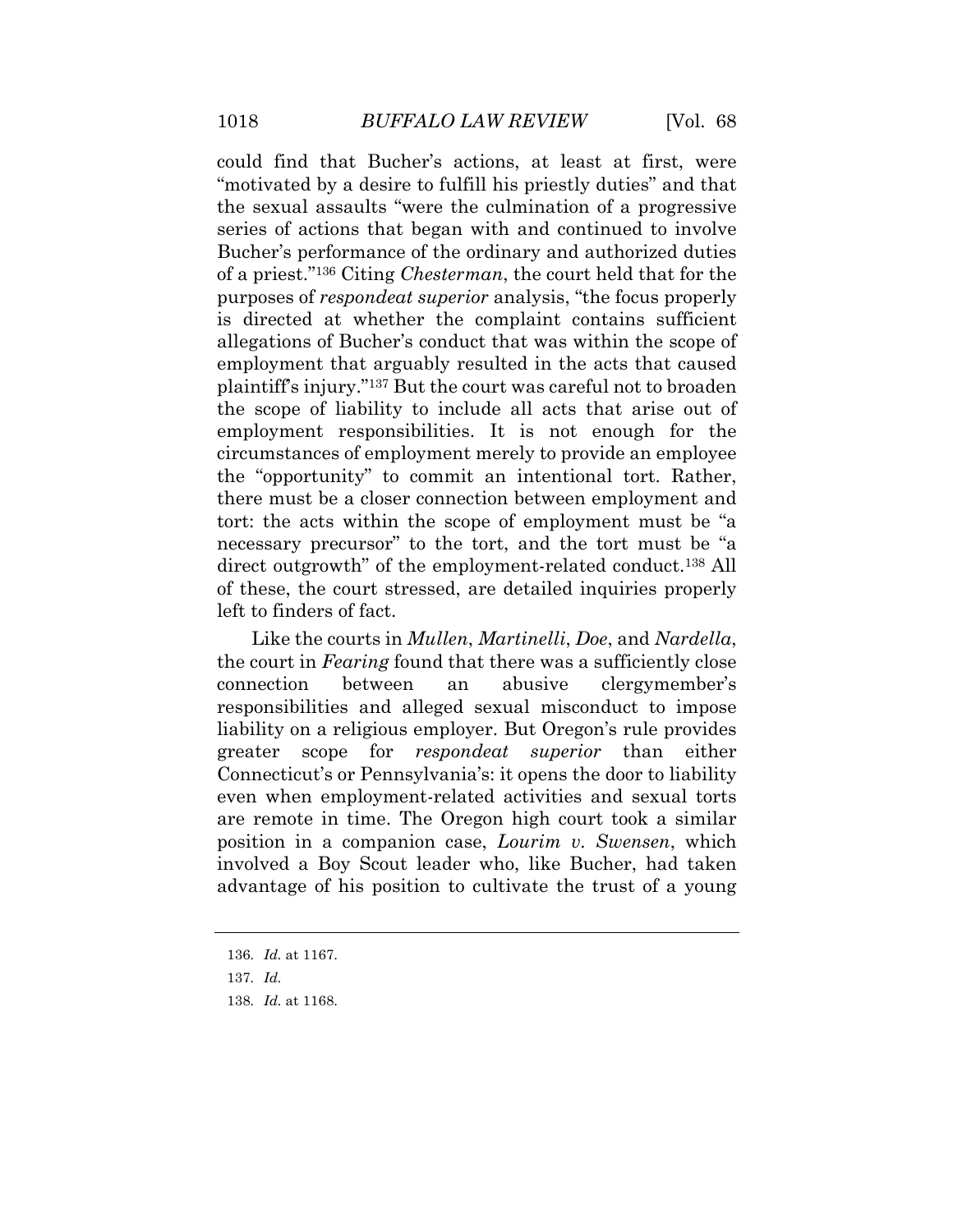could find that Bucher's actions, at least at first, were "motivated by a desire to fulfill his priestly duties" and that the sexual assaults "were the culmination of a progressive series of actions that began with and continued to involve Bucher's performance of the ordinary and authorized duties of a priest."[136] Citing *Chesterman*, the court held that for the purposes of *respondeat superior* analysis, "the focus properly is directed at whether the complaint contains sufficient allegations of Bucher's conduct that was within the scope of employment that arguably resulted in the acts that caused plaintiff's injury."[137] But the court was careful not to broaden the scope of liability to include all acts that arise out of employment responsibilities. It is not enough for the circumstances of employment merely to provide an employee the "opportunity" to commit an intentional tort. Rather, there must be a closer connection between employment and tort: the acts within the scope of employment must be "a necessary precursor" to the tort, and the tort must be "a direct outgrowth" of the employment-related conduct.[138] All of these, the court stressed, are detailed inquiries properly left to finders of fact.

Like the courts in *Mullen*, *Martinelli*, *Doe*, and *Nardella*, the court in *Fearing* found that there was a sufficiently close connection between an abusive clergymember's responsibilities and alleged sexual misconduct to impose liability on a religious employer. But Oregon's rule provides greater scope for *respondeat superior* than either Connecticut's or Pennsylvania's: it opens the door to liability even when employment-related activities and sexual torts are remote in time. The Oregon high court took a similar position in a companion case, *Lourim v. Swensen*, which involved a Boy Scout leader who, like Bucher, had taken advantage of his position to cultivate the trust of a young

---

136. *Id.* at 1167.

137. *Id.*

138. *Id.* at 1168.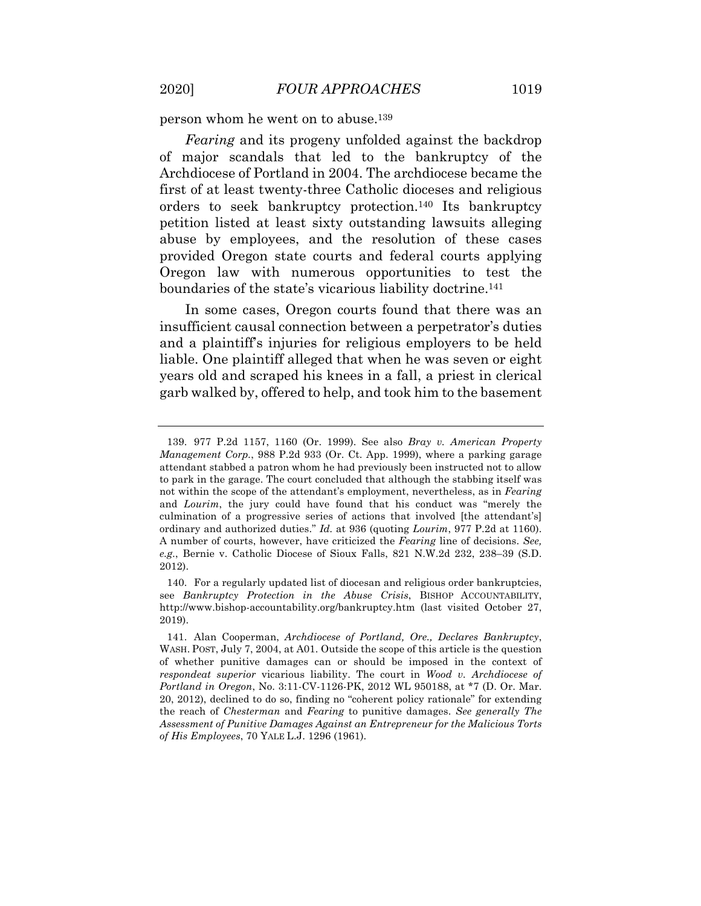person whom he went on to abuse.[139]

*Fearing* and its progeny unfolded against the backdrop of major scandals that led to the bankruptcy of the Archdiocese of Portland in 2004. The archdiocese became the first of at least twenty-three Catholic dioceses and religious orders to seek bankruptcy protection.[140] Its bankruptcy petition listed at least sixty outstanding lawsuits alleging abuse by employees, and the resolution of these cases provided Oregon state courts and federal courts applying Oregon law with numerous opportunities to test the boundaries of the state's vicarious liability doctrine.[141]

In some cases, Oregon courts found that there was an insufficient causal connection between a perpetrator's duties and a plaintiff's injuries for religious employers to be held liable. One plaintiff alleged that when he was seven or eight years old and scraped his knees in a fall, a priest in clerical garb walked by, offered to help, and took him to the basement

---

139. 977 P.2d 1157, 1160 (Or. 1999). See also *Bray v. American Property Management Corp.*, 988 P.2d 933 (Or. Ct. App. 1999), where a parking garage attendant stabbed a patron whom he had previously been instructed not to allow to park in the garage. The court concluded that although the stabbing itself was not within the scope of the attendant's employment, nevertheless, as in *Fearing* and *Lourim*, the jury could have found that his conduct was "merely the culmination of a progressive series of actions that involved [the attendant's] ordinary and authorized duties." *Id.* at 936 (quoting *Lourim*, 977 P.2d at 1160). A number of courts, however, have criticized the *Fearing* line of decisions. *See, e.g.*, Bernie v. Catholic Diocese of Sioux Falls, 821 N.W.2d 232, 238–39 (S.D. 2012).

140. For a regularly updated list of diocesan and religious order bankruptcies, see *Bankruptcy Protection in the Abuse Crisis*, BISHOP ACCOUNTABILITY, http://www.bishop-accountability.org/bankruptcy.htm (last visited October 27, 2019).

141. Alan Cooperman, *Archdiocese of Portland, Ore., Declares Bankruptcy*, WASH. POST, July 7, 2004, at A01. Outside the scope of this article is the question of whether punitive damages can or should be imposed in the context of *respondeat superior* vicarious liability. The court in *Wood v. Archdiocese of Portland in Oregon*, No. 3:11-CV-1126-PK, 2012 WL 950188, at *7 (D. Or. Mar. 20, 2012), declined to do so, finding no "coherent policy rationale" for extending the reach of *Chesterman* and *Fearing* to punitive damages. *See generally The Assessment of Punitive Damages Against an Entrepreneur for the Malicious Torts of His Employees*, 70 YALE L.J. 1296 (1961).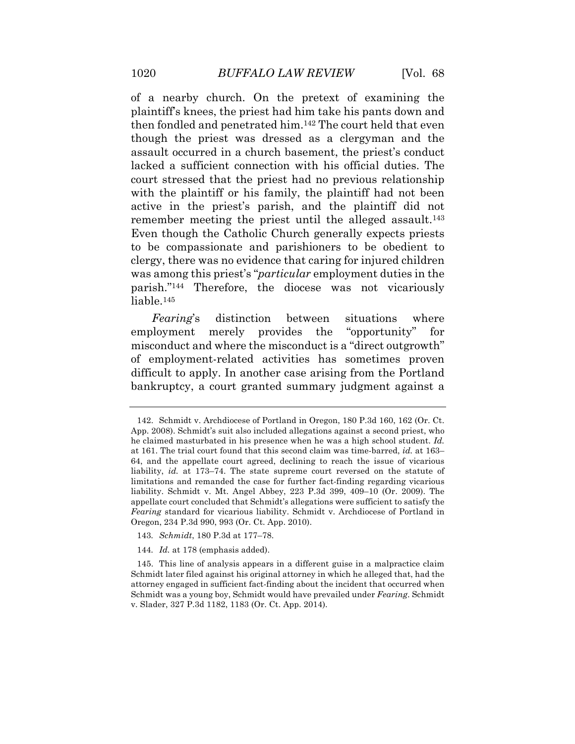of a nearby church. On the pretext of examining the plaintiff's knees, the priest had him take his pants down and then fondled and penetrated him.[142] The court held that even though the priest was dressed as a clergyman and the assault occurred in a church basement, the priest's conduct lacked a sufficient connection with his official duties. The court stressed that the priest had no previous relationship with the plaintiff or his family, the plaintiff had not been active in the priest's parish, and the plaintiff did not remember meeting the priest until the alleged assault.[143] Even though the Catholic Church generally expects priests to be compassionate and parishioners to be obedient to clergy, there was no evidence that caring for injured children was among this priest's "*particular* employment duties in the parish."[144] Therefore, the diocese was not vicariously liable.[145]

*Fearing*'s distinction between situations where employment merely provides the "opportunity" for misconduct and where the misconduct is a "direct outgrowth" of employment-related activities has sometimes proven difficult to apply. In another case arising from the Portland bankruptcy, a court granted summary judgment against a

---

142. Schmidt v. Archdiocese of Portland in Oregon, 180 P.3d 160, 162 (Or. Ct. App. 2008). Schmidt's suit also included allegations against a second priest, who he claimed masturbated in his presence when he was a high school student. *Id.* at 161. The trial court found that this second claim was time-barred, *id.* at 163–64, and the appellate court agreed, declining to reach the issue of vicarious liability, *id.* at 173–74. The state supreme court reversed on the statute of limitations and remanded the case for further fact-finding regarding vicarious liability. Schmidt v. Mt. Angel Abbey, 223 P.3d 399, 409–10 (Or. 2009). The appellate court concluded that Schmidt's allegations were sufficient to satisfy the *Fearing* standard for vicarious liability. Schmidt v. Archdiocese of Portland in Oregon, 234 P.3d 990, 993 (Or. Ct. App. 2010).

143. *Schmidt*, 180 P.3d at 177–78.

144. *Id.* at 178 (emphasis added).

145. This line of analysis appears in a different guise in a malpractice claim Schmidt later filed against his original attorney in which he alleged that, had the attorney engaged in sufficient fact-finding about the incident that occurred when Schmidt was a young boy, Schmidt would have prevailed under *Fearing*. Schmidt v. Slader, 327 P.3d 1182, 1183 (Or. Ct. App. 2014).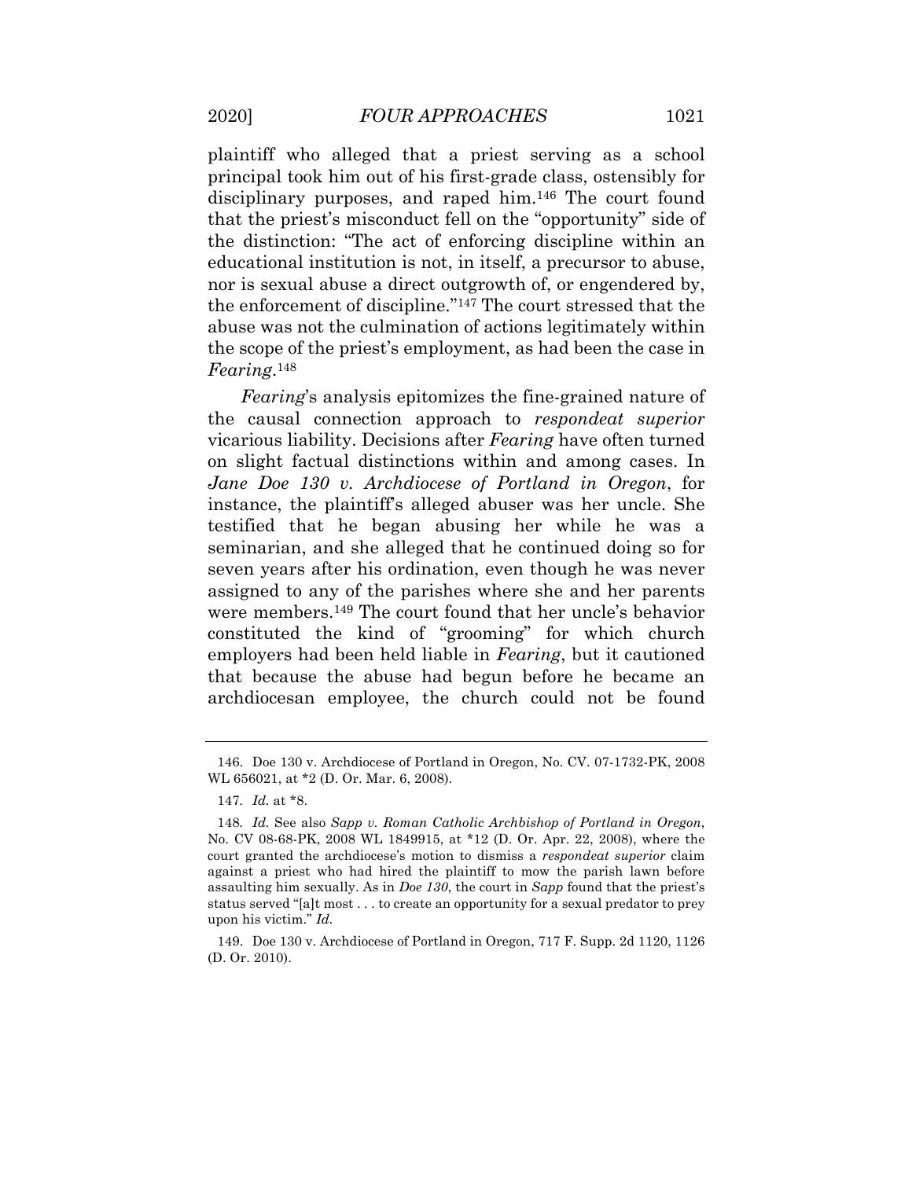plaintiff who alleged that a priest serving as a school principal took him out of his first-grade class, ostensibly for disciplinary purposes, and raped him.[146] The court found that the priest's misconduct fell on the "opportunity" side of the distinction: "The act of enforcing discipline within an educational institution is not, in itself, a precursor to abuse, nor is sexual abuse a direct outgrowth of, or engendered by, the enforcement of discipline."[147] The court stressed that the abuse was not the culmination of actions legitimately within the scope of the priest's employment, as had been the case in *Fearing*.[148]

*Fearing*'s analysis epitomizes the fine-grained nature of the causal connection approach to *respondeat superior* vicarious liability. Decisions after *Fearing* have often turned on slight factual distinctions within and among cases. In *Jane Doe 130 v. Archdiocese of Portland in Oregon*, for instance, the plaintiff's alleged abuser was her uncle. She testified that he began abusing her while he was a seminarian, and she alleged that he continued doing so for seven years after his ordination, even though he was never assigned to any of the parishes where she and her parents were members.[149] The court found that her uncle's behavior constituted the kind of "grooming" for which church employers had been held liable in *Fearing*, but it cautioned that because the abuse had begun before he became an archdiocesan employee, the church could not be found

---

146. Doe 130 v. Archdiocese of Portland in Oregon, No. CV. 07-1732-PK, 2008 WL 656021, at *2 (D. Or. Mar. 6, 2008).

147. *Id.* at *8.

148. *Id.* See also *Sapp v. Roman Catholic Archbishop of Portland in Oregon*, No. CV 08-68-PK, 2008 WL 1849915, at *12 (D. Or. Apr. 22, 2008), where the court granted the archdiocese's motion to dismiss a *respondeat superior* claim against a priest who had hired the plaintiff to mow the parish lawn before assaulting him sexually. As in *Doe 130*, the court in *Sapp* found that the priest's status served "[a]t most . . . to create an opportunity for a sexual predator to prey upon his victim." *Id.*

149. Doe 130 v. Archdiocese of Portland in Oregon, 717 F. Supp. 2d 1120, 1126 (D. Or. 2010).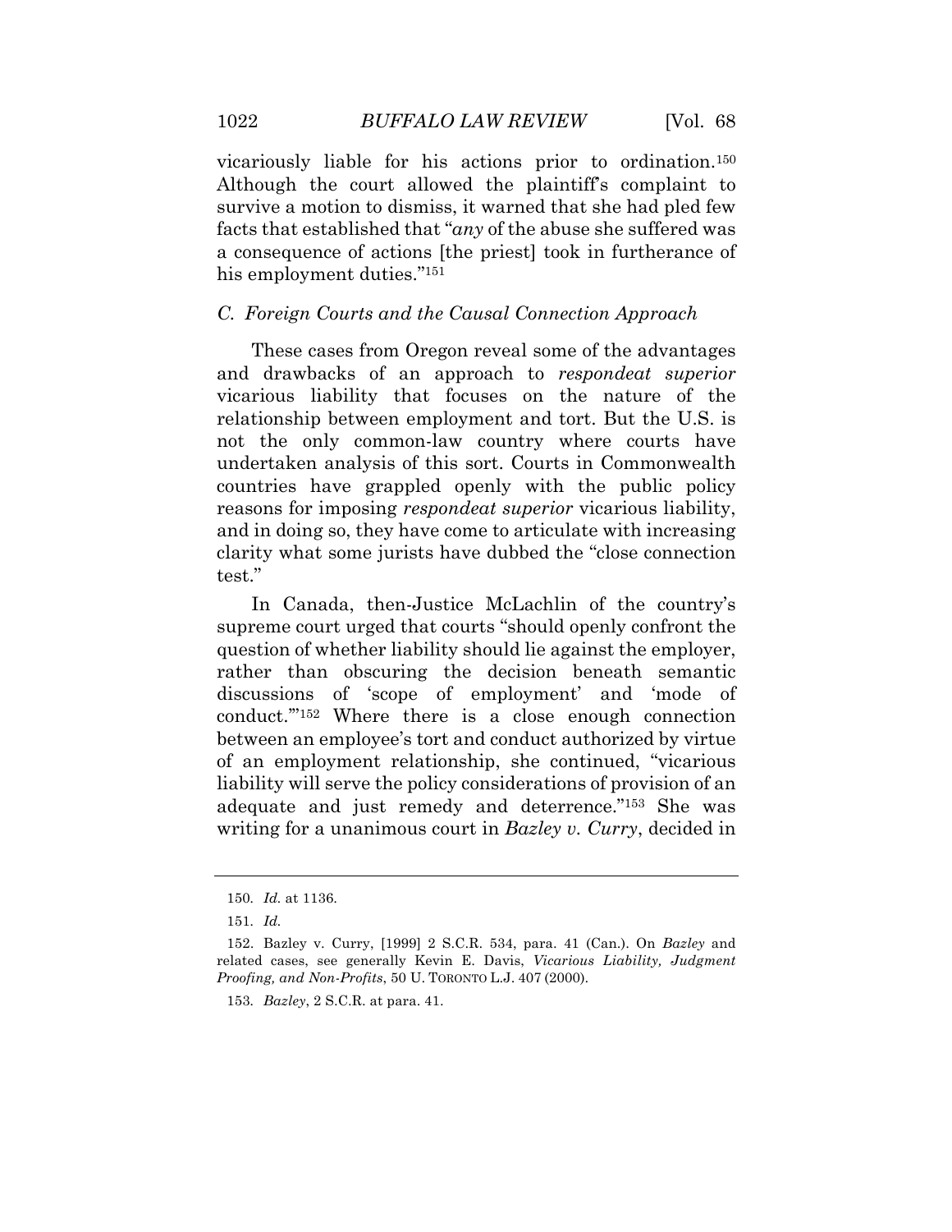vicariously liable for his actions prior to ordination.[150] Although the court allowed the plaintiff's complaint to survive a motion to dismiss, it warned that she had pled few facts that established that "*any* of the abuse she suffered was a consequence of actions [the priest] took in furtherance of his employment duties."[151]

### *C. Foreign Courts and the Causal Connection Approach*

These cases from Oregon reveal some of the advantages and drawbacks of an approach to *respondeat superior* vicarious liability that focuses on the nature of the relationship between employment and tort. But the U.S. is not the only common-law country where courts have undertaken analysis of this sort. Courts in Commonwealth countries have grappled openly with the public policy reasons for imposing *respondeat superior* vicarious liability, and in doing so, they have come to articulate with increasing clarity what some jurists have dubbed the "close connection test."

In Canada, then-Justice McLachlin of the country's supreme court urged that courts "should openly confront the question of whether liability should lie against the employer, rather than obscuring the decision beneath semantic discussions of 'scope of employment' and 'mode of conduct.'"[152] Where there is a close enough connection between an employee's tort and conduct authorized by virtue of an employment relationship, she continued, "vicarious liability will serve the policy considerations of provision of an adequate and just remedy and deterrence."[153] She was writing for a unanimous court in *Bazley v. Curry*, decided in

---

150. *Id.* at 1136.

151. *Id.*

152. Bazley v. Curry, [1999] 2 S.C.R. 534, para. 41 (Can.). On *Bazley* and related cases, see generally Kevin E. Davis, *Vicarious Liability, Judgment Proofing, and Non-Profits*, 50 U. TORONTO L.J. 407 (2000).

153. *Bazley*, 2 S.C.R. at para. 41.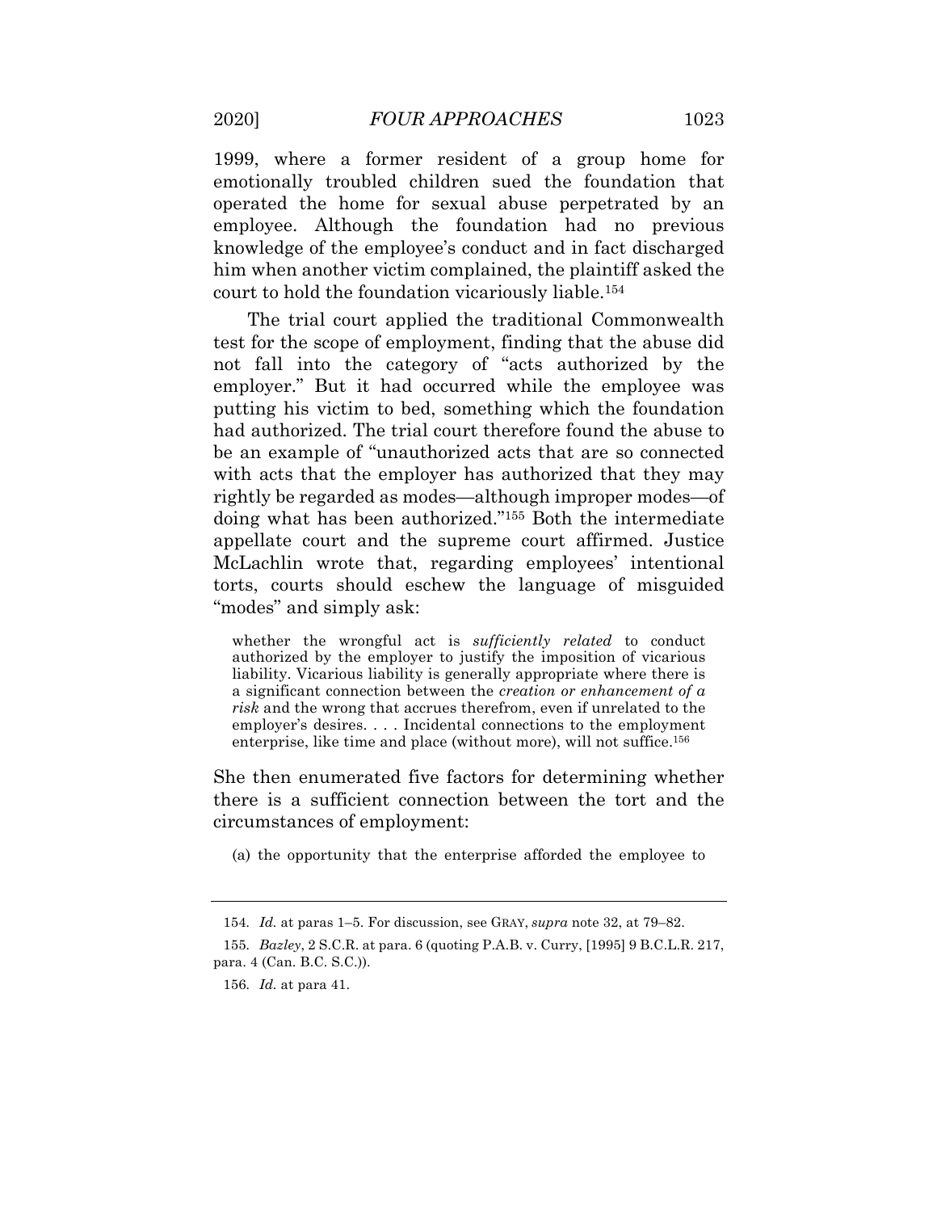1999, where a former resident of a group home for emotionally troubled children sued the foundation that operated the home for sexual abuse perpetrated by an employee. Although the foundation had no previous knowledge of the employee's conduct and in fact discharged him when another victim complained, the plaintiff asked the court to hold the foundation vicariously liable.[154]

The trial court applied the traditional Commonwealth test for the scope of employment, finding that the abuse did not fall into the category of "acts authorized by the employer." But it had occurred while the employee was putting his victim to bed, something which the foundation had authorized. The trial court therefore found the abuse to be an example of "unauthorized acts that are so connected with acts that the employer has authorized that they may rightly be regarded as modes—although improper modes—of doing what has been authorized."[155] Both the intermediate appellate court and the supreme court affirmed. Justice McLachlin wrote that, regarding employees' intentional torts, courts should eschew the language of misguided "modes" and simply ask:

> whether the wrongful act is *sufficiently related* to conduct authorized by the employer to justify the imposition of vicarious liability. Vicarious liability is generally appropriate where there is a significant connection between the *creation or enhancement of a risk* and the wrong that accrues therefrom, even if unrelated to the employer's desires. . . . Incidental connections to the employment enterprise, like time and place (without more), will not suffice.[156]

She then enumerated five factors for determining whether there is a sufficient connection between the tort and the circumstances of employment:

> (a) the opportunity that the enterprise afforded the employee to

---

154. *Id.* at paras 1–5. For discussion, see GRAY, *supra* note 32, at 79–82.

155. *Bazley*, 2 S.C.R. at para. 6 (quoting P.A.B. v. Curry, [1995] 9 B.C.L.R. 217, para. 4 (Can. B.C. S.C.)).

156. *Id.* at para 41.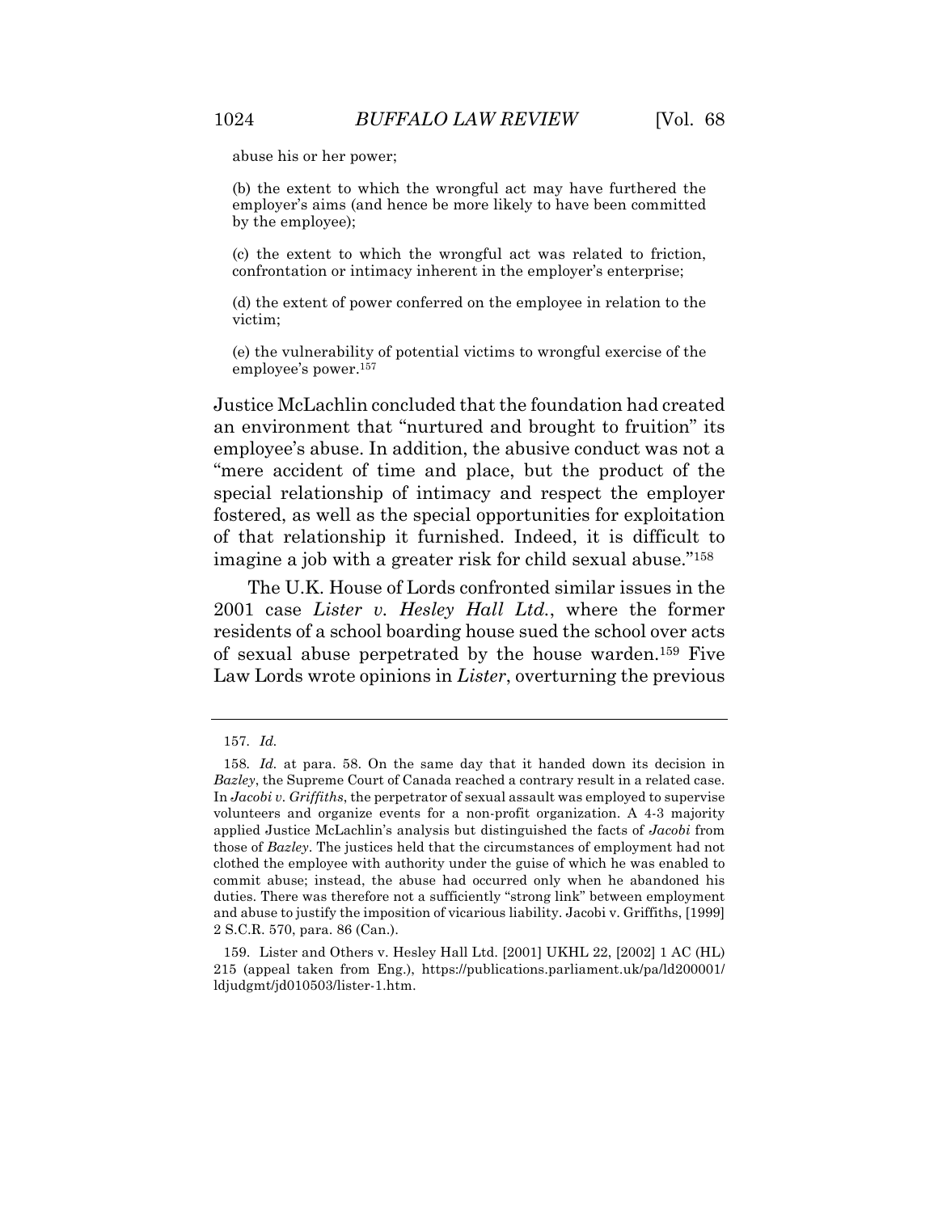abuse his or her power;

(b) the extent to which the wrongful act may have furthered the employer's aims (and hence be more likely to have been committed by the employee);

(c) the extent to which the wrongful act was related to friction, confrontation or intimacy inherent in the employer's enterprise;

(d) the extent of power conferred on the employee in relation to the victim;

(e) the vulnerability of potential victims to wrongful exercise of the employee's power.[157]

Justice McLachlin concluded that the foundation had created an environment that "nurtured and brought to fruition" its employee's abuse. In addition, the abusive conduct was not a "mere accident of time and place, but the product of the special relationship of intimacy and respect the employer fostered, as well as the special opportunities for exploitation of that relationship it furnished. Indeed, it is difficult to imagine a job with a greater risk for child sexual abuse."[158]

The U.K. House of Lords confronted similar issues in the 2001 case *Lister v. Hesley Hall Ltd.*, where the former residents of a school boarding house sued the school over acts of sexual abuse perpetrated by the house warden.[159] Five Law Lords wrote opinions in *Lister*, overturning the previous

---

157. *Id.*

158. *Id.* at para. 58. On the same day that it handed down its decision in *Bazley*, the Supreme Court of Canada reached a contrary result in a related case. In *Jacobi v. Griffiths*, the perpetrator of sexual assault was employed to supervise volunteers and organize events for a non-profit organization. A 4-3 majority applied Justice McLachlin's analysis but distinguished the facts of *Jacobi* from those of *Bazley*. The justices held that the circumstances of employment had not clothed the employee with authority under the guise of which he was enabled to commit abuse; instead, the abuse had occurred only when he abandoned his duties. There was therefore not a sufficiently "strong link" between employment and abuse to justify the imposition of vicarious liability. Jacobi v. Griffiths, [1999] 2 S.C.R. 570, para. 86 (Can.).

159. Lister and Others v. Hesley Hall Ltd. [2001] UKHL 22, [2002] 1 AC (HL) 215 (appeal taken from Eng.), https://publications.parliament.uk/pa/ld200001/ldjudgmt/jd010503/lister-1.htm.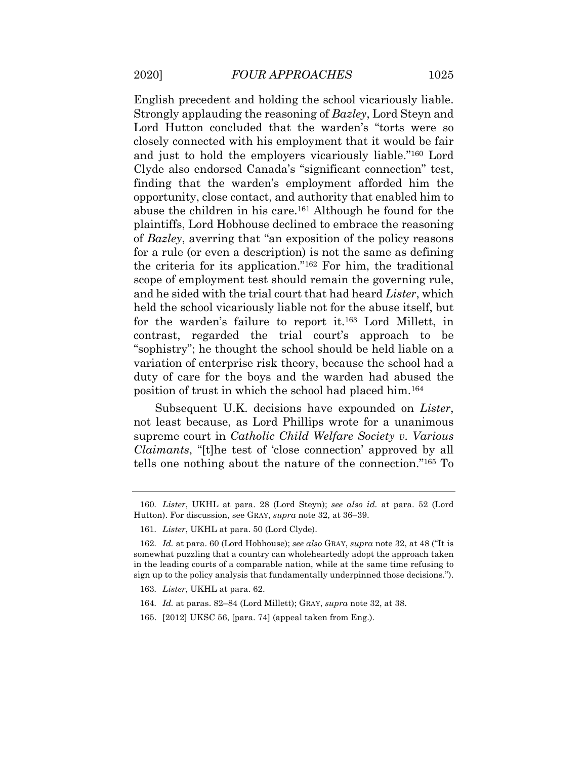English precedent and holding the school vicariously liable. Strongly applauding the reasoning of *Bazley*, Lord Steyn and Lord Hutton concluded that the warden's "torts were so closely connected with his employment that it would be fair and just to hold the employers vicariously liable."[160] Lord Clyde also endorsed Canada's "significant connection" test, finding that the warden's employment afforded him the opportunity, close contact, and authority that enabled him to abuse the children in his care.[161] Although he found for the plaintiffs, Lord Hobhouse declined to embrace the reasoning of *Bazley*, averring that "an exposition of the policy reasons for a rule (or even a description) is not the same as defining the criteria for its application."[162] For him, the traditional scope of employment test should remain the governing rule, and he sided with the trial court that had heard *Lister*, which held the school vicariously liable not for the abuse itself, but for the warden's failure to report it.[163] Lord Millett, in contrast, regarded the trial court's approach to be "sophistry"; he thought the school should be held liable on a variation of enterprise risk theory, because the school had a duty of care for the boys and the warden had abused the position of trust in which the school had placed him.[164]

Subsequent U.K. decisions have expounded on *Lister*, not least because, as Lord Phillips wrote for a unanimous supreme court in *Catholic Child Welfare Society v. Various Claimants*, "[t]he test of 'close connection' approved by all tells one nothing about the nature of the connection."[165] To

---

160. *Lister*, UKHL at para. 28 (Lord Steyn); *see also id.* at para. 52 (Lord Hutton). For discussion, see GRAY, *supra* note 32, at 36–39.

161. *Lister*, UKHL at para. 50 (Lord Clyde).

162. *Id.* at para. 60 (Lord Hobhouse); *see also* GRAY, *supra* note 32, at 48 ("It is somewhat puzzling that a country can wholeheartedly adopt the approach taken in the leading courts of a comparable nation, while at the same time refusing to sign up to the policy analysis that fundamentally underpinned those decisions.").

163. *Lister*, UKHL at para. 62.

164. *Id.* at paras. 82–84 (Lord Millett); GRAY, *supra* note 32, at 38.

165. [2012] UKSC 56, [para. 74] (appeal taken from Eng.).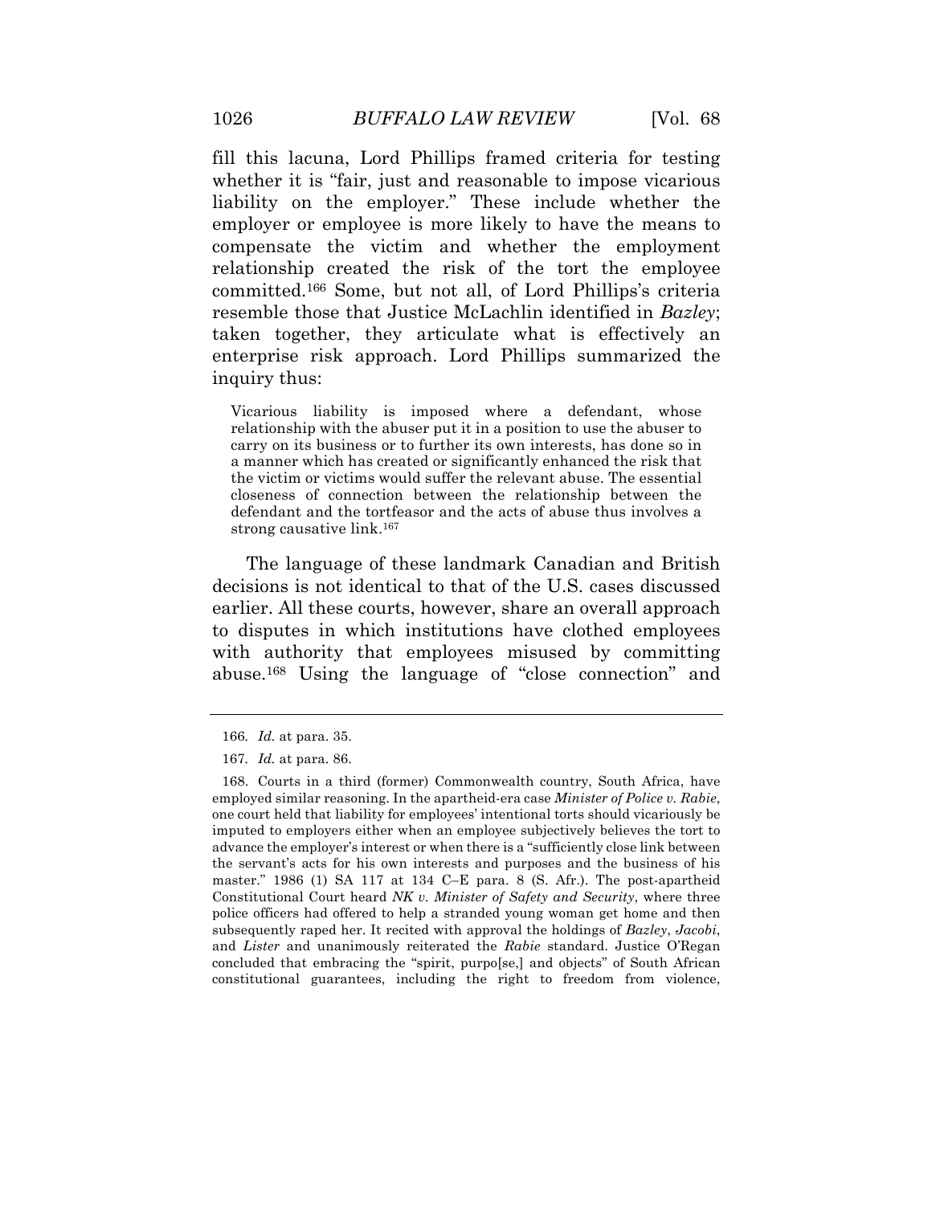fill this lacuna, Lord Phillips framed criteria for testing whether it is "fair, just and reasonable to impose vicarious liability on the employer." These include whether the employer or employee is more likely to have the means to compensate the victim and whether the employment relationship created the risk of the tort the employee committed.[166] Some, but not all, of Lord Phillips's criteria resemble those that Justice McLachlin identified in *Bazley*; taken together, they articulate what is effectively an enterprise risk approach. Lord Phillips summarized the inquiry thus:

> Vicarious liability is imposed where a defendant, whose relationship with the abuser put it in a position to use the abuser to carry on its business or to further its own interests, has done so in a manner which has created or significantly enhanced the risk that the victim or victims would suffer the relevant abuse. The essential closeness of connection between the relationship between the defendant and the tortfeasor and the acts of abuse thus involves a strong causative link.[167]

The language of these landmark Canadian and British decisions is not identical to that of the U.S. cases discussed earlier. All these courts, however, share an overall approach to disputes in which institutions have clothed employees with authority that employees misused by committing abuse.[168] Using the language of "close connection" and

---

166. *Id.* at para. 35.

167. *Id.* at para. 86.

168. Courts in a third (former) Commonwealth country, South Africa, have employed similar reasoning. In the apartheid-era case *Minister of Police v. Rabie*, one court held that liability for employees' intentional torts should vicariously be imputed to employers either when an employee subjectively believes the tort to advance the employer's interest or when there is a "sufficiently close link between the servant's acts for his own interests and purposes and the business of his master." 1986 (1) SA 117 at 134 C–E para. 8 (S. Afr.). The post-apartheid Constitutional Court heard *NK v. Minister of Safety and Security*, where three police officers had offered to help a stranded young woman get home and then subsequently raped her. It recited with approval the holdings of *Bazley*, *Jacobi*, and *Lister* and unanimously reiterated the *Rabie* standard. Justice O'Regan concluded that embracing the "spirit, purpo[se,] and objects" of South African constitutional guarantees, including the right to freedom from violence,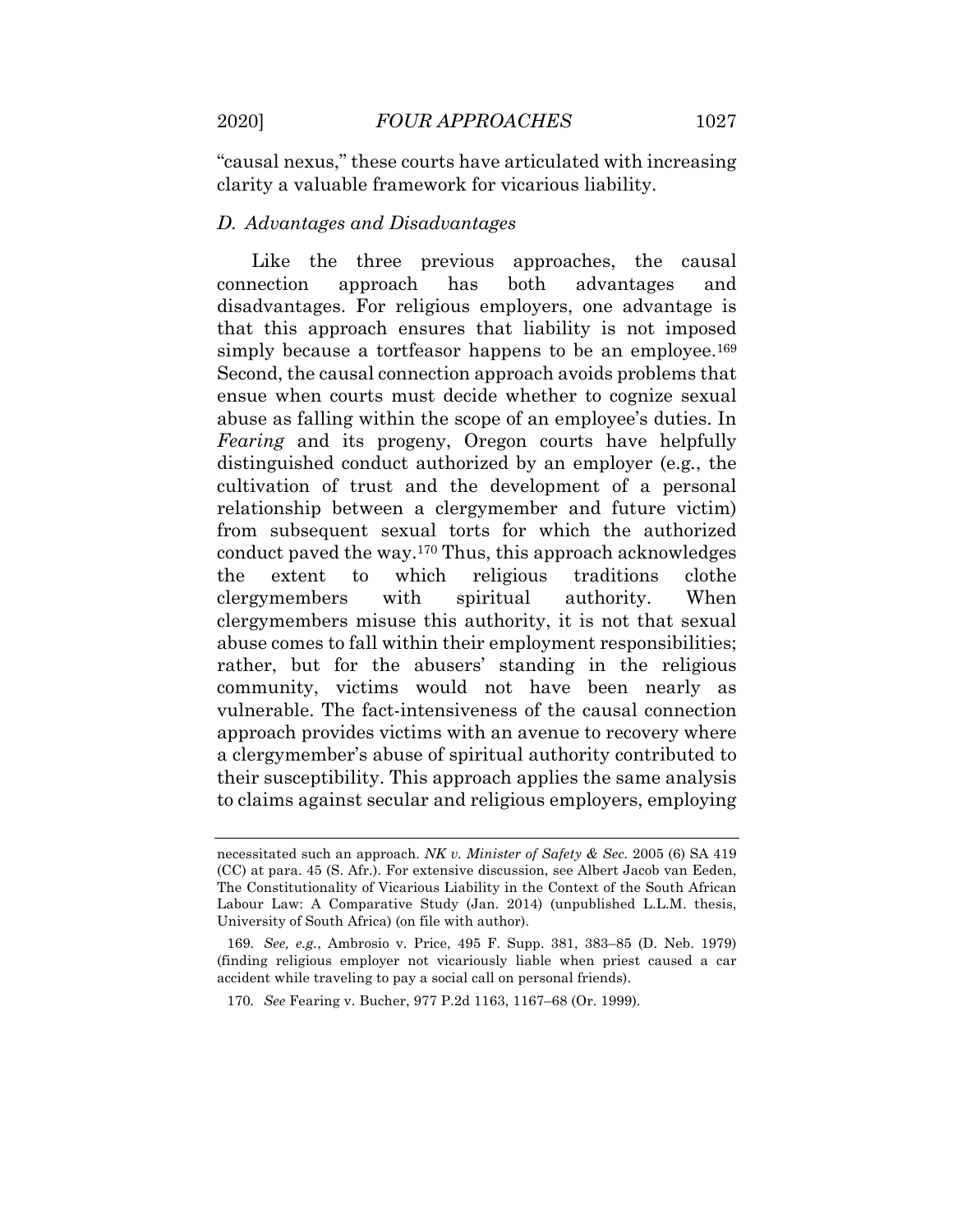"causal nexus," these courts have articulated with increasing clarity a valuable framework for vicarious liability.

### *D. Advantages and Disadvantages*

Like the three previous approaches, the causal connection approach has both advantages and disadvantages. For religious employers, one advantage is that this approach ensures that liability is not imposed simply because a tortfeasor happens to be an employee.[169] Second, the causal connection approach avoids problems that ensue when courts must decide whether to cognize sexual abuse as falling within the scope of an employee's duties. In *Fearing* and its progeny, Oregon courts have helpfully distinguished conduct authorized by an employer (e.g., the cultivation of trust and the development of a personal relationship between a clergymember and future victim) from subsequent sexual torts for which the authorized conduct paved the way.[170] Thus, this approach acknowledges the extent to which religious traditions clothe clergymembers with spiritual authority. When clergymembers misuse this authority, it is not that sexual abuse comes to fall within their employment responsibilities; rather, but for the abusers' standing in the religious community, victims would not have been nearly as vulnerable. The fact-intensiveness of the causal connection approach provides victims with an avenue to recovery where a clergymember's abuse of spiritual authority contributed to their susceptibility. This approach applies the same analysis to claims against secular and religious employers, employing

---

necessitated such an approach. *NK v. Minister of Safety & Sec.* 2005 (6) SA 419 (CC) at para. 45 (S. Afr.). For extensive discussion, see Albert Jacob van Eeden, The Constitutionality of Vicarious Liability in the Context of the South African Labour Law: A Comparative Study (Jan. 2014) (unpublished L.L.M. thesis, University of South Africa) (on file with author).

169. *See, e.g.*, Ambrosio v. Price, 495 F. Supp. 381, 383–85 (D. Neb. 1979) (finding religious employer not vicariously liable when priest caused a car accident while traveling to pay a social call on personal friends).

170. *See* Fearing v. Bucher, 977 P.2d 1163, 1167–68 (Or. 1999).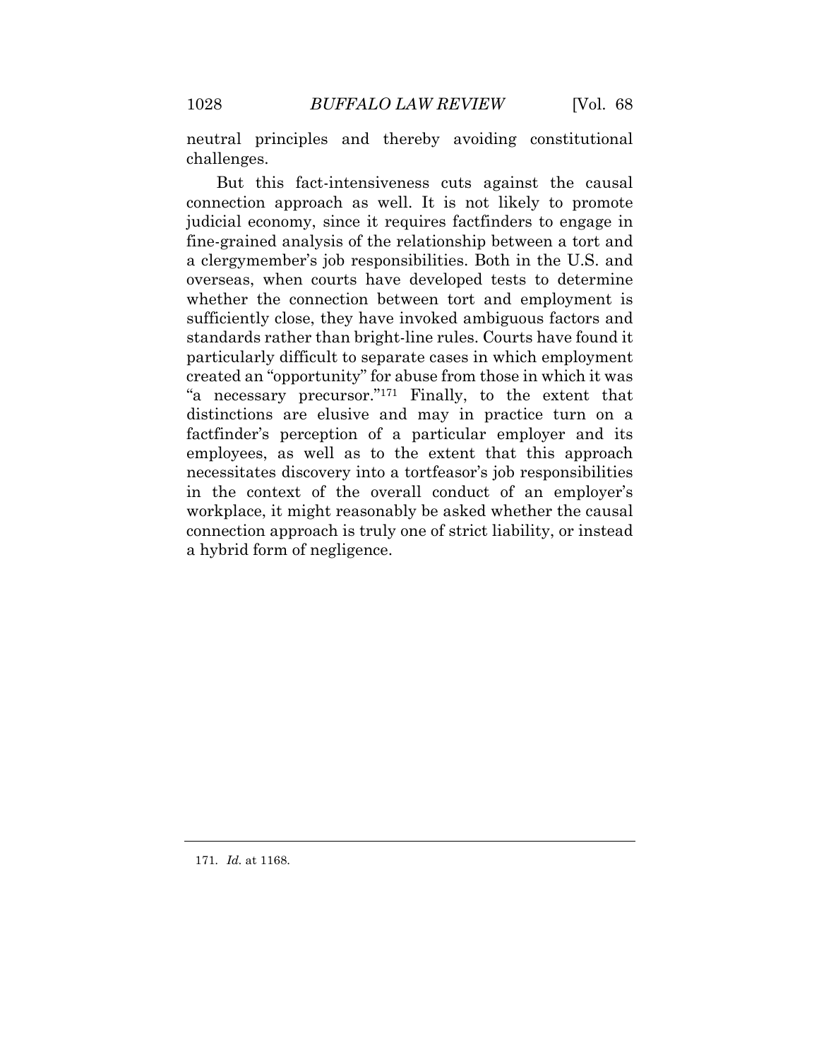neutral principles and thereby avoiding constitutional challenges.

But this fact-intensiveness cuts against the causal connection approach as well. It is not likely to promote judicial economy, since it requires factfinders to engage in fine-grained analysis of the relationship between a tort and a clergymember's job responsibilities. Both in the U.S. and overseas, when courts have developed tests to determine whether the connection between tort and employment is sufficiently close, they have invoked ambiguous factors and standards rather than bright-line rules. Courts have found it particularly difficult to separate cases in which employment created an "opportunity" for abuse from those in which it was "a necessary precursor."[171] Finally, to the extent that distinctions are elusive and may in practice turn on a factfinder's perception of a particular employer and its employees, as well as to the extent that this approach necessitates discovery into a tortfeasor's job responsibilities in the context of the overall conduct of an employer's workplace, it might reasonably be asked whether the causal connection approach is truly one of strict liability, or instead a hybrid form of negligence.

---

171. *Id.* at 1168.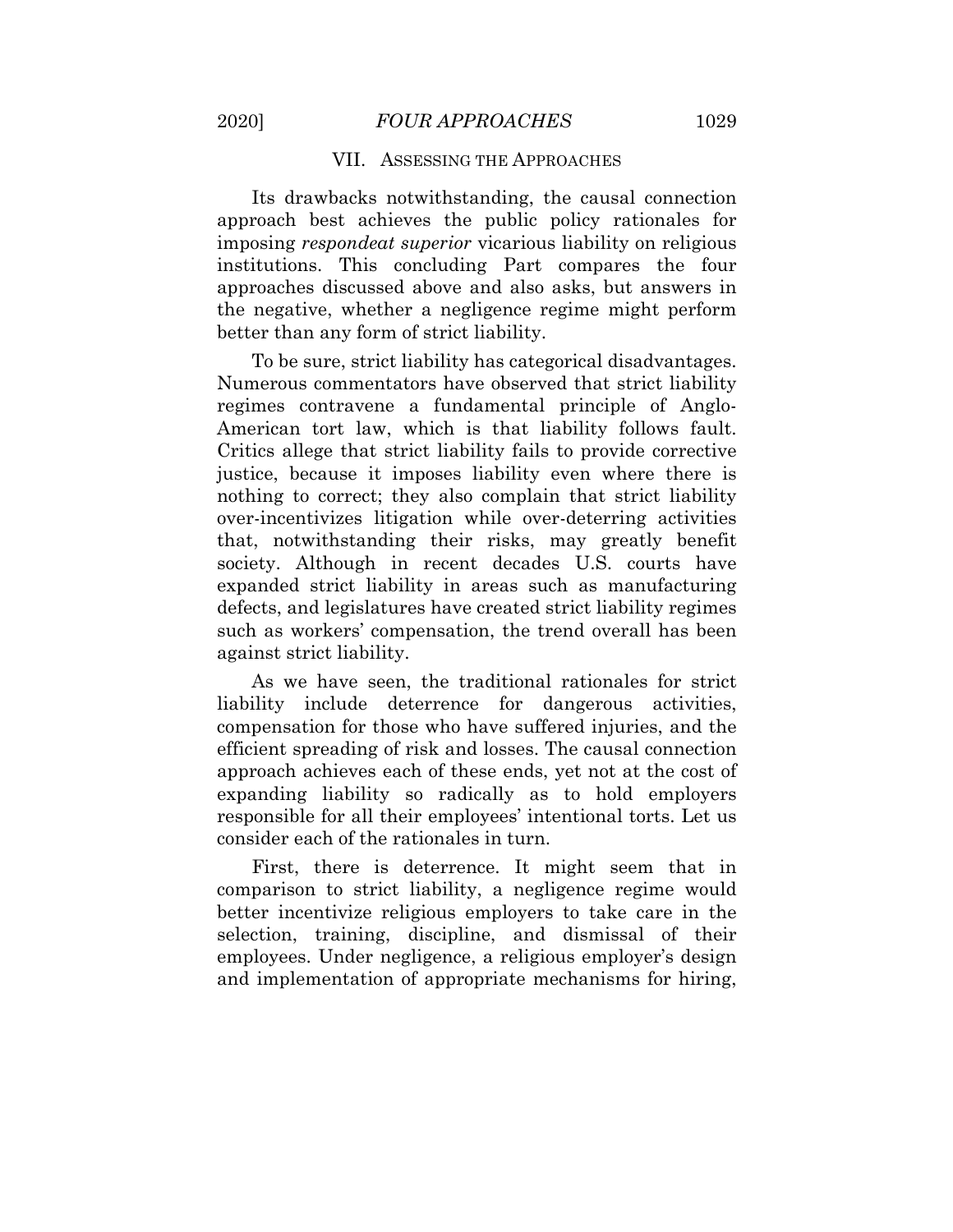## VII. ASSESSING THE APPROACHES

Its drawbacks notwithstanding, the causal connection approach best achieves the public policy rationales for imposing *respondeat superior* vicarious liability on religious institutions. This concluding Part compares the four approaches discussed above and also asks, but answers in the negative, whether a negligence regime might perform better than any form of strict liability.

To be sure, strict liability has categorical disadvantages. Numerous commentators have observed that strict liability regimes contravene a fundamental principle of Anglo-American tort law, which is that liability follows fault. Critics allege that strict liability fails to provide corrective justice, because it imposes liability even where there is nothing to correct; they also complain that strict liability over-incentivizes litigation while over-deterring activities that, notwithstanding their risks, may greatly benefit society. Although in recent decades U.S. courts have expanded strict liability in areas such as manufacturing defects, and legislatures have created strict liability regimes such as workers' compensation, the trend overall has been against strict liability.

As we have seen, the traditional rationales for strict liability include deterrence for dangerous activities, compensation for those who have suffered injuries, and the efficient spreading of risk and losses. The causal connection approach achieves each of these ends, yet not at the cost of expanding liability so radically as to hold employers responsible for all their employees' intentional torts. Let us consider each of the rationales in turn.

First, there is deterrence. It might seem that in comparison to strict liability, a negligence regime would better incentivize religious employers to take care in the selection, training, discipline, and dismissal of their employees. Under negligence, a religious employer's design and implementation of appropriate mechanisms for hiring,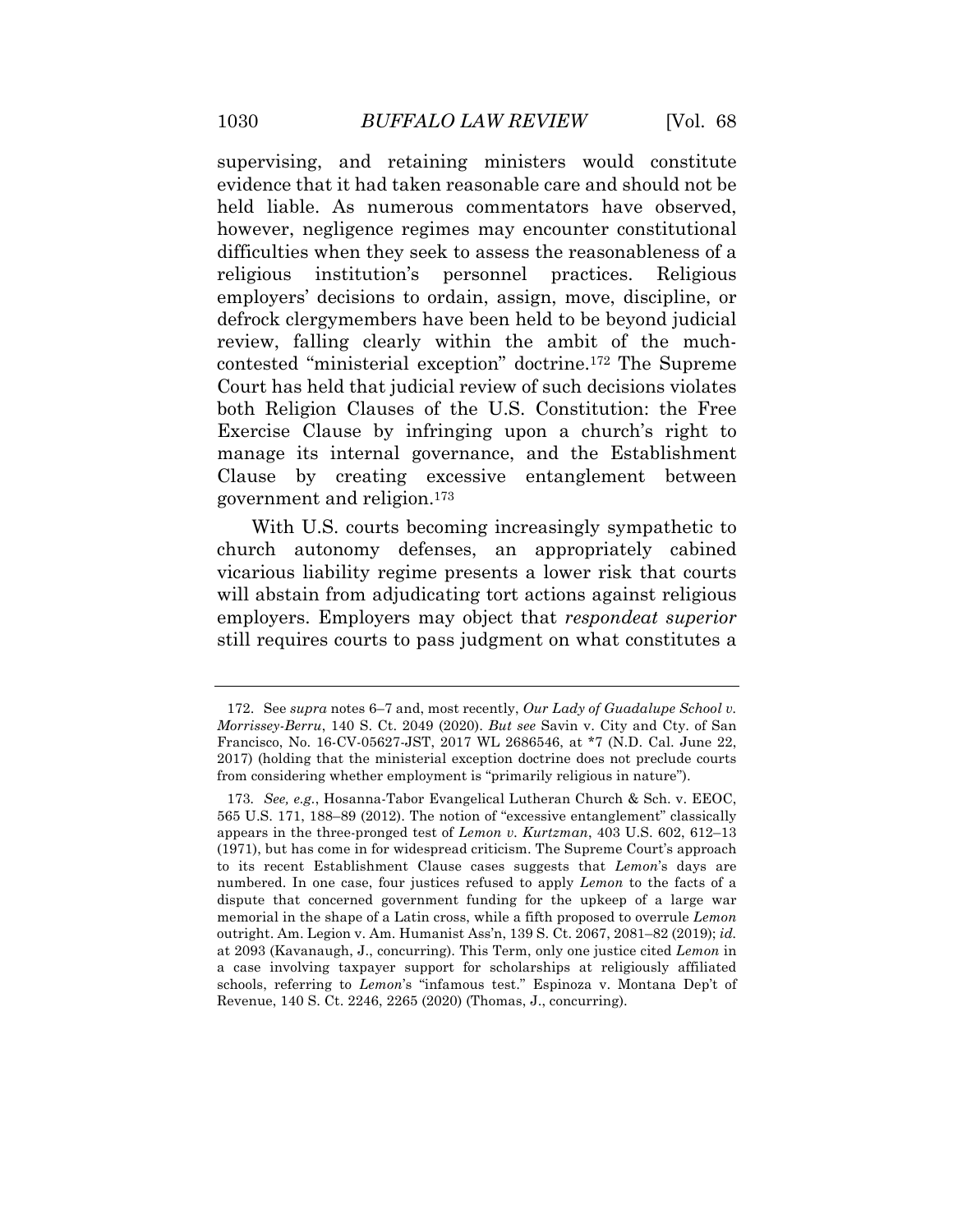supervising, and retaining ministers would constitute evidence that it had taken reasonable care and should not be held liable. As numerous commentators have observed, however, negligence regimes may encounter constitutional difficulties when they seek to assess the reasonableness of a religious institution's personnel practices. Religious employers' decisions to ordain, assign, move, discipline, or defrock clergymembers have been held to be beyond judicial review, falling clearly within the ambit of the much-contested "ministerial exception" doctrine.[172] The Supreme Court has held that judicial review of such decisions violates both Religion Clauses of the U.S. Constitution: the Free Exercise Clause by infringing upon a church's right to manage its internal governance, and the Establishment Clause by creating excessive entanglement between government and religion.[173]

With U.S. courts becoming increasingly sympathetic to church autonomy defenses, an appropriately cabined vicarious liability regime presents a lower risk that courts will abstain from adjudicating tort actions against religious employers. Employers may object that *respondeat superior* still requires courts to pass judgment on what constitutes a

---

172. See *supra* notes 6–7 and, most recently, *Our Lady of Guadalupe School v. Morrissey-Berru*, 140 S. Ct. 2049 (2020). *But see* Savin v. City and Cty. of San Francisco, No. 16-CV-05627-JST, 2017 WL 2686546, at *7 (N.D. Cal. June 22, 2017) (holding that the ministerial exception doctrine does not preclude courts from considering whether employment is "primarily religious in nature").

173. *See, e.g.*, Hosanna-Tabor Evangelical Lutheran Church & Sch. v. EEOC, 565 U.S. 171, 188–89 (2012). The notion of "excessive entanglement" classically appears in the three-pronged test of *Lemon v. Kurtzman*, 403 U.S. 602, 612–13 (1971), but has come in for widespread criticism. The Supreme Court's approach to its recent Establishment Clause cases suggests that *Lemon*'s days are numbered. In one case, four justices refused to apply *Lemon* to the facts of a dispute that concerned government funding for the upkeep of a large war memorial in the shape of a Latin cross, while a fifth proposed to overrule *Lemon* outright. Am. Legion v. Am. Humanist Ass'n, 139 S. Ct. 2067, 2081–82 (2019); *id.* at 2093 (Kavanaugh, J., concurring). This Term, only one justice cited *Lemon* in a case involving taxpayer support for scholarships at religiously affiliated schools, referring to *Lemon*'s "infamous test." Espinoza v. Montana Dep't of Revenue, 140 S. Ct. 2246, 2265 (2020) (Thomas, J., concurring).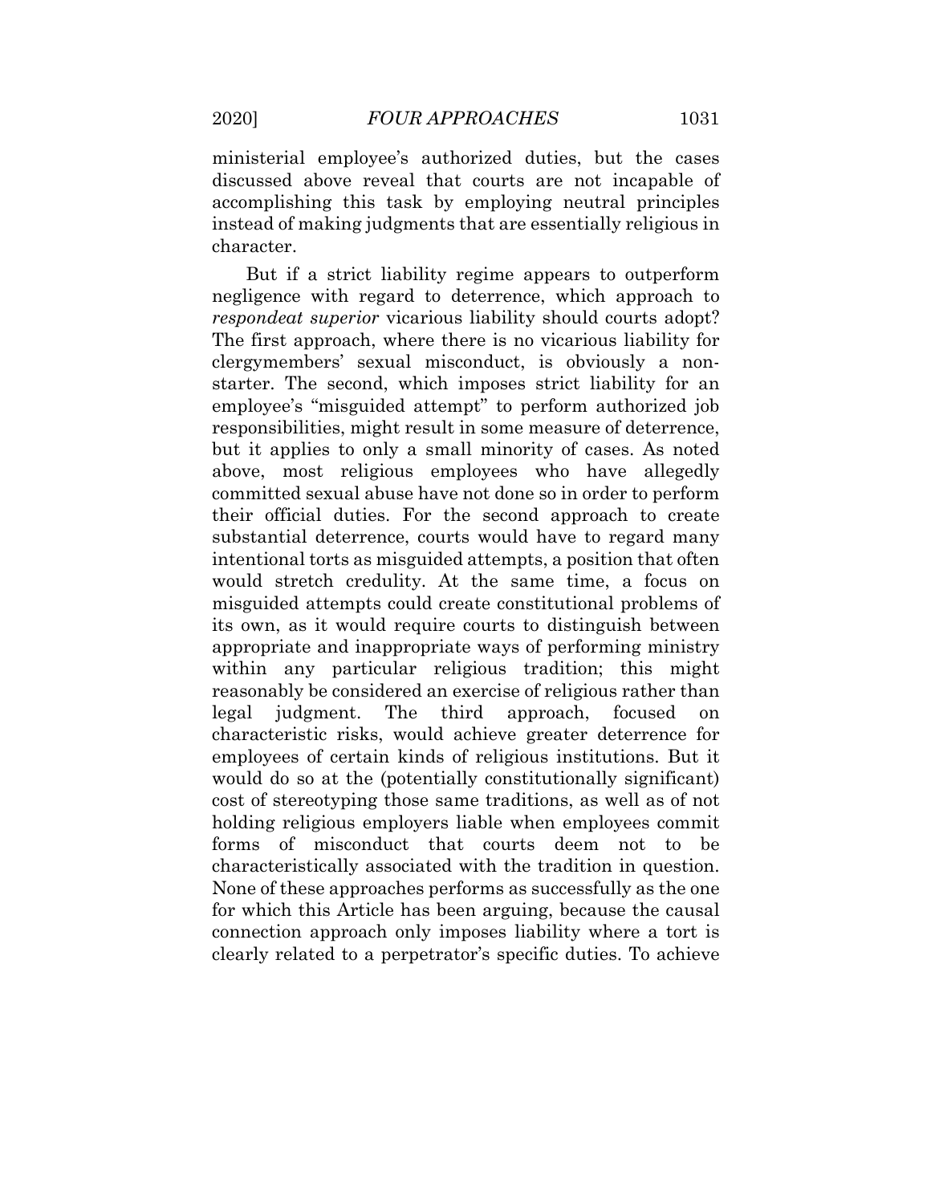ministerial employee's authorized duties, but the cases discussed above reveal that courts are not incapable of accomplishing this task by employing neutral principles instead of making judgments that are essentially religious in character.

But if a strict liability regime appears to outperform negligence with regard to deterrence, which approach to *respondeat superior* vicarious liability should courts adopt? The first approach, where there is no vicarious liability for clergymembers' sexual misconduct, is obviously a non-starter. The second, which imposes strict liability for an employee's "misguided attempt" to perform authorized job responsibilities, might result in some measure of deterrence, but it applies to only a small minority of cases. As noted above, most religious employees who have allegedly committed sexual abuse have not done so in order to perform their official duties. For the second approach to create substantial deterrence, courts would have to regard many intentional torts as misguided attempts, a position that often would stretch credulity. At the same time, a focus on misguided attempts could create constitutional problems of its own, as it would require courts to distinguish between appropriate and inappropriate ways of performing ministry within any particular religious tradition; this might reasonably be considered an exercise of religious rather than legal judgment. The third approach, focused on characteristic risks, would achieve greater deterrence for employees of certain kinds of religious institutions. But it would do so at the (potentially constitutionally significant) cost of stereotyping those same traditions, as well as of not holding religious employers liable when employees commit forms of misconduct that courts deem not to be characteristically associated with the tradition in question. None of these approaches performs as successfully as the one for which this Article has been arguing, because the causal connection approach only imposes liability where a tort is clearly related to a perpetrator's specific duties. To achieve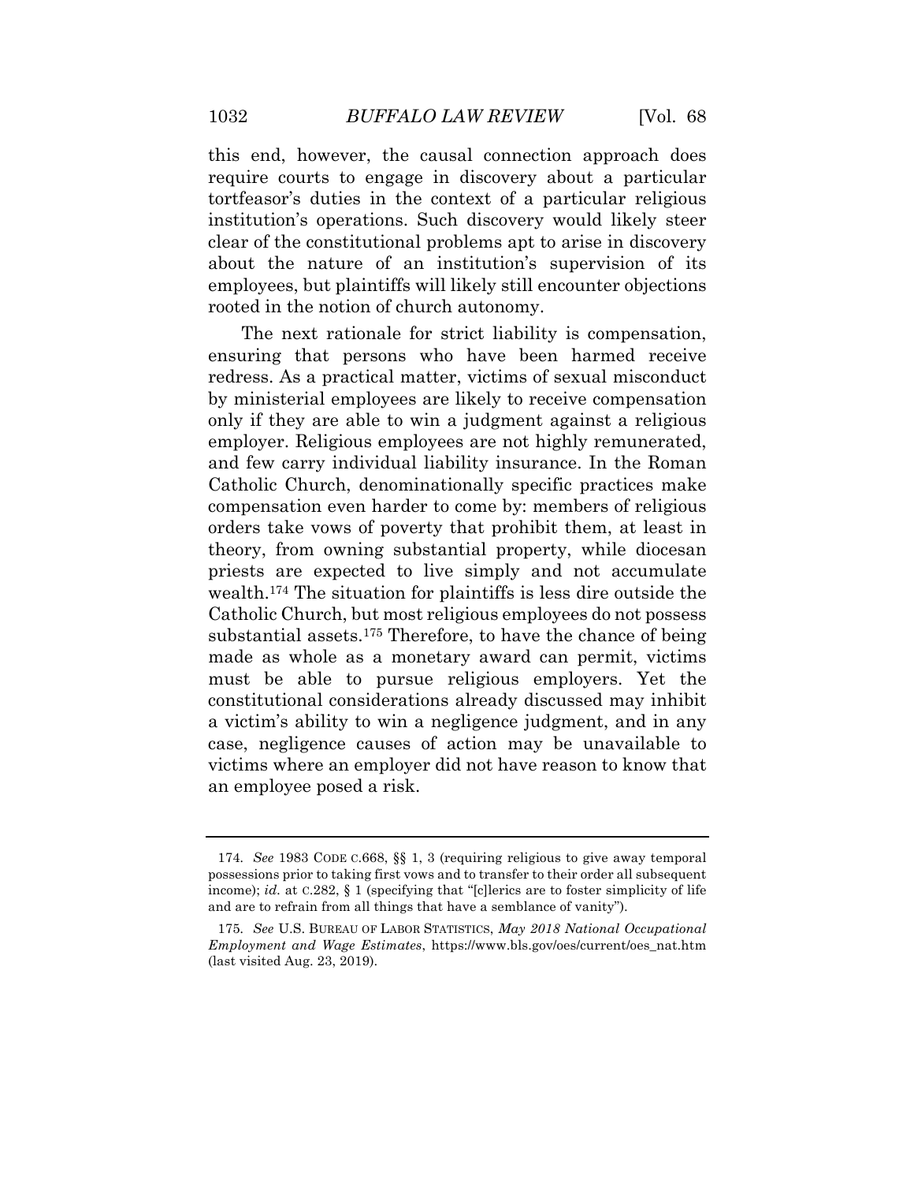this end, however, the causal connection approach does require courts to engage in discovery about a particular tortfeasor's duties in the context of a particular religious institution's operations. Such discovery would likely steer clear of the constitutional problems apt to arise in discovery about the nature of an institution's supervision of its employees, but plaintiffs will likely still encounter objections rooted in the notion of church autonomy.

The next rationale for strict liability is compensation, ensuring that persons who have been harmed receive redress. As a practical matter, victims of sexual misconduct by ministerial employees are likely to receive compensation only if they are able to win a judgment against a religious employer. Religious employees are not highly remunerated, and few carry individual liability insurance. In the Roman Catholic Church, denominationally specific practices make compensation even harder to come by: members of religious orders take vows of poverty that prohibit them, at least in theory, from owning substantial property, while diocesan priests are expected to live simply and not accumulate wealth.[174] The situation for plaintiffs is less dire outside the Catholic Church, but most religious employees do not possess substantial assets.[175] Therefore, to have the chance of being made as whole as a monetary award can permit, victims must be able to pursue religious employers. Yet the constitutional considerations already discussed may inhibit a victim's ability to win a negligence judgment, and in any case, negligence causes of action may be unavailable to victims where an employer did not have reason to know that an employee posed a risk.

---

174. *See* 1983 CODE C.668, §§ 1, 3 (requiring religious to give away temporal possessions prior to taking first vows and to transfer to their order all subsequent income); *id.* at C.282, § 1 (specifying that "[c]lerics are to foster simplicity of life and are to refrain from all things that have a semblance of vanity").

175. *See* U.S. BUREAU OF LABOR STATISTICS, *May 2018 National Occupational Employment and Wage Estimates*, https://www.bls.gov/oes/current/oes_nat.htm (last visited Aug. 23, 2019).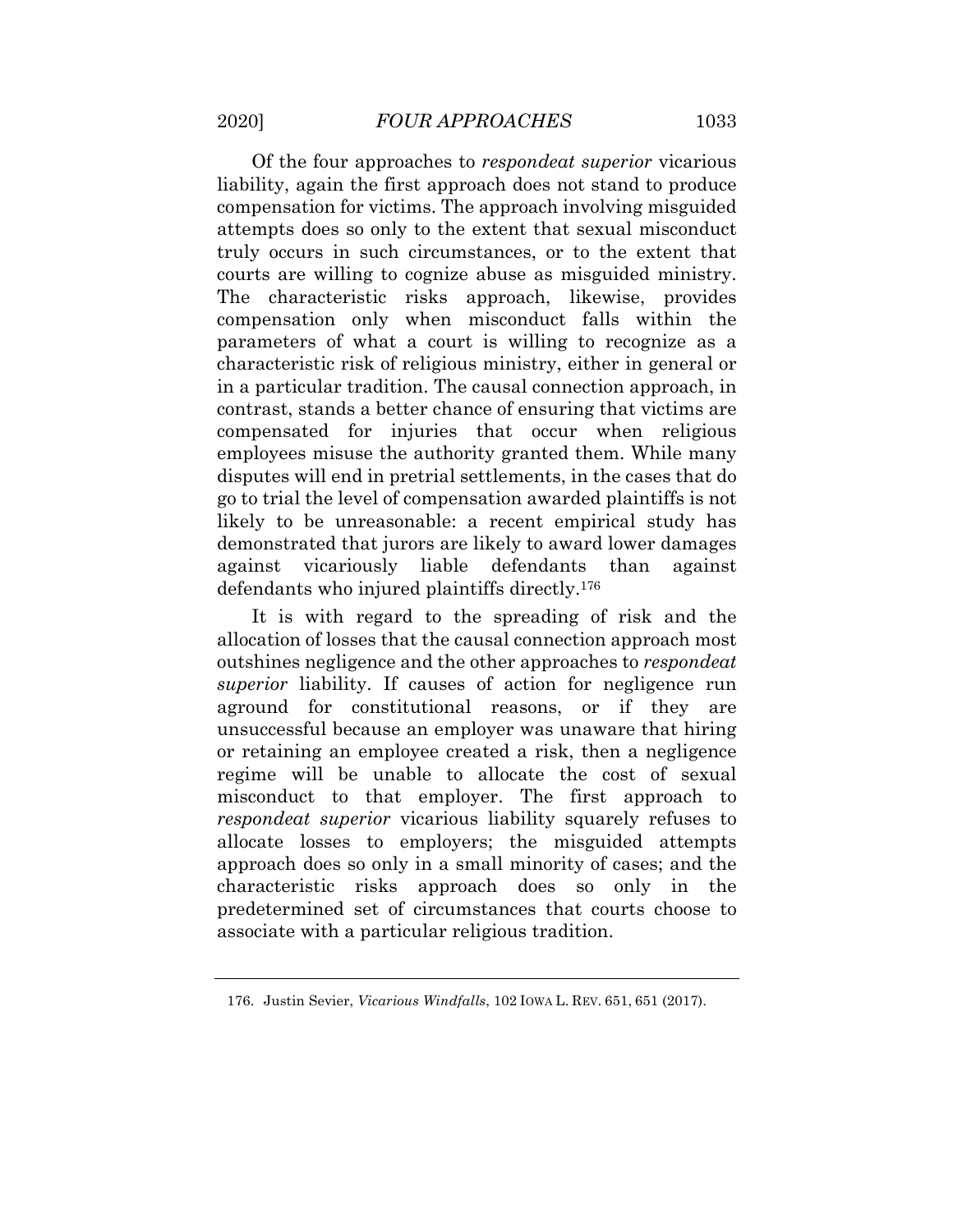Of the four approaches to *respondeat superior* vicarious liability, again the first approach does not stand to produce compensation for victims. The approach involving misguided attempts does so only to the extent that sexual misconduct truly occurs in such circumstances, or to the extent that courts are willing to cognize abuse as misguided ministry. The characteristic risks approach, likewise, provides compensation only when misconduct falls within the parameters of what a court is willing to recognize as a characteristic risk of religious ministry, either in general or in a particular tradition. The causal connection approach, in contrast, stands a better chance of ensuring that victims are compensated for injuries that occur when religious employees misuse the authority granted them. While many disputes will end in pretrial settlements, in the cases that do go to trial the level of compensation awarded plaintiffs is not likely to be unreasonable: a recent empirical study has demonstrated that jurors are likely to award lower damages against vicariously liable defendants than against defendants who injured plaintiffs directly.[176]

It is with regard to the spreading of risk and the allocation of losses that the causal connection approach most outshines negligence and the other approaches to *respondeat superior* liability. If causes of action for negligence run aground for constitutional reasons, or if they are unsuccessful because an employer was unaware that hiring or retaining an employee created a risk, then a negligence regime will be unable to allocate the cost of sexual misconduct to that employer. The first approach to *respondeat superior* vicarious liability squarely refuses to allocate losses to employers; the misguided attempts approach does so only in a small minority of cases; and the characteristic risks approach does so only in the predetermined set of circumstances that courts choose to associate with a particular religious tradition.

176. Justin Sevier, *Vicarious Windfalls*, 102 IOWA L. REV. 651, 651 (2017).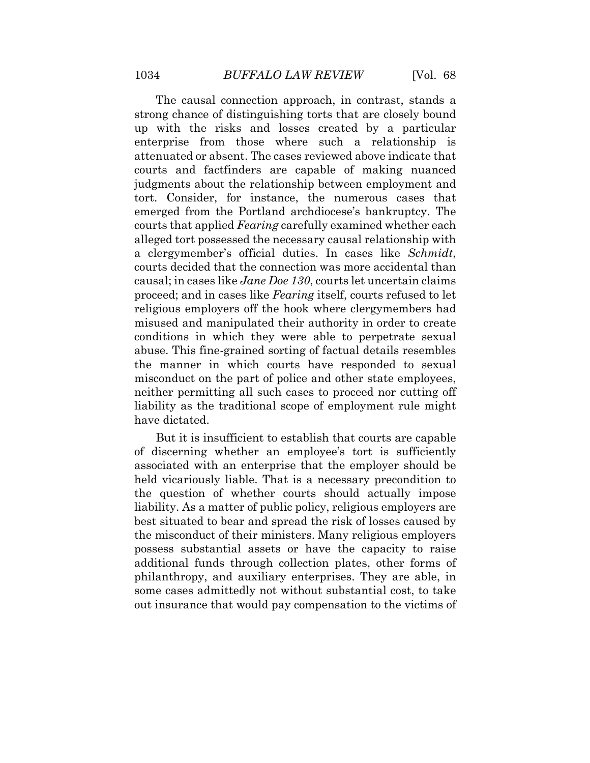The causal connection approach, in contrast, stands a strong chance of distinguishing torts that are closely bound up with the risks and losses created by a particular enterprise from those where such a relationship is attenuated or absent. The cases reviewed above indicate that courts and factfinders are capable of making nuanced judgments about the relationship between employment and tort. Consider, for instance, the numerous cases that emerged from the Portland archdiocese's bankruptcy. The courts that applied *Fearing* carefully examined whether each alleged tort possessed the necessary causal relationship with a clergymember's official duties. In cases like *Schmidt*, courts decided that the connection was more accidental than causal; in cases like *Jane Doe 130*, courts let uncertain claims proceed; and in cases like *Fearing* itself, courts refused to let religious employers off the hook where clergymembers had misused and manipulated their authority in order to create conditions in which they were able to perpetrate sexual abuse. This fine-grained sorting of factual details resembles the manner in which courts have responded to sexual misconduct on the part of police and other state employees, neither permitting all such cases to proceed nor cutting off liability as the traditional scope of employment rule might have dictated.

But it is insufficient to establish that courts are capable of discerning whether an employee's tort is sufficiently associated with an enterprise that the employer should be held vicariously liable. That is a necessary precondition to the question of whether courts should actually impose liability. As a matter of public policy, religious employers are best situated to bear and spread the risk of losses caused by the misconduct of their ministers. Many religious employers possess substantial assets or have the capacity to raise additional funds through collection plates, other forms of philanthropy, and auxiliary enterprises. They are able, in some cases admittedly not without substantial cost, to take out insurance that would pay compensation to the victims of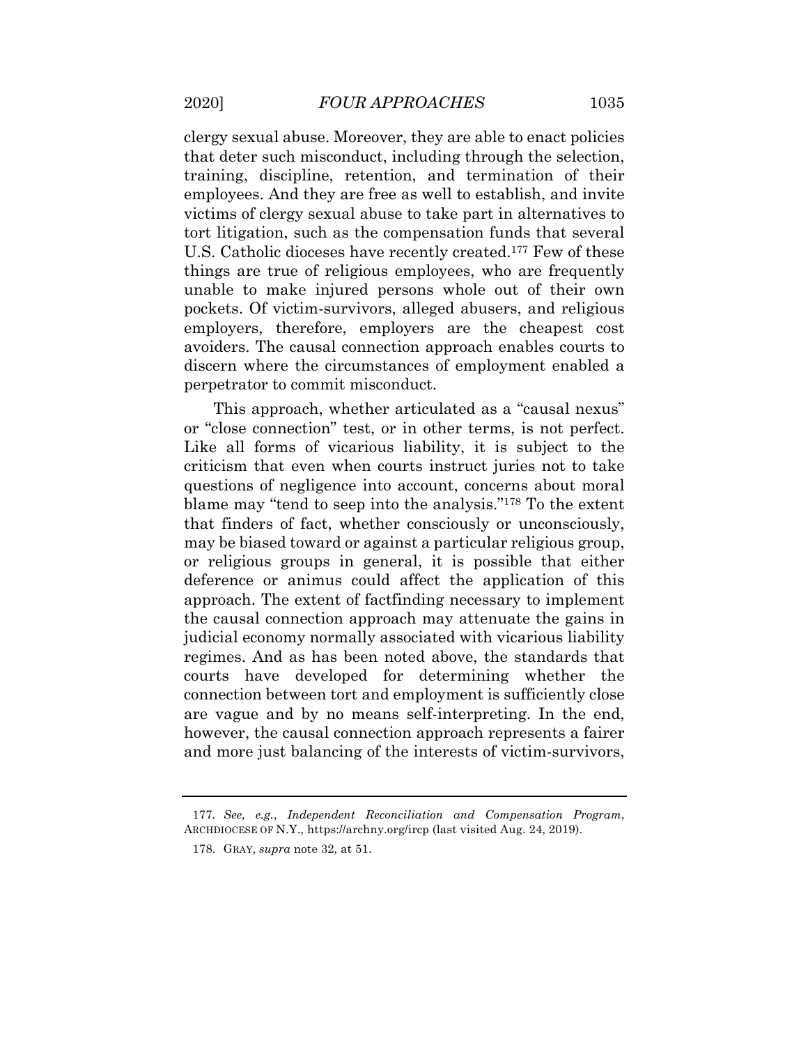clergy sexual abuse. Moreover, they are able to enact policies that deter such misconduct, including through the selection, training, discipline, retention, and termination of their employees. And they are free as well to establish, and invite victims of clergy sexual abuse to take part in alternatives to tort litigation, such as the compensation funds that several U.S. Catholic dioceses have recently created.[177] Few of these things are true of religious employees, who are frequently unable to make injured persons whole out of their own pockets. Of victim-survivors, alleged abusers, and religious employers, therefore, employers are the cheapest cost avoiders. The causal connection approach enables courts to discern where the circumstances of employment enabled a perpetrator to commit misconduct.

This approach, whether articulated as a "causal nexus" or "close connection" test, or in other terms, is not perfect. Like all forms of vicarious liability, it is subject to the criticism that even when courts instruct juries not to take questions of negligence into account, concerns about moral blame may "tend to seep into the analysis."[178] To the extent that finders of fact, whether consciously or unconsciously, may be biased toward or against a particular religious group, or religious groups in general, it is possible that either deference or animus could affect the application of this approach. The extent of factfinding necessary to implement the causal connection approach may attenuate the gains in judicial economy normally associated with vicarious liability regimes. And as has been noted above, the standards that courts have developed for determining whether the connection between tort and employment is sufficiently close are vague and by no means self-interpreting. In the end, however, the causal connection approach represents a fairer and more just balancing of the interests of victim-survivors,

---

177. *See, e.g.*, *Independent Reconciliation and Compensation Program*, ARCHDIOCESE OF N.Y., https://archny.org/ircp (last visited Aug. 24, 2019).

178. GRAY, *supra* note 32, at 51.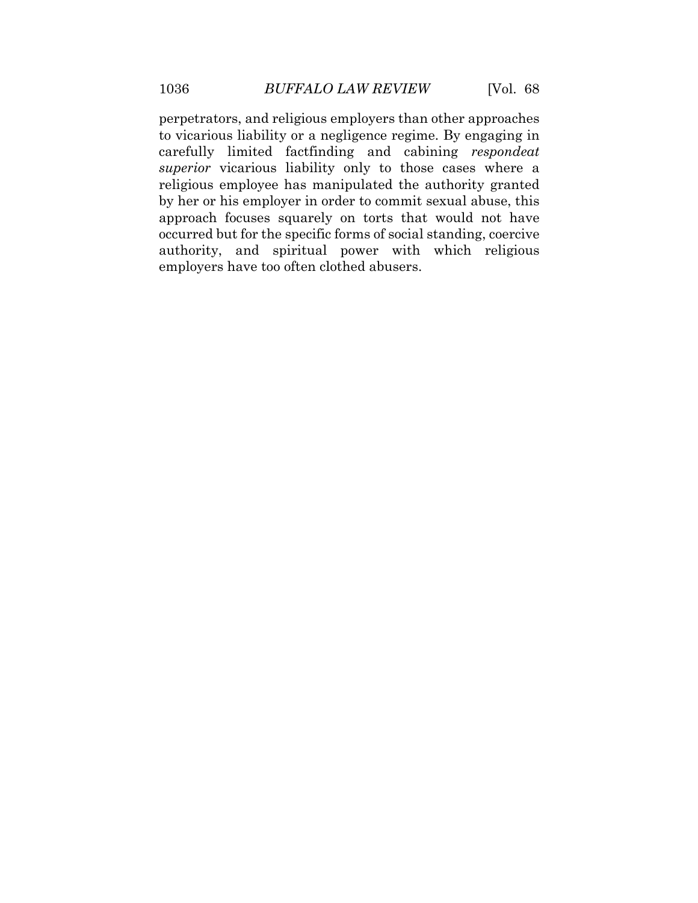perpetrators, and religious employers than other approaches to vicarious liability or a negligence regime. By engaging in carefully limited factfinding and cabining *respondeat superior* vicarious liability only to those cases where a religious employee has manipulated the authority granted by her or his employer in order to commit sexual abuse, this approach focuses squarely on torts that would not have occurred but for the specific forms of social standing, coercive authority, and spiritual power with which religious employers have too often clothed abusers.